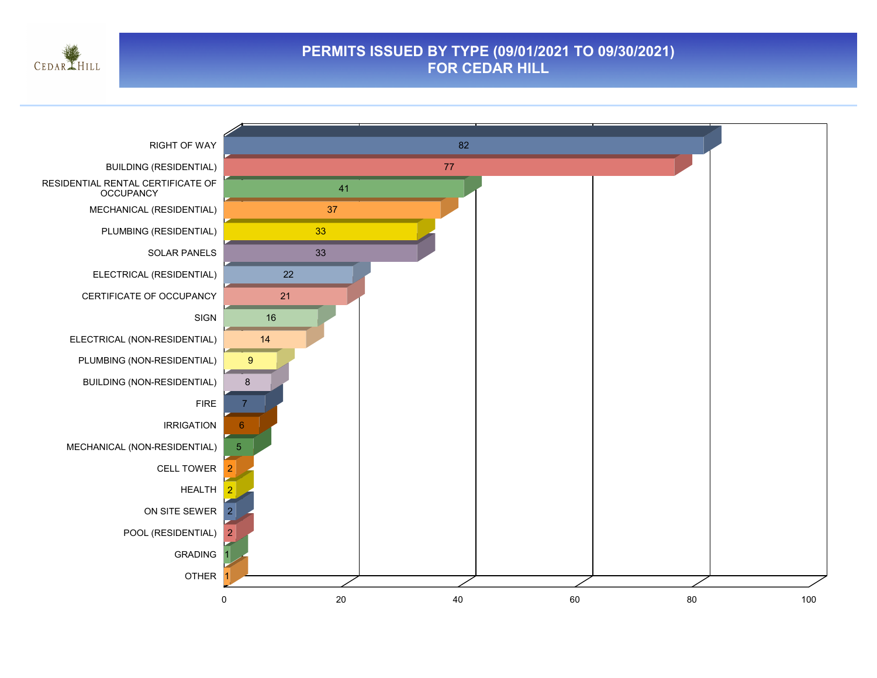# PERMITS ISSUED BY TYPE (09/01/2021 TO 09/30/2021) FOR CEDAR HILL

| Permit Type | Count |
| --- | --- |
| RIGHT OF WAY | 82 |
| BUILDING (RESIDENTIAL) | 77 |
| RESIDENTIAL RENTAL CERTIFICATE OF OCCUPANCY | 41 |
| MECHANICAL (RESIDENTIAL) | 37 |
| PLUMBING (RESIDENTIAL) | 33 |
| SOLAR PANELS | 33 |
| ELECTRICAL (RESIDENTIAL) | 22 |
| CERTIFICATE OF OCCUPANCY | 21 |
| SIGN | 16 |
| ELECTRICAL (NON-RESIDENTIAL) | 14 |
| PLUMBING (NON-RESIDENTIAL) | 9 |
| BUILDING (NON-RESIDENTIAL) | 8 |
| FIRE | 7 |
| IRRIGATION | 6 |
| MECHANICAL (NON-RESIDENTIAL) | 5 |
| CELL TOWER | 2 |
| HEALTH | 2 |
| ON SITE SEWER | 2 |
| POOL (RESIDENTIAL) | 2 |
| GRADING | 1 |
| OTHER | 1 |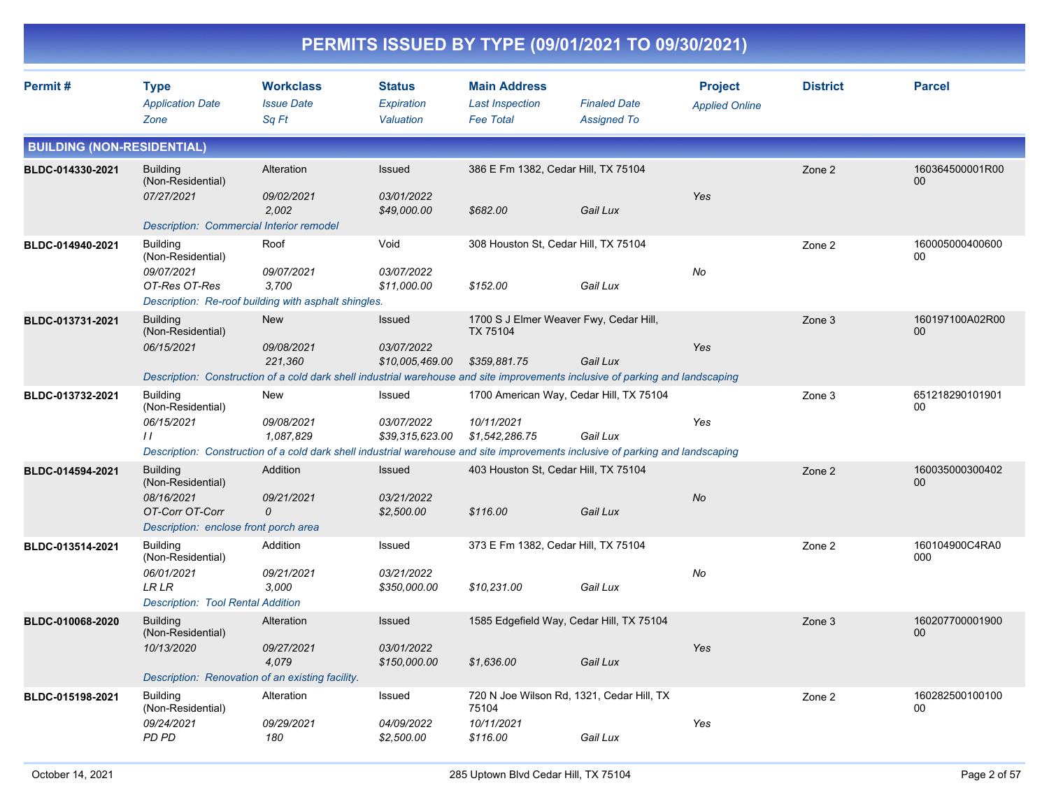# PERMITS ISSUED BY TYPE (09/01/2021 TO 09/30/2021)

| Permit # | Type / Application Date / Zone | Workclass / Issue Date / Sq Ft | Status / Expiration / Valuation | Main Address / Last Inspection / Fee Total | Finaled Date / Assigned To | Project / Applied Online | District | Parcel |
|---|---|---|---|---|---|---|---|---|

## BUILDING (NON-RESIDENTIAL)

| Permit # | Type / Application Date / Zone | Workclass / Issue Date / Sq Ft | Status / Expiration / Valuation | Main Address / Last Inspection / Fee Total | Finaled Date / Assigned To | Project / Applied Online | District | Parcel |
|---|---|---|---|---|---|---|---|---|
| BLDC-014330-2021 | Building (Non-Residential) / 07/27/2021 | Alteration / 09/02/2021 / 2,002 | Issued / 03/01/2022 / $49,000.00 | 386 E Fm 1382, Cedar Hill, TX 75104 / / $682.00 | Gail Lux | Yes | Zone 2 | 160364500001R0000 |
| | Description: Commercial Interior remodel | | | | | | | |
| BLDC-014940-2021 | Building (Non-Residential) / 09/07/2021 / OT-Res OT-Res | Roof / 09/07/2021 / 3,700 | Void / 03/07/2022 / $11,000.00 | 308 Houston St, Cedar Hill, TX 75104 / / $152.00 | Gail Lux | No | Zone 2 | 16000500040060000 |
| | Description: Re-roof building with asphalt shingles. | | | | | | | |
| BLDC-013731-2021 | Building (Non-Residential) / 06/15/2021 | New / 09/08/2021 / 221,360 | Issued / 03/07/2022 / $10,005,469.00 | 1700 S J Elmer Weaver Fwy, Cedar Hill, TX 75104 / / $359,881.75 | Gail Lux | Yes | Zone 3 | 160197100A02R0000 |
| | Description: Construction of a cold dark shell industrial warehouse and site improvements inclusive of parking and landscaping | | | | | | | |
| BLDC-013732-2021 | Building (Non-Residential) / 06/15/2021 / I I | New / 09/08/2021 / 1,087,829 | Issued / 03/07/2022 / $39,315,623.00 | 1700 American Way, Cedar Hill, TX 75104 / 10/11/2021 / $1,542,286.75 | Gail Lux | Yes | Zone 3 | 65121829010190100 |
| | Description: Construction of a cold dark shell industrial warehouse and site improvements inclusive of parking and landscaping | | | | | | | |
| BLDC-014594-2021 | Building (Non-Residential) / 08/16/2021 / OT-Corr OT-Corr | Addition / 09/21/2021 / 0 | Issued / 03/21/2022 / $2,500.00 | 403 Houston St, Cedar Hill, TX 75104 / / $116.00 | Gail Lux | No | Zone 2 | 16003500030040200 |
| | Description: enclose front porch area | | | | | | | |
| BLDC-013514-2021 | Building (Non-Residential) / 06/01/2021 / LR LR | Addition / 09/21/2021 / 3,000 | Issued / 03/21/2022 / $350,000.00 | 373 E Fm 1382, Cedar Hill, TX 75104 / / $10,231.00 | Gail Lux | No | Zone 2 | 160104900C4RA0000 |
| | Description: Tool Rental Addition | | | | | | | |
| BLDC-010068-2020 | Building (Non-Residential) / 10/13/2020 | Alteration / 09/27/2021 / 4,079 | Issued / 03/01/2022 / $150,000.00 | 1585 Edgefield Way, Cedar Hill, TX 75104 / / $1,636.00 | Gail Lux | Yes | Zone 3 | 16020770000190000 |
| | Description: Renovation of an existing facility. | | | | | | | |
| BLDC-015198-2021 | Building (Non-Residential) / 09/24/2021 / PD PD | Alteration / 09/29/2021 / 180 | Issued / 04/09/2022 / $2,500.00 | 720 N Joe Wilson Rd, 1321, Cedar Hill, TX 75104 / 10/11/2021 / $116.00 | Gail Lux | Yes | Zone 2 | 16028250010010000 |

October 14, 2021 — 285 Uptown Blvd Cedar Hill, TX 75104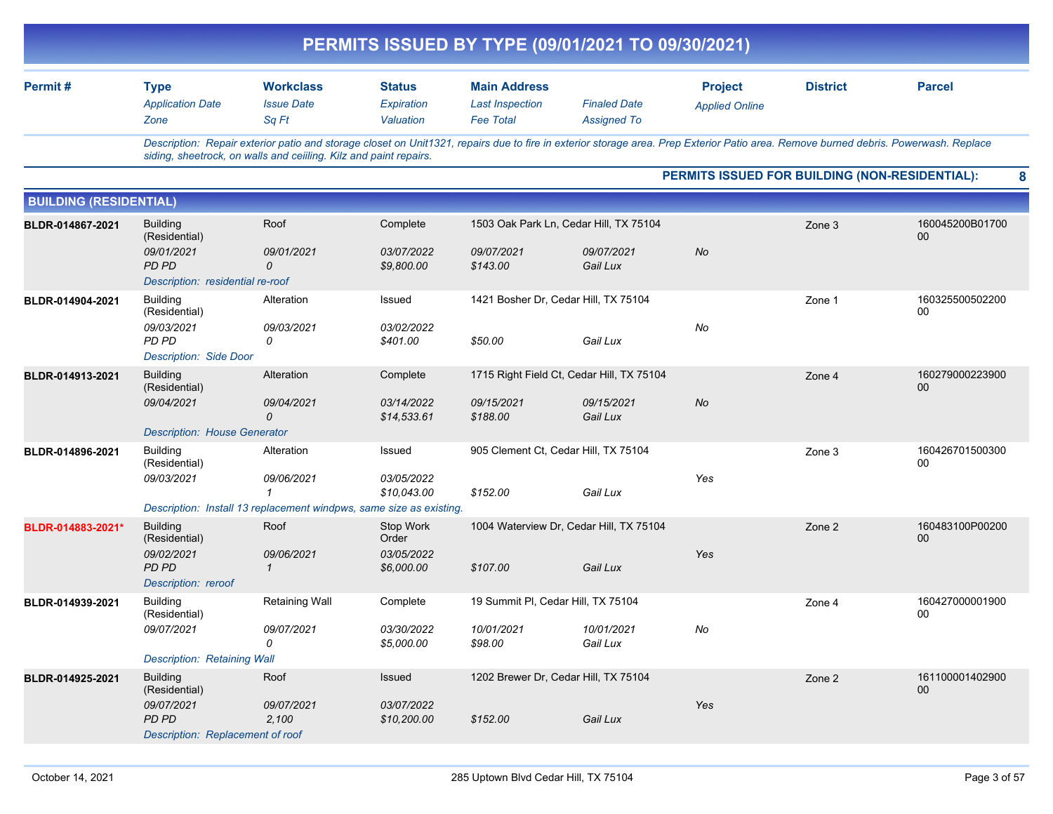# PERMITS ISSUED BY TYPE (09/01/2021 TO 09/30/2021)

| Permit # | Type / Application Date / Zone | Workclass / Issue Date / Sq Ft | Status / Expiration / Valuation | Main Address / Last Inspection / Fee Total | Finaled Date / Assigned To | Project / Applied Online | District | Parcel |
|---|---|---|---|---|---|---|---|---|

Description: Repair exterior patio and storage closet on Unit1321, repairs due to fire in exterior storage area. Prep Exterior Patio area. Remove burned debris. Powerwash. Replace siding, sheetrock, on walls and ceiling. Kilz and paint repairs.

**PERMITS ISSUED FOR BUILDING (NON-RESIDENTIAL): 8**

## BUILDING (RESIDENTIAL)

| Permit # | Type | Workclass | Status | Main Address | | Project | District | Parcel |
|---|---|---|---|---|---|---|---|---|
| BLDR-014867-2021 | Building (Residential) | Roof | Complete | 1503 Oak Park Ln, Cedar Hill, TX 75104 | | | Zone 3 | 160045200B0170000 |
| | 09/01/2021 | 09/01/2021 | 03/07/2022 | 09/07/2021 | 09/07/2021 | No | | |
| | PD PD | 0 | $9,800.00 | $143.00 | Gail Lux | | | |
| | Description: residential re-roof | | | | | | | |
| BLDR-014904-2021 | Building (Residential) | Alteration | Issued | 1421 Bosher Dr, Cedar Hill, TX 75104 | | | Zone 1 | 16032550050220000 |
| | 09/03/2021 | 09/03/2021 | 03/02/2022 | | | No | | |
| | PD PD | 0 | $401.00 | $50.00 | Gail Lux | | | |
| | Description: Side Door | | | | | | | |
| BLDR-014913-2021 | Building (Residential) | Alteration | Complete | 1715 Right Field Ct, Cedar Hill, TX 75104 | | | Zone 4 | 16027900022390000 |
| | 09/04/2021 | 09/04/2021 | 03/14/2022 | 09/15/2021 | 09/15/2021 | No | | |
| | | 0 | $14,533.61 | $188.00 | Gail Lux | | | |
| | Description: House Generator | | | | | | | |
| BLDR-014896-2021 | Building (Residential) | Alteration | Issued | 905 Clement Ct, Cedar Hill, TX 75104 | | | Zone 3 | 16042670150030000 |
| | 09/03/2021 | 09/06/2021 | 03/05/2022 | | | Yes | | |
| | | 1 | $10,043.00 | $152.00 | Gail Lux | | | |
| | Description: Install 13 replacement windpws, same size as existing. | | | | | | | |
| BLDR-014883-2021* | Building (Residential) | Roof | Stop Work Order | 1004 Waterview Dr, Cedar Hill, TX 75104 | | | Zone 2 | 160483100P0020000 |
| | 09/02/2021 | 09/06/2021 | 03/05/2022 | | | Yes | | |
| | PD PD | 1 | $6,000.00 | $107.00 | Gail Lux | | | |
| | Description: reroof | | | | | | | |
| BLDR-014939-2021 | Building (Residential) | Retaining Wall | Complete | 19 Summit Pl, Cedar Hill, TX 75104 | | | Zone 4 | 16042700000190000 |
| | 09/07/2021 | 09/07/2021 | 03/30/2022 | 10/01/2021 | 10/01/2021 | No | | |
| | | 0 | $5,000.00 | $98.00 | Gail Lux | | | |
| | Description: Retaining Wall | | | | | | | |
| BLDR-014925-2021 | Building (Residential) | Roof | Issued | 1202 Brewer Dr, Cedar Hill, TX 75104 | | | Zone 2 | 16110000140290000 |
| | 09/07/2021 | 09/07/2021 | 03/07/2022 | | | Yes | | |
| | PD PD | 2,100 | $10,200.00 | $152.00 | Gail Lux | | | |
| | Description: Replacement of roof | | | | | | | |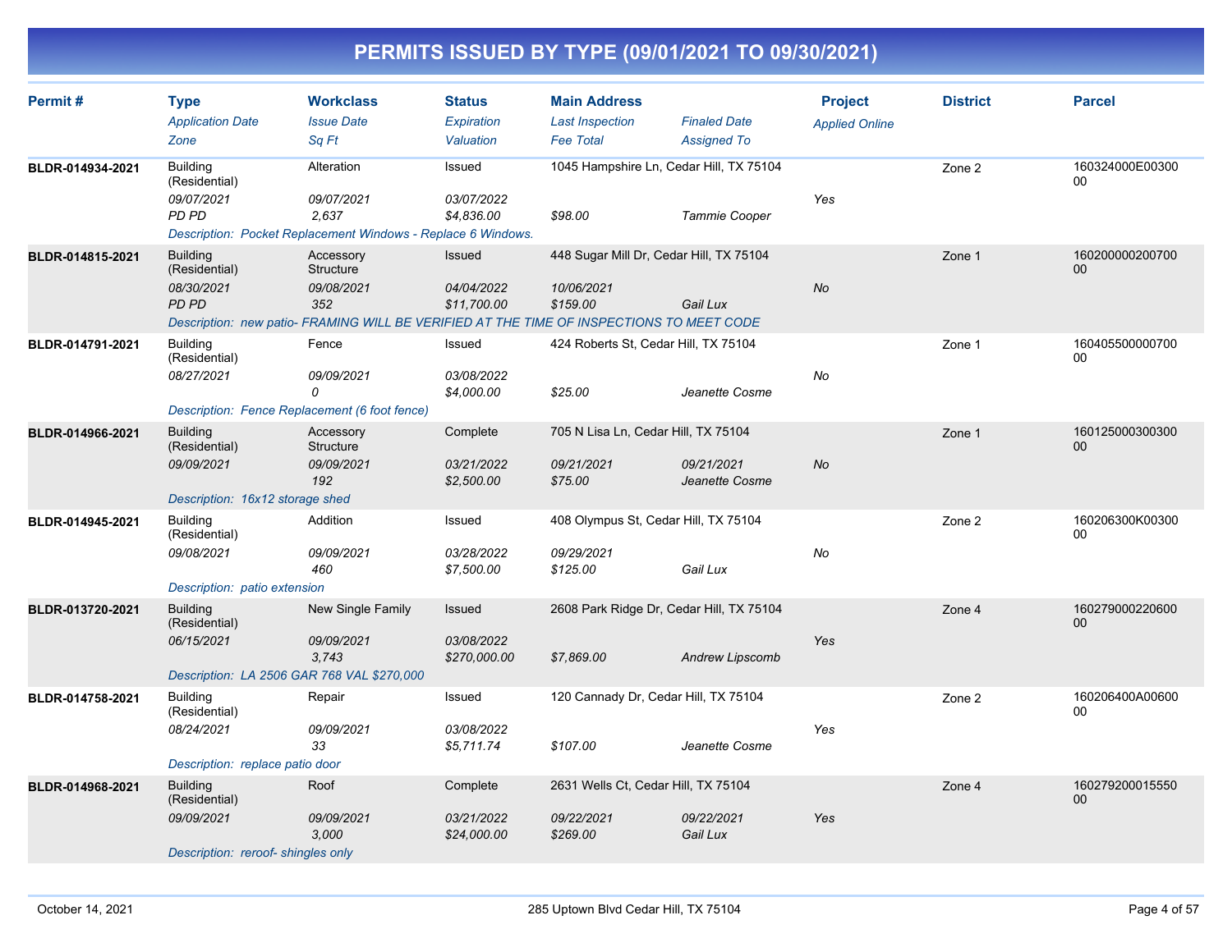# PERMITS ISSUED BY TYPE (09/01/2021 TO 09/30/2021)

| Permit # | Type / Application Date / Zone | Workclass / Issue Date / Sq Ft | Status / Expiration / Valuation | Main Address / Last Inspection / Fee Total | Finaled Date / Assigned To | Project / Applied Online | District | Parcel |
|---|---|---|---|---|---|---|---|---|
| BLDR-014934-2021 | Building (Residential)<br>09/07/2021<br>PD PD | Alteration<br>09/07/2021<br>2,637 | Issued<br>03/07/2022<br>$4,836.00 | 1045 Hampshire Ln, Cedar Hill, TX 75104<br><br>$98.00 | <br>Tammie Cooper | Yes | Zone 2 | 160324000E0030000 |
| | *Description: Pocket Replacement Windows - Replace 6 Windows.* | | | | | | | |
| BLDR-014815-2021 | Building (Residential)<br>08/30/2021<br>PD PD | Accessory Structure<br>09/08/2021<br>352 | Issued<br>04/04/2022<br>$11,700.00 | 448 Sugar Mill Dr, Cedar Hill, TX 75104<br>10/06/2021<br>$159.00 | <br>Gail Lux | No | Zone 1 | 16020000020070000 |
| | *Description: new patio- FRAMING WILL BE VERIFIED AT THE TIME OF INSPECTIONS TO MEET CODE* | | | | | | | |
| BLDR-014791-2021 | Building (Residential)<br>08/27/2021 | Fence<br>09/09/2021<br>0 | Issued<br>03/08/2022<br>$4,000.00 | 424 Roberts St, Cedar Hill, TX 75104<br><br>$25.00 | <br>Jeanette Cosme | No | Zone 1 | 16040550000070000 |
| | *Description: Fence Replacement (6 foot fence)* | | | | | | | |
| BLDR-014966-2021 | Building (Residential)<br>09/09/2021 | Accessory Structure<br>09/09/2021<br>192 | Complete<br>03/21/2022<br>$2,500.00 | 705 N Lisa Ln, Cedar Hill, TX 75104<br>09/21/2021<br>$75.00 | 09/21/2021<br>Jeanette Cosme | No | Zone 1 | 16012500030030000 |
| | *Description: 16x12 storage shed* | | | | | | | |
| BLDR-014945-2021 | Building (Residential)<br>09/08/2021 | Addition<br>09/09/2021<br>460 | Issued<br>03/28/2022<br>$7,500.00 | 408 Olympus St, Cedar Hill, TX 75104<br>09/29/2021<br>$125.00 | <br>Gail Lux | No | Zone 2 | 160206300K0030000 |
| | *Description: patio extension* | | | | | | | |
| BLDR-013720-2021 | Building (Residential)<br>06/15/2021 | New Single Family<br>09/09/2021<br>3,743 | Issued<br>03/08/2022<br>$270,000.00 | 2608 Park Ridge Dr, Cedar Hill, TX 75104<br><br>$7,869.00 | <br>Andrew Lipscomb | Yes | Zone 4 | 16027900022060000 |
| | *Description: LA 2506 GAR 768 VAL $270,000* | | | | | | | |
| BLDR-014758-2021 | Building (Residential)<br>08/24/2021 | Repair<br>09/09/2021<br>33 | Issued<br>03/08/2022<br>$5,711.74 | 120 Cannady Dr, Cedar Hill, TX 75104<br><br>$107.00 | <br>Jeanette Cosme | Yes | Zone 2 | 160206400A0060000 |
| | *Description: replace patio door* | | | | | | | |
| BLDR-014968-2021 | Building (Residential)<br>09/09/2021 | Roof<br>09/09/2021<br>3,000 | Complete<br>03/21/2022<br>$24,000.00 | 2631 Wells Ct, Cedar Hill, TX 75104<br>09/22/2021<br>$269.00 | 09/22/2021<br>Gail Lux | Yes | Zone 4 | 16027920001555000 |
| | *Description: reroof- shingles only* | | | | | | | |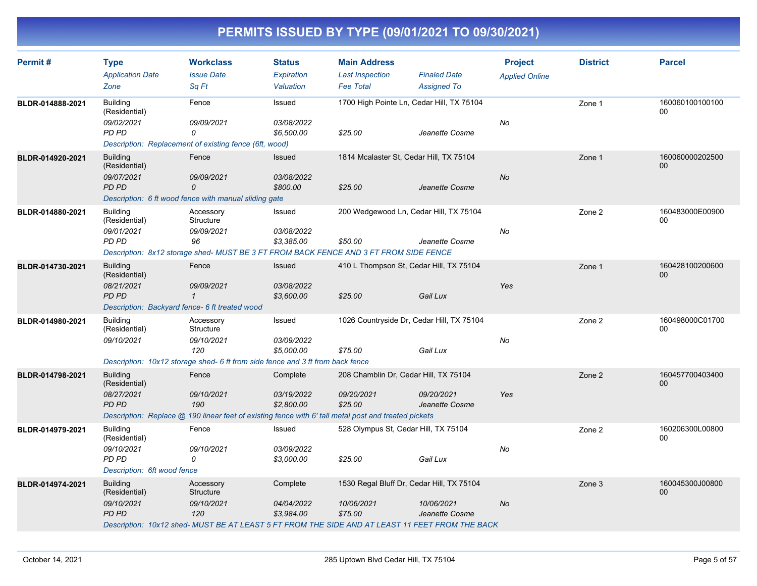# PERMITS ISSUED BY TYPE (09/01/2021 TO 09/30/2021)

| Permit # | Type / Application Date / Zone | Workclass / Issue Date / Sq Ft | Status / Expiration / Valuation | Main Address / Last Inspection / Fee Total | Finaled Date / Assigned To | Project / Applied Online | District | Parcel |
|---|---|---|---|---|---|---|---|---|
| BLDR-014888-2021 | Building (Residential)<br>09/02/2021<br>PD PD | Fence<br>09/09/2021<br>0 | Issued<br>03/08/2022<br>$6,500.00 | 1700 High Pointe Ln, Cedar Hill, TX 75104<br><br>$25.00 | <br>Jeanette Cosme | <br>No | Zone 1 | 16006010010010000 |
| | Description: Replacement of existing fence (6ft, wood) | | | | | | | |
| BLDR-014920-2021 | Building (Residential)<br>09/07/2021<br>PD PD | Fence<br>09/09/2021<br>0 | Issued<br>03/08/2022<br>$800.00 | 1814 Mcalaster St, Cedar Hill, TX 75104<br><br>$25.00 | <br>Jeanette Cosme | <br>No | Zone 1 | 16006000020250000 |
| | Description: 6 ft wood fence with manual sliding gate | | | | | | | |
| BLDR-014880-2021 | Building (Residential)<br>09/01/2021<br>PD PD | Accessory Structure<br>09/09/2021<br>96 | Issued<br>03/08/2022<br>$3,385.00 | 200 Wedgewood Ln, Cedar Hill, TX 75104<br><br>$50.00 | <br>Jeanette Cosme | <br>No | Zone 2 | 160483000E0090000 |
| | Description: 8x12 storage shed- MUST BE 3 FT FROM BACK FENCE AND 3 FT FROM SIDE FENCE | | | | | | | |
| BLDR-014730-2021 | Building (Residential)<br>08/21/2021<br>PD PD | Fence<br>09/09/2021<br>1 | Issued<br>03/08/2022<br>$3,600.00 | 410 L Thompson St, Cedar Hill, TX 75104<br><br>$25.00 | <br>Gail Lux | <br>Yes | Zone 1 | 16042810020060000 |
| | Description: Backyard fence- 6 ft treated wood | | | | | | | |
| BLDR-014980-2021 | Building (Residential)<br>09/10/2021 | Accessory Structure<br>09/10/2021<br>120 | Issued<br>03/09/2022<br>$5,000.00 | 1026 Countryside Dr, Cedar Hill, TX 75104<br><br>$75.00 | <br>Gail Lux | <br>No | Zone 2 | 160498000C0170000 |
| | Description: 10x12 storage shed- 6 ft from side fence and 3 ft from back fence | | | | | | | |
| BLDR-014798-2021 | Building (Residential)<br>08/27/2021<br>PD PD | Fence<br>09/10/2021<br>190 | Complete<br>03/19/2022<br>$2,800.00 | 208 Chamblin Dr, Cedar Hill, TX 75104<br>09/20/2021<br>$25.00 | 09/20/2021<br>Jeanette Cosme | <br>Yes | Zone 2 | 16045770040340000 |
| | Description: Replace @ 190 linear feet of existing fence with 6' tall metal post and treated pickets | | | | | | | |
| BLDR-014979-2021 | Building (Residential)<br>09/10/2021<br>PD PD | Fence<br>09/10/2021<br>0 | Issued<br>03/09/2022<br>$3,000.00 | 528 Olympus St, Cedar Hill, TX 75104<br><br>$25.00 | <br>Gail Lux | <br>No | Zone 2 | 160206300L0080000 |
| | Description: 6ft wood fence | | | | | | | |
| BLDR-014974-2021 | Building (Residential)<br>09/10/2021<br>PD PD | Accessory Structure<br>09/10/2021<br>120 | Complete<br>04/04/2022<br>$3,984.00 | 1530 Regal Bluff Dr, Cedar Hill, TX 75104<br>10/06/2021<br>$75.00 | 10/06/2021<br>Jeanette Cosme | <br>No | Zone 3 | 160045300J0080000 |
| | Description: 10x12 shed- MUST BE AT LEAST 5 FT FROM THE SIDE AND AT LEAST 11 FEET FROM THE BACK | | | | | | | |

October 14, 2021 — 285 Uptown Blvd Cedar Hill, TX 75104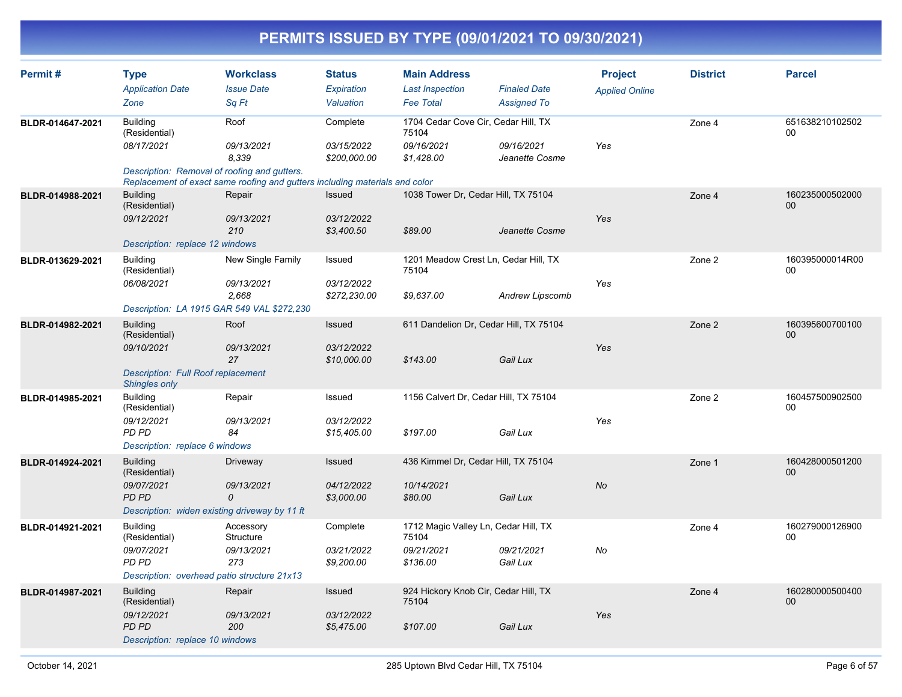# PERMITS ISSUED BY TYPE (09/01/2021 TO 09/30/2021)

| Permit # | Type | Workclass | Status | Main Address | | Project | District | Parcel |
|---|---|---|---|---|---|---|---|---|
| | *Application Date* | *Issue Date* | *Expiration* | *Last Inspection* | *Finaled Date* | *Applied Online* | | |
| | *Zone* | *Sq Ft* | *Valuation* | *Fee Total* | *Assigned To* | | | |
| **BLDR-014647-2021** | Building (Residential) | Roof | Complete | 1704 Cedar Cove Cir, Cedar Hill, TX 75104 | | | Zone 4 | 65163821010250200 |
| | *08/17/2021* | *09/13/2021* | *03/15/2022* | *09/16/2021* | *09/16/2021* | *Yes* | | |
| | | *8,339* | *$200,000.00* | *$1,428.00* | *Jeanette Cosme* | | | |
| | *Description: Removal of roofing and gutters. Replacement of exact same roofing and gutters including materials and color* | | | | | | | |
| **BLDR-014988-2021** | Building (Residential) | Repair | Issued | 1038 Tower Dr, Cedar Hill, TX 75104 | | | Zone 4 | 16023500050200000 |
| | *09/12/2021* | *09/13/2021* | *03/12/2022* | | | *Yes* | | |
| | | *210* | *$3,400.50* | *$89.00* | *Jeanette Cosme* | | | |
| | *Description: replace 12 windows* | | | | | | | |
| **BLDR-013629-2021** | Building (Residential) | New Single Family | Issued | 1201 Meadow Crest Ln, Cedar Hill, TX 75104 | | | Zone 2 | 160395000014R0000 |
| | *06/08/2021* | *09/13/2021* | *03/12/2022* | | | *Yes* | | |
| | | *2,668* | *$272,230.00* | *$9,637.00* | *Andrew Lipscomb* | | | |
| | *Description: LA 1915 GAR 549 VAL $272,230* | | | | | | | |
| **BLDR-014982-2021** | Building (Residential) | Roof | Issued | 611 Dandelion Dr, Cedar Hill, TX 75104 | | | Zone 2 | 16039560070010000 |
| | *09/10/2021* | *09/13/2021* | *03/12/2022* | | | *Yes* | | |
| | | *27* | *$10,000.00* | *$143.00* | *Gail Lux* | | | |
| | *Description: Full Roof replacement Shingles only* | | | | | | | |
| **BLDR-014985-2021** | Building (Residential) | Repair | Issued | 1156 Calvert Dr, Cedar Hill, TX 75104 | | | Zone 2 | 16045750090250000 |
| | *09/12/2021* | *09/13/2021* | *03/12/2022* | | | *Yes* | | |
| | *PD PD* | *84* | *$15,405.00* | *$197.00* | *Gail Lux* | | | |
| | *Description: replace 6 windows* | | | | | | | |
| **BLDR-014924-2021** | Building (Residential) | Driveway | Issued | 436 Kimmel Dr, Cedar Hill, TX 75104 | | | Zone 1 | 16042800050120000 |
| | *09/07/2021* | *09/13/2021* | *04/12/2022* | *10/14/2021* | | *No* | | |
| | *PD PD* | *0* | *$3,000.00* | *$80.00* | *Gail Lux* | | | |
| | *Description: widen existing driveway by 11 ft* | | | | | | | |
| **BLDR-014921-2021** | Building (Residential) | Accessory Structure | Complete | 1712 Magic Valley Ln, Cedar Hill, TX 75104 | | | Zone 4 | 16027900012690000 |
| | *09/07/2021* | *09/13/2021* | *03/21/2022* | *09/21/2021* | *09/21/2021* | *No* | | |
| | *PD PD* | *273* | *$9,200.00* | *$136.00* | *Gail Lux* | | | |
| | *Description: overhead patio structure 21x13* | | | | | | | |
| **BLDR-014987-2021** | Building (Residential) | Repair | Issued | 924 Hickory Knob Cir, Cedar Hill, TX 75104 | | | Zone 4 | 16028000050040000 |
| | *09/12/2021* | *09/13/2021* | *03/12/2022* | | | *Yes* | | |
| | *PD PD* | *200* | *$5,475.00* | *$107.00* | *Gail Lux* | | | |
| | *Description: replace 10 windows* | | | | | | | |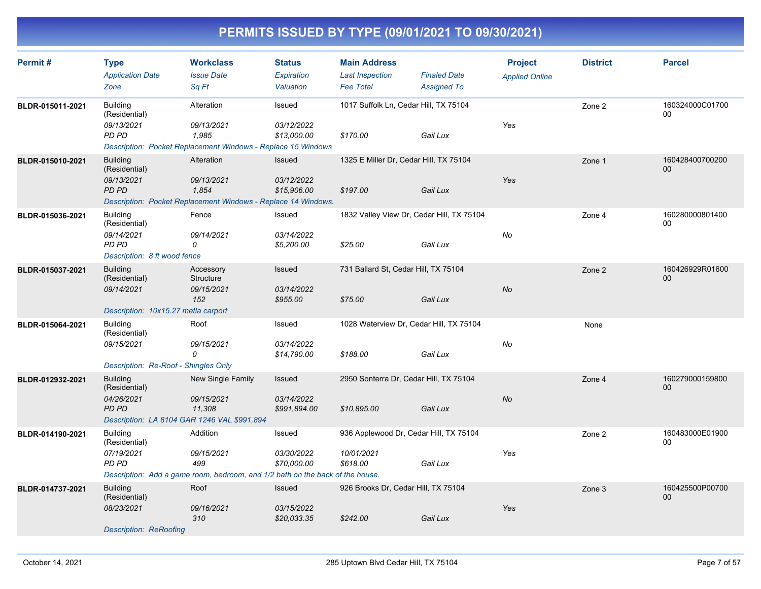# PERMITS ISSUED BY TYPE (09/01/2021 TO 09/30/2021)

| Permit # | Type / Application Date / Zone | Workclass / Issue Date / Sq Ft | Status / Expiration / Valuation | Main Address / Last Inspection / Fee Total | Finaled Date / Assigned To | Project / Applied Online | District | Parcel |
|---|---|---|---|---|---|---|---|---|
| BLDR-015011-2021 | Building (Residential) / 09/13/2021 / PD PD | Alteration / 09/13/2021 / 1,985 | Issued / 03/12/2022 / $13,000.00 | 1017 Suffolk Ln, Cedar Hill, TX 75104 / / $170.00 | / Gail Lux | Yes | Zone 2 | 160324000C0170000 |
| | Description: Pocket Replacement Windows - Replace 15 Windows | | | | | | | |
| BLDR-015010-2021 | Building (Residential) / 09/13/2021 / PD PD | Alteration / 09/13/2021 / 1,854 | Issued / 03/12/2022 / $15,906.00 | 1325 E Miller Dr, Cedar Hill, TX 75104 / / $197.00 | / Gail Lux | Yes | Zone 1 | 16042840070020000 |
| | Description: Pocket Replacement Windows - Replace 14 Windows. | | | | | | | |
| BLDR-015036-2021 | Building (Residential) / 09/14/2021 / PD PD | Fence / 09/14/2021 / 0 | Issued / 03/14/2022 / $5,200.00 | 1832 Valley View Dr, Cedar Hill, TX 75104 / / $25.00 | / Gail Lux | No | Zone 4 | 16028000080140000 |
| | Description: 8 ft wood fence | | | | | | | |
| BLDR-015037-2021 | Building (Residential) / 09/14/2021 | Accessory Structure / 09/15/2021 / 152 | Issued / 03/14/2022 / $955.00 | 731 Ballard St, Cedar Hill, TX 75104 / / $75.00 | / Gail Lux | No | Zone 2 | 160426929R0160000 |
| | Description: 10x15.27 metla carport | | | | | | | |
| BLDR-015064-2021 | Building (Residential) / 09/15/2021 | Roof / 09/15/2021 / 0 | Issued / 03/14/2022 / $14,790.00 | 1028 Waterview Dr, Cedar Hill, TX 75104 / / $188.00 | / Gail Lux | No | None | |
| | Description: Re-Roof - Shingles Only | | | | | | | |
| BLDR-012932-2021 | Building (Residential) / 04/26/2021 / PD PD | New Single Family / 09/15/2021 / 11,308 | Issued / 03/14/2022 / $991,894.00 | 2950 Sonterra Dr, Cedar Hill, TX 75104 / / $10,895.00 | / Gail Lux | No | Zone 4 | 16027900015980000 |
| | Description: LA 8104 GAR 1246 VAL $991,894 | | | | | | | |
| BLDR-014190-2021 | Building (Residential) / 07/19/2021 / PD PD | Addition / 09/15/2021 / 499 | Issued / 03/30/2022 / $70,000.00 | 936 Applewood Dr, Cedar Hill, TX 75104 / 10/01/2021 / $618.00 | / Gail Lux | Yes | Zone 2 | 160483000E0190000 |
| | Description: Add a game room, bedroom, and 1/2 bath on the back of the house. | | | | | | | |
| BLDR-014737-2021 | Building (Residential) / 08/23/2021 | Roof / 09/16/2021 / 310 | Issued / 03/15/2022 / $20,033.35 | 926 Brooks Dr, Cedar Hill, TX 75104 / / $242.00 | / Gail Lux | Yes | Zone 3 | 160425500P0070000 |
| | Description: ReRoofing | | | | | | | |

October 14, 2021 — 285 Uptown Blvd Cedar Hill, TX 75104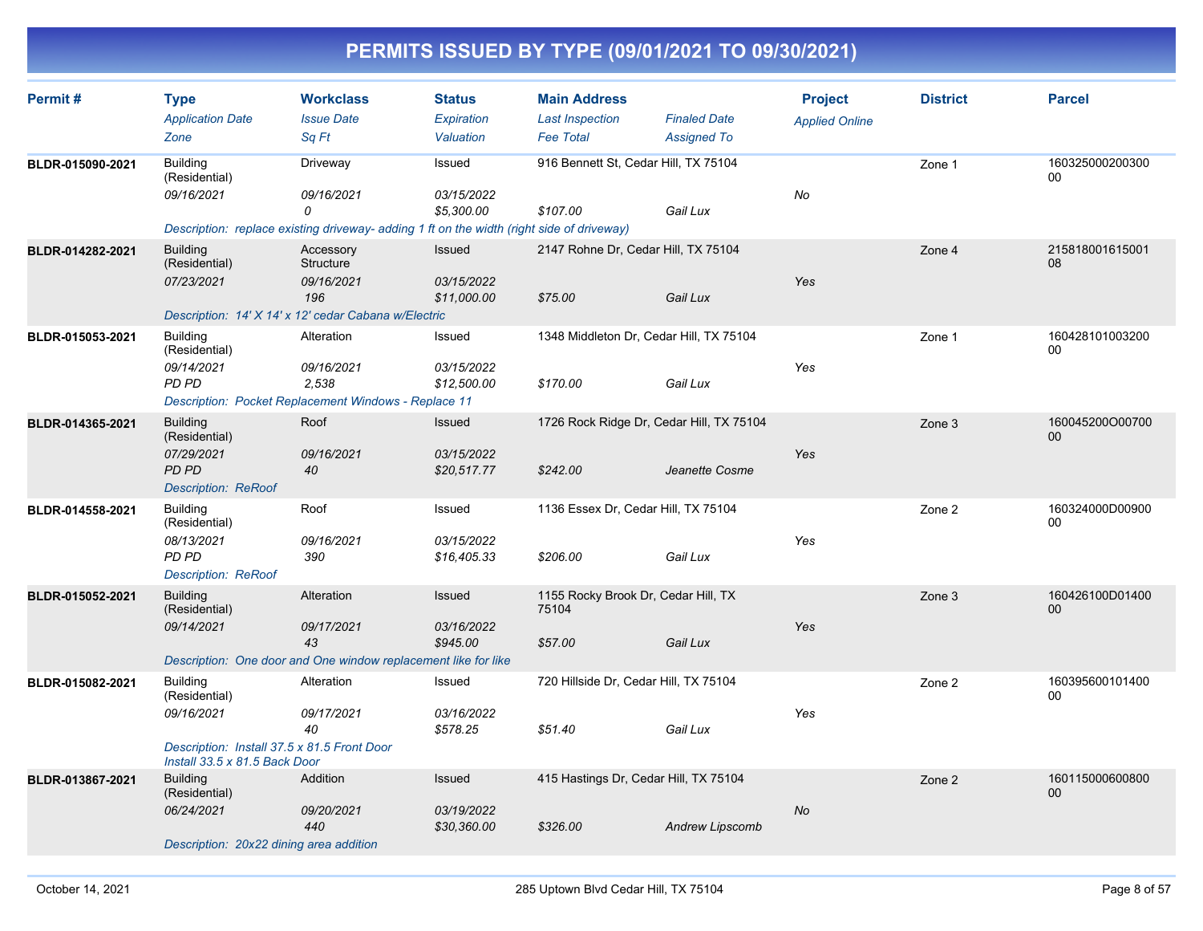# PERMITS ISSUED BY TYPE (09/01/2021 TO 09/30/2021)

| Permit # | Type<br>*Application Date*<br>*Zone* | Workclass<br>*Issue Date*<br>*Sq Ft* | Status<br>*Expiration*<br>*Valuation* | Main Address<br>*Last Inspection*<br>*Fee Total* | *Finaled Date*<br>*Assigned To* | Project<br>*Applied Online* | District | Parcel |
|---|---|---|---|---|---|---|---|---|
| BLDR-015090-2021 | Building (Residential)<br>*09/16/2021* | Driveway<br>*09/16/2021*<br>*0* | Issued<br>*03/15/2022*<br>*$5,300.00* | 916 Bennett St, Cedar Hill, TX 75104<br><br>*$107.00* | *Gail Lux* | *No* | Zone 1 | 16032500020030000 |
| | *Description: replace existing driveway- adding 1 ft on the width (right side of driveway)* | | | | | | | |
| BLDR-014282-2021 | Building (Residential)<br>*07/23/2021* | Accessory Structure<br>*09/16/2021*<br>*196* | Issued<br>*03/15/2022*<br>*$11,000.00* | 2147 Rohne Dr, Cedar Hill, TX 75104<br><br>*$75.00* | *Gail Lux* | *Yes* | Zone 4 | 21581800161500108 |
| | *Description: 14' X 14' x 12' cedar Cabana w/Electric* | | | | | | | |
| BLDR-015053-2021 | Building (Residential)<br>*09/14/2021*<br>*PD PD* | Alteration<br>*09/16/2021*<br>*2,538* | Issued<br>*03/15/2022*<br>*$12,500.00* | 1348 Middleton Dr, Cedar Hill, TX 75104<br><br>*$170.00* | *Gail Lux* | *Yes* | Zone 1 | 16042810100320000 |
| | *Description: Pocket Replacement Windows - Replace 11* | | | | | | | |
| BLDR-014365-2021 | Building (Residential)<br>*07/29/2021*<br>*PD PD* | Roof<br>*09/16/2021*<br>*40* | Issued<br>*03/15/2022*<br>*$20,517.77* | 1726 Rock Ridge Dr, Cedar Hill, TX 75104<br><br>*$242.00* | *Jeanette Cosme* | *Yes* | Zone 3 | 160045200O0070000 |
| | *Description: ReRoof* | | | | | | | |
| BLDR-014558-2021 | Building (Residential)<br>*08/13/2021*<br>*PD PD* | Roof<br>*09/16/2021*<br>*390* | Issued<br>*03/15/2022*<br>*$16,405.33* | 1136 Essex Dr, Cedar Hill, TX 75104<br><br>*$206.00* | *Gail Lux* | *Yes* | Zone 2 | 160324000D0090000 |
| | *Description: ReRoof* | | | | | | | |
| BLDR-015052-2021 | Building (Residential)<br>*09/14/2021* | Alteration<br>*09/17/2021*<br>*43* | Issued<br>*03/16/2022*<br>*$945.00* | 1155 Rocky Brook Dr, Cedar Hill, TX 75104<br><br>*$57.00* | *Gail Lux* | *Yes* | Zone 3 | 160426100D0140000 |
| | *Description: One door and One window replacement like for like* | | | | | | | |
| BLDR-015082-2021 | Building (Residential)<br>*09/16/2021* | Alteration<br>*09/17/2021*<br>*40* | Issued<br>*03/16/2022*<br>*$578.25* | 720 Hillside Dr, Cedar Hill, TX 75104<br><br>*$51.40* | *Gail Lux* | *Yes* | Zone 2 | 16039560010140000 |
| | *Description: Install 37.5 x 81.5 Front Door Install 33.5 x 81.5 Back Door* | | | | | | | |
| BLDR-013867-2021 | Building (Residential)<br>*06/24/2021* | Addition<br>*09/20/2021*<br>*440* | Issued<br>*03/19/2022*<br>*$30,360.00* | 415 Hastings Dr, Cedar Hill, TX 75104<br><br>*$326.00* | *Andrew Lipscomb* | *No* | Zone 2 | 16011500060080000 |
| | *Description: 20x22 dining area addition* | | | | | | | |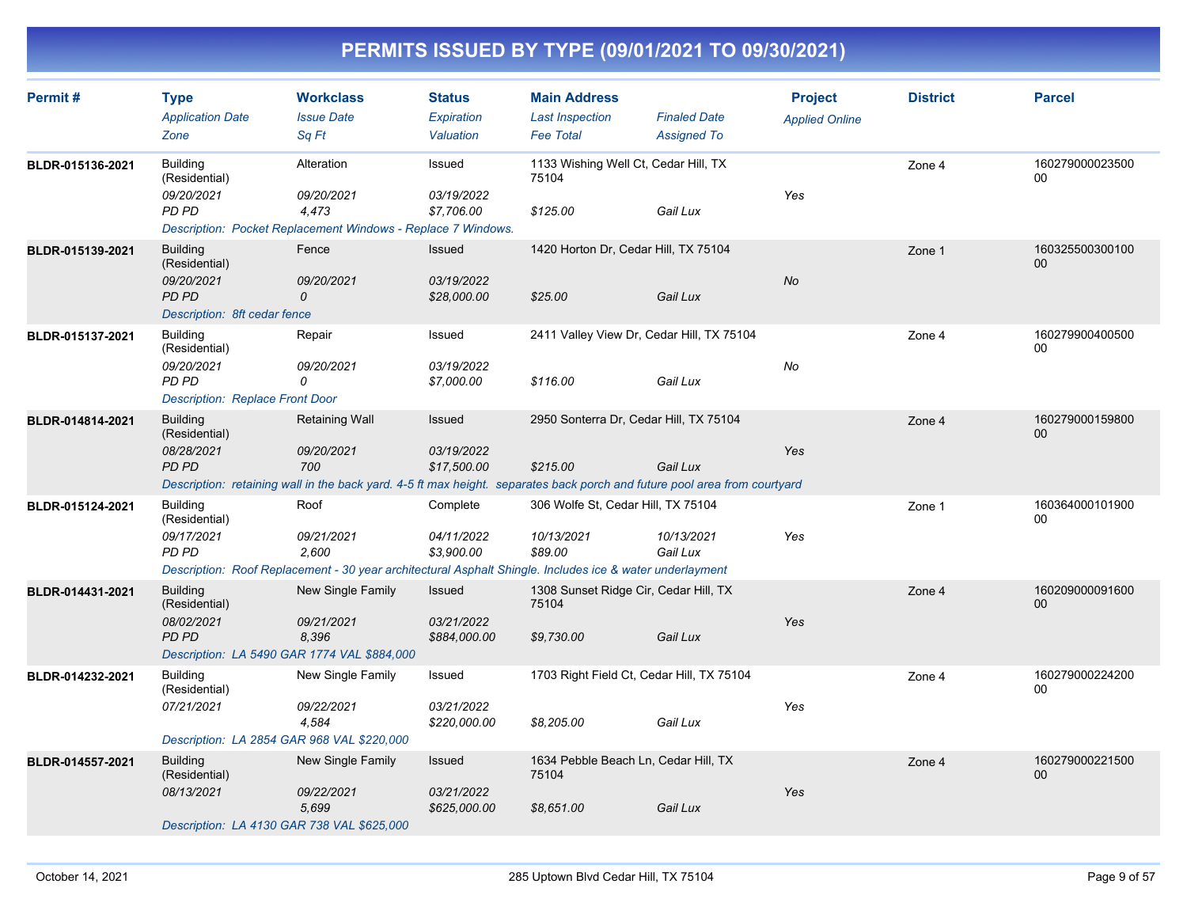# PERMITS ISSUED BY TYPE (09/01/2021 TO 09/30/2021)

| Permit # | Type<br>*Application Date*<br>*Zone* | Workclass<br>*Issue Date*<br>*Sq Ft* | Status<br>*Expiration*<br>*Valuation* | Main Address<br>*Last Inspection*<br>*Fee Total* | *Finaled Date*<br>*Assigned To* | Project<br>*Applied Online* | District | Parcel |
|---|---|---|---|---|---|---|---|---|
| **BLDR-015136-2021** | Building (Residential)<br>*09/20/2021*<br>*PD PD* | Alteration<br>*09/20/2021*<br>*4,473* | Issued<br>*03/19/2022*<br>*$7,706.00* | 1133 Wishing Well Ct, Cedar Hill, TX 75104<br><br>*$125.00* | <br><br>*Gail Lux* | <br>*Yes* | Zone 4 | 16027900002350000 |
| | *Description: Pocket Replacement Windows - Replace 7 Windows.* | | | | | | | |
| **BLDR-015139-2021** | Building (Residential)<br>*09/20/2021*<br>*PD PD* | Fence<br>*09/20/2021*<br>*0* | Issued<br>*03/19/2022*<br>*$28,000.00* | 1420 Horton Dr, Cedar Hill, TX 75104<br><br>*$25.00* | <br><br>*Gail Lux* | <br>*No* | Zone 1 | 16032550030010000 |
| | *Description: 8ft cedar fence* | | | | | | | |
| **BLDR-015137-2021** | Building (Residential)<br>*09/20/2021*<br>*PD PD* | Repair<br>*09/20/2021*<br>*0* | Issued<br>*03/19/2022*<br>*$7,000.00* | 2411 Valley View Dr, Cedar Hill, TX 75104<br><br>*$116.00* | <br><br>*Gail Lux* | <br>*No* | Zone 4 | 16027990040050000 |
| | *Description: Replace Front Door* | | | | | | | |
| **BLDR-014814-2021** | Building (Residential)<br>*08/28/2021*<br>*PD PD* | Retaining Wall<br>*09/20/2021*<br>*700* | Issued<br>*03/19/2022*<br>*$17,500.00* | 2950 Sonterra Dr, Cedar Hill, TX 75104<br><br>*$215.00* | <br><br>*Gail Lux* | <br>*Yes* | Zone 4 | 16027900015980000 |
| | *Description: retaining wall in the back yard. 4-5 ft max height. separates back porch and future pool area from courtyard* | | | | | | | |
| **BLDR-015124-2021** | Building (Residential)<br>*09/17/2021*<br>*PD PD* | Roof<br>*09/21/2021*<br>*2,600* | Complete<br>*04/11/2022*<br>*$3,900.00* | 306 Wolfe St, Cedar Hill, TX 75104<br>*10/13/2021*<br>*$89.00* | <br>*10/13/2021*<br>*Gail Lux* | <br>*Yes* | Zone 1 | 16036400010190000 |
| | *Description: Roof Replacement - 30 year architectural Asphalt Shingle. Includes ice & water underlayment* | | | | | | | |
| **BLDR-014431-2021** | Building (Residential)<br>*08/02/2021*<br>*PD PD* | New Single Family<br>*09/21/2021*<br>*8,396* | Issued<br>*03/21/2022*<br>*$884,000.00* | 1308 Sunset Ridge Cir, Cedar Hill, TX 75104<br><br>*$9,730.00* | <br><br>*Gail Lux* | <br>*Yes* | Zone 4 | 16020900009160000 |
| | *Description: LA 5490 GAR 1774 VAL $884,000* | | | | | | | |
| **BLDR-014232-2021** | Building (Residential)<br>*07/21/2021* | New Single Family<br>*09/22/2021*<br>*4,584* | Issued<br>*03/21/2022*<br>*$220,000.00* | 1703 Right Field Ct, Cedar Hill, TX 75104<br><br>*$8,205.00* | <br><br>*Gail Lux* | <br>*Yes* | Zone 4 | 16027900022420000 |
| | *Description: LA 2854 GAR 968 VAL $220,000* | | | | | | | |
| **BLDR-014557-2021** | Building (Residential)<br>*08/13/2021* | New Single Family<br>*09/22/2021*<br>*5,699* | Issued<br>*03/21/2022*<br>*$625,000.00* | 1634 Pebble Beach Ln, Cedar Hill, TX 75104<br><br>*$8,651.00* | <br><br>*Gail Lux* | <br>*Yes* | Zone 4 | 16027900022150000 |
| | *Description: LA 4130 GAR 738 VAL $625,000* | | | | | | | |

October 14, 2021 | 285 Uptown Blvd Cedar Hill, TX 75104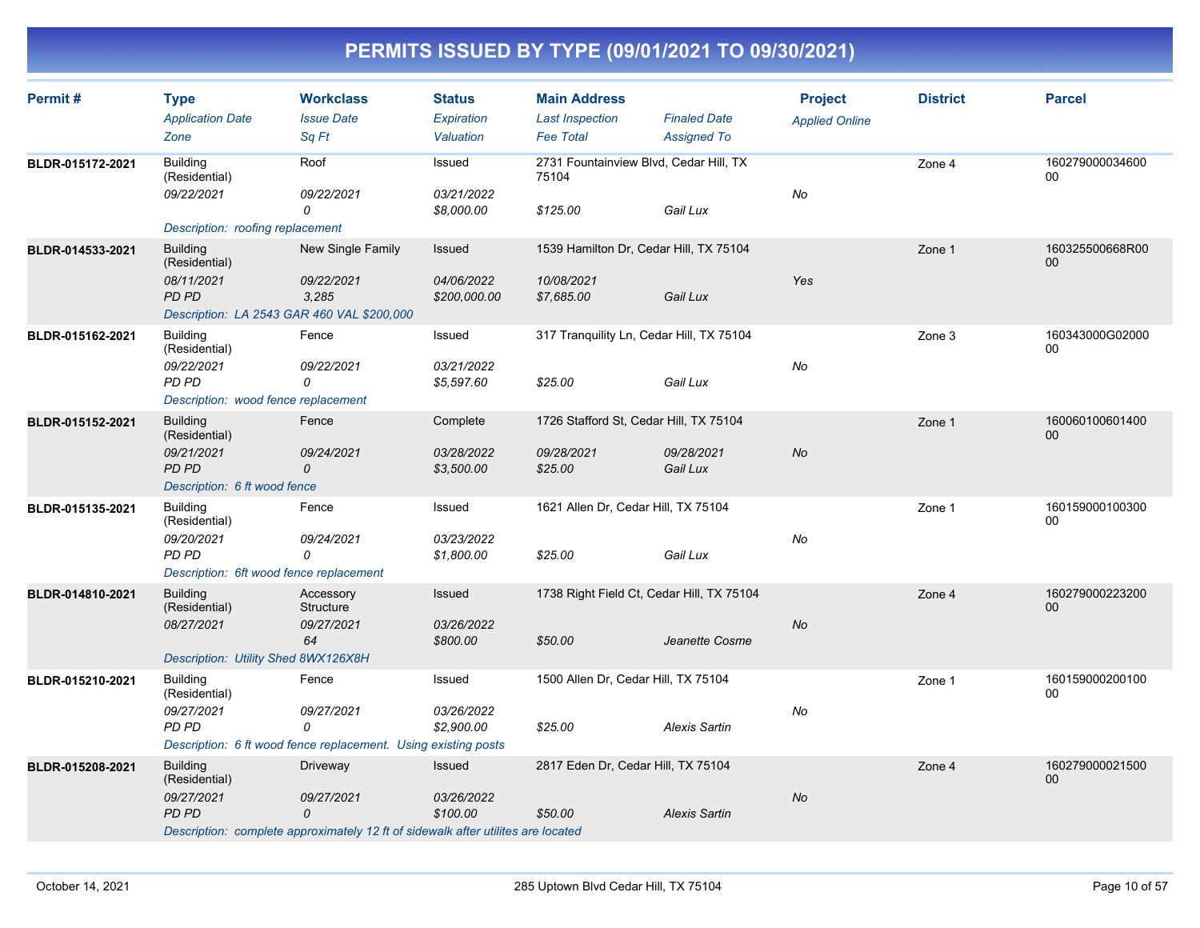# PERMITS ISSUED BY TYPE (09/01/2021 TO 09/30/2021)

| Permit # | Type | Workclass | Status | Main Address | | Project | District | Parcel |
|---|---|---|---|---|---|---|---|---|
| | *Application Date* | *Issue Date* | *Expiration* | *Last Inspection* | *Finaled Date* | *Applied Online* | | |
| | *Zone* | *Sq Ft* | *Valuation* | *Fee Total* | *Assigned To* | | | |
| **BLDR-015172-2021** | Building (Residential) | Roof | Issued | 2731 Fountainview Blvd, Cedar Hill, TX 75104 | | | Zone 4 | 16027900003460000 |
| | *09/22/2021* | *09/22/2021* | *03/21/2022* | | | *No* | | |
| | | *0* | *$8,000.00* | *$125.00* | *Gail Lux* | | | |
| | *Description: roofing replacement* | | | | | | | |
| **BLDR-014533-2021** | Building (Residential) | New Single Family | Issued | 1539 Hamilton Dr, Cedar Hill, TX 75104 | | | Zone 1 | 160325500668R0000 |
| | *08/11/2021* | *09/22/2021* | *04/06/2022* | *10/08/2021* | | *Yes* | | |
| | *PD PD* | *3,285* | *$200,000.00* | *$7,685.00* | *Gail Lux* | | | |
| | *Description: LA 2543 GAR 460 VAL $200,000* | | | | | | | |
| **BLDR-015162-2021** | Building (Residential) | Fence | Issued | 317 Tranquility Ln, Cedar Hill, TX 75104 | | | Zone 3 | 160343000G0200000 |
| | *09/22/2021* | *09/22/2021* | *03/21/2022* | | | *No* | | |
| | *PD PD* | *0* | *$5,597.60* | *$25.00* | *Gail Lux* | | | |
| | *Description: wood fence replacement* | | | | | | | |
| **BLDR-015152-2021** | Building (Residential) | Fence | Complete | 1726 Stafford St, Cedar Hill, TX 75104 | | | Zone 1 | 16006010060140000 |
| | *09/21/2021* | *09/24/2021* | *03/28/2022* | *09/28/2021* | *09/28/2021* | *No* | | |
| | *PD PD* | *0* | *$3,500.00* | *$25.00* | *Gail Lux* | | | |
| | *Description: 6 ft wood fence* | | | | | | | |
| **BLDR-015135-2021** | Building (Residential) | Fence | Issued | 1621 Allen Dr, Cedar Hill, TX 75104 | | | Zone 1 | 16015900010030000 |
| | *09/20/2021* | *09/24/2021* | *03/23/2022* | | | *No* | | |
| | *PD PD* | *0* | *$1,800.00* | *$25.00* | *Gail Lux* | | | |
| | *Description: 6ft wood fence replacement* | | | | | | | |
| **BLDR-014810-2021** | Building (Residential) | Accessory Structure | Issued | 1738 Right Field Ct, Cedar Hill, TX 75104 | | | Zone 4 | 16027900022320000 |
| | *08/27/2021* | *09/27/2021* | *03/26/2022* | | | *No* | | |
| | | *64* | *$800.00* | *$50.00* | *Jeanette Cosme* | | | |
| | *Description: Utility Shed 8WX126X8H* | | | | | | | |
| **BLDR-015210-2021** | Building (Residential) | Fence | Issued | 1500 Allen Dr, Cedar Hill, TX 75104 | | | Zone 1 | 16015900020010000 |
| | *09/27/2021* | *09/27/2021* | *03/26/2022* | | | *No* | | |
| | *PD PD* | *0* | *$2,900.00* | *$25.00* | *Alexis Sartin* | | | |
| | *Description: 6 ft wood fence replacement. Using existing posts* | | | | | | | |
| **BLDR-015208-2021** | Building (Residential) | Driveway | Issued | 2817 Eden Dr, Cedar Hill, TX 75104 | | | Zone 4 | 16027900002150000 |
| | *09/27/2021* | *09/27/2021* | *03/26/2022* | | | *No* | | |
| | *PD PD* | *0* | *$100.00* | *$50.00* | *Alexis Sartin* | | | |
| | *Description: complete approximately 12 ft of sidewalk after utilites are located* | | | | | | | |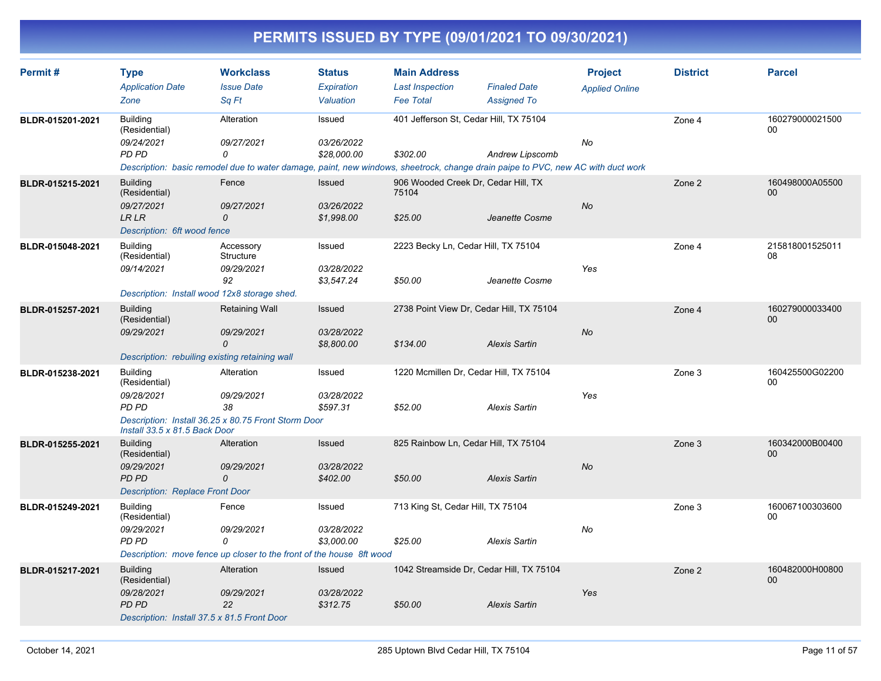# PERMITS ISSUED BY TYPE (09/01/2021 TO 09/30/2021)

| Permit # | Type / Application Date / Zone | Workclass / Issue Date / Sq Ft | Status / Expiration / Valuation | Main Address / Last Inspection / Fee Total | Finaled Date / Assigned To | Project / Applied Online | District | Parcel |
|---|---|---|---|---|---|---|---|---|
| BLDR-015201-2021 | Building (Residential) / 09/24/2021 / PD PD | Alteration / 09/27/2021 / 0 | Issued / 03/26/2022 / $28,000.00 | 401 Jefferson St, Cedar Hill, TX 75104 / / $302.00 | Andrew Lipscomb | No | Zone 4 | 16027900002150000 |
| | Description: basic remodel due to water damage, paint, new windows, sheetrock, change drain paipe to PVC, new AC with duct work | | | | | | | |
| BLDR-015215-2021 | Building (Residential) / 09/27/2021 / LR LR | Fence / 09/27/2021 / 0 | Issued / 03/26/2022 / $1,998.00 | 906 Wooded Creek Dr, Cedar Hill, TX 75104 / / $25.00 | Jeanette Cosme | No | Zone 2 | 160498000A0550000 |
| | Description: 6ft wood fence | | | | | | | |
| BLDR-015048-2021 | Building (Residential) / 09/14/2021 | Accessory Structure / 09/29/2021 / 92 | Issued / 03/28/2022 / $3,547.24 | 2223 Becky Ln, Cedar Hill, TX 75104 / / $50.00 | Jeanette Cosme | Yes | Zone 4 | 21581800152501108 |
| | Description: Install wood 12x8 storage shed. | | | | | | | |
| BLDR-015257-2021 | Building (Residential) / 09/29/2021 | Retaining Wall / 09/29/2021 / 0 | Issued / 03/28/2022 / $8,800.00 | 2738 Point View Dr, Cedar Hill, TX 75104 / / $134.00 | Alexis Sartin | No | Zone 4 | 16027900003340000 |
| | Description: rebuiling existing retaining wall | | | | | | | |
| BLDR-015238-2021 | Building (Residential) / 09/28/2021 / PD PD | Alteration / 09/29/2021 / 38 | Issued / 03/28/2022 / $597.31 | 1220 Mcmillen Dr, Cedar Hill, TX 75104 / / $52.00 | Alexis Sartin | Yes | Zone 3 | 160425500G0220000 |
| | Description: Install 36.25 x 80.75 Front Storm Door Install 33.5 x 81.5 Back Door | | | | | | | |
| BLDR-015255-2021 | Building (Residential) / 09/29/2021 / PD PD | Alteration / 09/29/2021 / 0 | Issued / 03/28/2022 / $402.00 | 825 Rainbow Ln, Cedar Hill, TX 75104 / / $50.00 | Alexis Sartin | No | Zone 3 | 160342000B0040000 |
| | Description: Replace Front Door | | | | | | | |
| BLDR-015249-2021 | Building (Residential) / 09/29/2021 / PD PD | Fence / 09/29/2021 / 0 | Issued / 03/28/2022 / $3,000.00 | 713 King St, Cedar Hill, TX 75104 / / $25.00 | Alexis Sartin | No | Zone 3 | 16006710030360000 |
| | Description: move fence up closer to the front of the house 8ft wood | | | | | | | |
| BLDR-015217-2021 | Building (Residential) / 09/28/2021 / PD PD | Alteration / 09/29/2021 / 22 | Issued / 03/28/2022 / $312.75 | 1042 Streamside Dr, Cedar Hill, TX 75104 / / $50.00 | Alexis Sartin | Yes | Zone 2 | 160482000H0080000 |
| | Description: Install 37.5 x 81.5 Front Door | | | | | | | |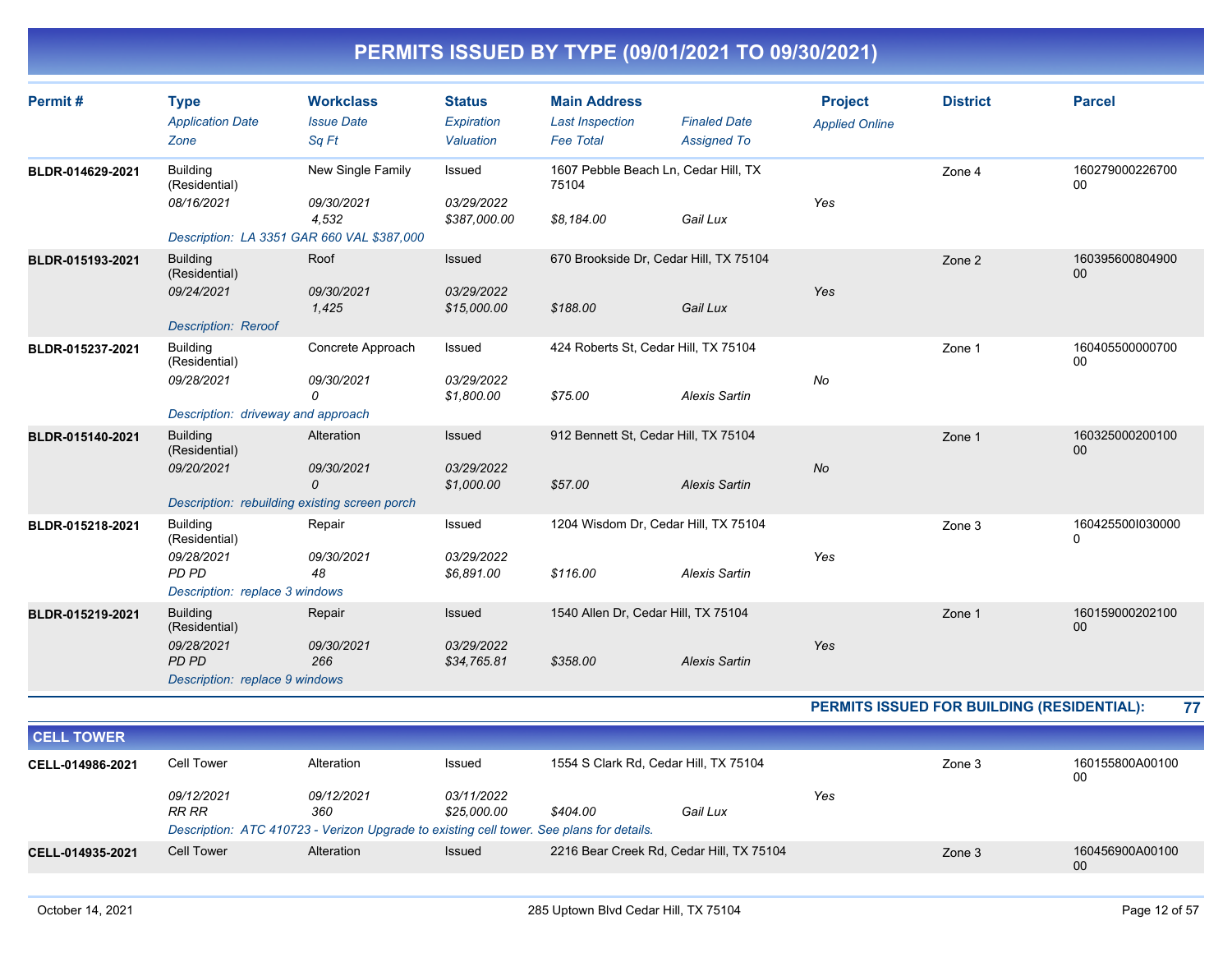# PERMITS ISSUED BY TYPE (09/01/2021 TO 09/30/2021)

| Permit # | Type / Application Date / Zone | Workclass / Issue Date / Sq Ft | Status / Expiration / Valuation | Main Address / Last Inspection / Fee Total | Finaled Date / Assigned To | Project / Applied Online | District | Parcel |
|---|---|---|---|---|---|---|---|---|
| BLDR-014629-2021 | Building (Residential) / 08/16/2021 | New Single Family / 09/30/2021 / 4,532 | Issued / 03/29/2022 / $387,000.00 | 1607 Pebble Beach Ln, Cedar Hill, TX 75104 / $8,184.00 | Gail Lux | Yes | Zone 4 | 16027900022670000 |
| | Description: LA 3351 GAR 660 VAL $387,000 | | | | | | | |
| BLDR-015193-2021 | Building (Residential) / 09/24/2021 | Roof / 09/30/2021 / 1,425 | Issued / 03/29/2022 / $15,000.00 | 670 Brookside Dr, Cedar Hill, TX 75104 / $188.00 | Gail Lux | Yes | Zone 2 | 16039560080490000 |
| | Description: Reroof | | | | | | | |
| BLDR-015237-2021 | Building (Residential) / 09/28/2021 | Concrete Approach / 09/30/2021 / 0 | Issued / 03/29/2022 / $1,800.00 | 424 Roberts St, Cedar Hill, TX 75104 / $75.00 | Alexis Sartin | No | Zone 1 | 16040550000070000 |
| | Description: driveway and approach | | | | | | | |
| BLDR-015140-2021 | Building (Residential) / 09/20/2021 | Alteration / 09/30/2021 / 0 | Issued / 03/29/2022 / $1,000.00 | 912 Bennett St, Cedar Hill, TX 75104 / $57.00 | Alexis Sartin | No | Zone 1 | 16032500020010000 |
| | Description: rebuilding existing screen porch | | | | | | | |
| BLDR-015218-2021 | Building (Residential) / 09/28/2021 / PD PD | Repair / 09/30/2021 / 48 | Issued / 03/29/2022 / $6,891.00 | 1204 Wisdom Dr, Cedar Hill, TX 75104 / $116.00 | Alexis Sartin | Yes | Zone 3 | 160425500I0300000 |
| | Description: replace 3 windows | | | | | | | |
| BLDR-015219-2021 | Building (Residential) / 09/28/2021 / PD PD | Repair / 09/30/2021 / 266 | Issued / 03/29/2022 / $34,765.81 | 1540 Allen Dr, Cedar Hill, TX 75104 / $358.00 | Alexis Sartin | Yes | Zone 1 | 16015900020210000 |
| | Description: replace 9 windows | | | | | | | |

**PERMITS ISSUED FOR BUILDING (RESIDENTIAL): 77**

## CELL TOWER

| Permit # | Type / Application Date / Zone | Workclass / Issue Date / Sq Ft | Status / Expiration / Valuation | Main Address / Last Inspection / Fee Total | Finaled Date / Assigned To | Project / Applied Online | District | Parcel |
|---|---|---|---|---|---|---|---|---|
| CELL-014986-2021 | Cell Tower / 09/12/2021 / RR RR | Alteration / 09/12/2021 / 360 | Issued / 03/11/2022 / $25,000.00 | 1554 S Clark Rd, Cedar Hill, TX 75104 / $404.00 | Gail Lux | Yes | Zone 3 | 160155800A0010000 |
| | Description: ATC 410723 - Verizon Upgrade to existing cell tower. See plans for details. | | | | | | | |
| CELL-014935-2021 | Cell Tower | Alteration | Issued | 2216 Bear Creek Rd, Cedar Hill, TX 75104 | | | Zone 3 | 160456900A0010000 |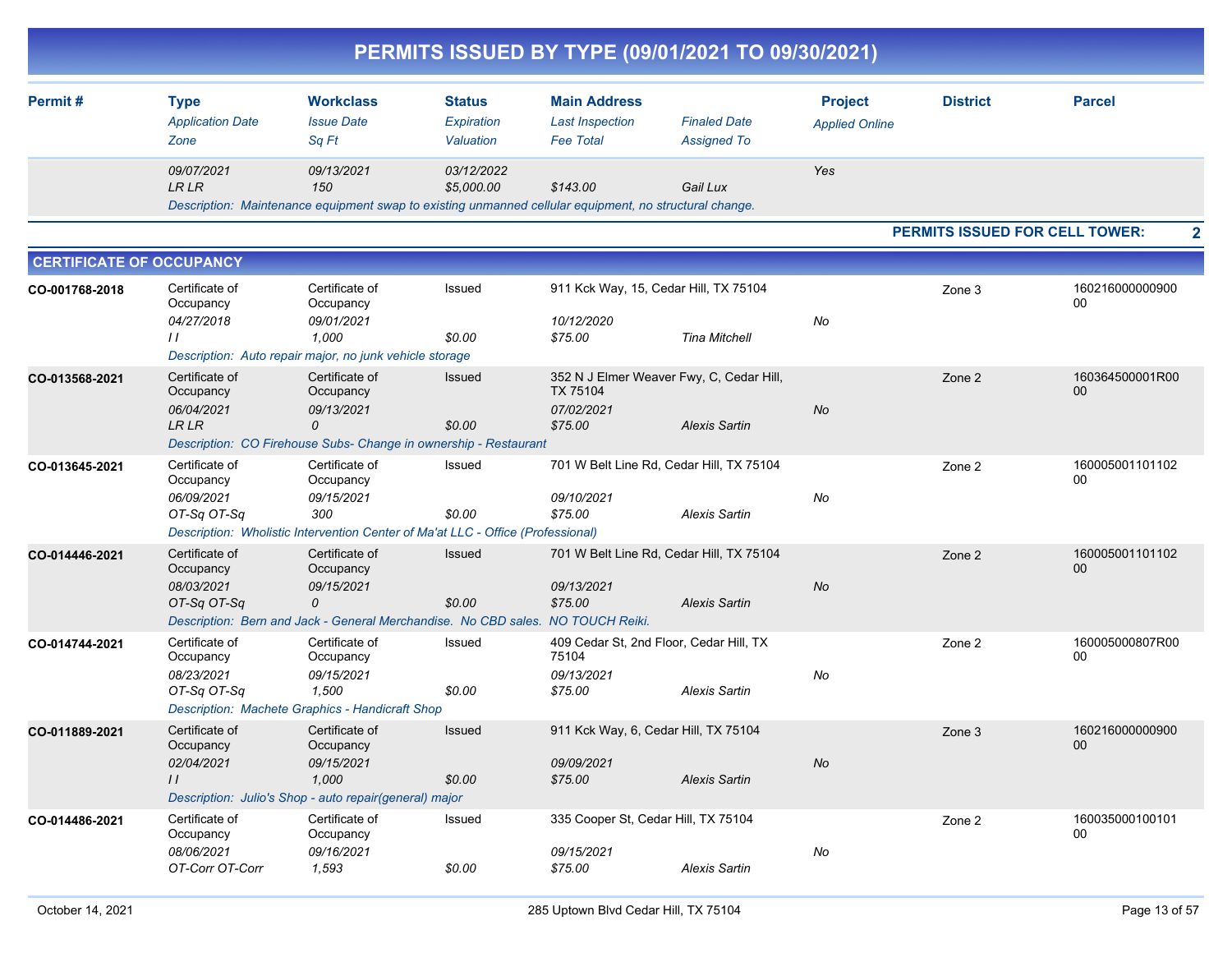# PERMITS ISSUED BY TYPE (09/01/2021 TO 09/30/2021)

| Permit # | Type / Application Date / Zone | Workclass / Issue Date / Sq Ft | Status / Expiration / Valuation | Main Address / Last Inspection / Fee Total | Finaled Date / Assigned To | Project / Applied Online | District | Parcel |
|---|---|---|---|---|---|---|---|---|
| | 09/07/2021<br>LR LR | 09/13/2021<br>150 | 03/12/2022<br>$5,000.00 | <br>$143.00 | <br>Gail Lux | Yes | | |
| | Description: Maintenance equipment swap to existing unmanned cellular equipment, no structural change. | | | | | | | |

**PERMITS ISSUED FOR CELL TOWER: 2**

## CERTIFICATE OF OCCUPANCY

| Permit # | Type / Application Date / Zone | Workclass / Issue Date / Sq Ft | Status / Expiration / Valuation | Main Address / Last Inspection / Fee Total | Finaled Date / Assigned To | Project / Applied Online | District | Parcel |
|---|---|---|---|---|---|---|---|---|
| CO-001768-2018 | Certificate of Occupancy<br>04/27/2018<br>I I | Certificate of Occupancy<br>09/01/2021<br>1,000 | Issued<br><br>$0.00 | 911 Kck Way, 15, Cedar Hill, TX 75104<br>10/12/2020<br>$75.00 | <br><br>Tina Mitchell | <br>No | Zone 3 | 16021600000090000 |
| | Description: Auto repair major, no junk vehicle storage | | | | | | | |
| CO-013568-2021 | Certificate of Occupancy<br>06/04/2021<br>LR LR | Certificate of Occupancy<br>09/13/2021<br>0 | Issued<br><br>$0.00 | 352 N J Elmer Weaver Fwy, C, Cedar Hill, TX 75104<br>07/02/2021<br>$75.00 | <br><br>Alexis Sartin | <br>No | Zone 2 | 160364500001R0000 |
| | Description: CO Firehouse Subs- Change in ownership - Restaurant | | | | | | | |
| CO-013645-2021 | Certificate of Occupancy<br>06/09/2021<br>OT-Sq OT-Sq | Certificate of Occupancy<br>09/15/2021<br>300 | Issued<br><br>$0.00 | 701 W Belt Line Rd, Cedar Hill, TX 75104<br>09/10/2021<br>$75.00 | <br><br>Alexis Sartin | <br>No | Zone 2 | 16000500110110200 |
| | Description: Wholistic Intervention Center of Ma'at LLC - Office (Professional) | | | | | | | |
| CO-014446-2021 | Certificate of Occupancy<br>08/03/2021<br>OT-Sq OT-Sq | Certificate of Occupancy<br>09/15/2021<br>0 | Issued<br><br>$0.00 | 701 W Belt Line Rd, Cedar Hill, TX 75104<br>09/13/2021<br>$75.00 | <br><br>Alexis Sartin | <br>No | Zone 2 | 16000500110110200 |
| | Description: Bern and Jack - General Merchandise. No CBD sales. NO TOUCH Reiki. | | | | | | | |
| CO-014744-2021 | Certificate of Occupancy<br>08/23/2021<br>OT-Sq OT-Sq | Certificate of Occupancy<br>09/15/2021<br>1,500 | Issued<br><br>$0.00 | 409 Cedar St, 2nd Floor, Cedar Hill, TX 75104<br>09/13/2021<br>$75.00 | <br><br>Alexis Sartin | <br>No | Zone 2 | 160005000807R0000 |
| | Description: Machete Graphics - Handicraft Shop | | | | | | | |
| CO-011889-2021 | Certificate of Occupancy<br>02/04/2021<br>I I | Certificate of Occupancy<br>09/15/2021<br>1,000 | Issued<br><br>$0.00 | 911 Kck Way, 6, Cedar Hill, TX 75104<br>09/09/2021<br>$75.00 | <br><br>Alexis Sartin | <br>No | Zone 3 | 16021600000090000 |
| | Description: Julio's Shop - auto repair(general) major | | | | | | | |
| CO-014486-2021 | Certificate of Occupancy<br>08/06/2021<br>OT-Corr OT-Corr | Certificate of Occupancy<br>09/16/2021<br>1,593 | Issued<br><br>$0.00 | 335 Cooper St, Cedar Hill, TX 75104<br>09/15/2021<br>$75.00 | <br><br>Alexis Sartin | <br>No | Zone 2 | 16003500010010100 |

October 14, 2021 — 285 Uptown Blvd Cedar Hill, TX 75104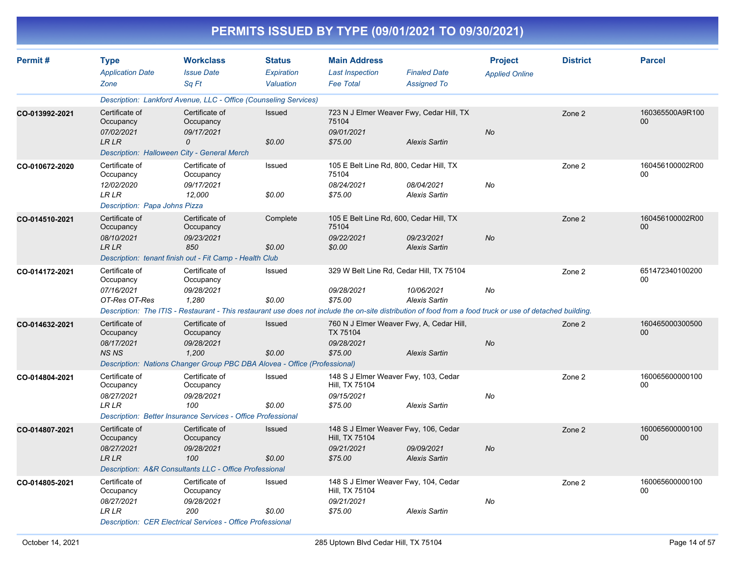# PERMITS ISSUED BY TYPE (09/01/2021 TO 09/30/2021)

| Permit # | Type / Application Date / Zone | Workclass / Issue Date / Sq Ft | Status / Expiration / Valuation | Main Address / Last Inspection / Fee Total | Finaled Date / Assigned To | Project / Applied Online | District | Parcel |
|---|---|---|---|---|---|---|---|---|
| | Description: Lankford Avenue, LLC - Office (Counseling Services) | | | | | | | |
| CO-013992-2021 | Certificate of Occupancy | Certificate of Occupancy | Issued | 723 N J Elmer Weaver Fwy, Cedar Hill, TX 75104 | | | Zone 2 | 160365500A9R10000 |
| | 07/02/2021 | 09/17/2021 | | 09/01/2021 | | No | | |
| | LR LR | 0 | $0.00 | $75.00 | Alexis Sartin | | | |
| | Description: Halloween City - General Merch | | | | | | | |
| CO-010672-2020 | Certificate of Occupancy | Certificate of Occupancy | Issued | 105 E Belt Line Rd, 800, Cedar Hill, TX 75104 | | | Zone 2 | 160456100002R0000 |
| | 12/02/2020 | 09/17/2021 | | 08/24/2021 | 08/04/2021 | No | | |
| | LR LR | 12,000 | $0.00 | $75.00 | Alexis Sartin | | | |
| | Description: Papa Johns Pizza | | | | | | | |
| CO-014510-2021 | Certificate of Occupancy | Certificate of Occupancy | Complete | 105 E Belt Line Rd, 600, Cedar Hill, TX 75104 | | | Zone 2 | 160456100002R0000 |
| | 08/10/2021 | 09/23/2021 | | 09/22/2021 | 09/23/2021 | No | | |
| | LR LR | 850 | $0.00 | $0.00 | Alexis Sartin | | | |
| | Description: tenant finish out - Fit Camp - Health Club | | | | | | | |
| CO-014172-2021 | Certificate of Occupancy | Certificate of Occupancy | Issued | 329 W Belt Line Rd, Cedar Hill, TX 75104 | | | Zone 2 | 65147234010020000 |
| | 07/16/2021 | 09/28/2021 | | 09/28/2021 | 10/06/2021 | No | | |
| | OT-Res OT-Res | 1,280 | $0.00 | $75.00 | Alexis Sartin | | | |
| | Description: The ITIS - Restaurant - This restaurant use does not include the on-site distribution of food from a food truck or use of detached building. | | | | | | | |
| CO-014632-2021 | Certificate of Occupancy | Certificate of Occupancy | Issued | 760 N J Elmer Weaver Fwy, A, Cedar Hill, TX 75104 | | | Zone 2 | 16046500030050000 |
| | 08/17/2021 | 09/28/2021 | | 09/28/2021 | | No | | |
| | NS NS | 1,200 | $0.00 | $75.00 | Alexis Sartin | | | |
| | Description: Nations Changer Group PBC DBA Alovea - Office (Professional) | | | | | | | |
| CO-014804-2021 | Certificate of Occupancy | Certificate of Occupancy | Issued | 148 S J Elmer Weaver Fwy, 103, Cedar Hill, TX 75104 | | | Zone 2 | 16006560000010000 |
| | 08/27/2021 | 09/28/2021 | | 09/15/2021 | | No | | |
| | LR LR | 100 | $0.00 | $75.00 | Alexis Sartin | | | |
| | Description: Better Insurance Services - Office Professional | | | | | | | |
| CO-014807-2021 | Certificate of Occupancy | Certificate of Occupancy | Issued | 148 S J Elmer Weaver Fwy, 106, Cedar Hill, TX 75104 | | | Zone 2 | 16006560000010000 |
| | 08/27/2021 | 09/28/2021 | | 09/21/2021 | 09/09/2021 | No | | |
| | LR LR | 100 | $0.00 | $75.00 | Alexis Sartin | | | |
| | Description: A&R Consultants LLC - Office Professional | | | | | | | |
| CO-014805-2021 | Certificate of Occupancy | Certificate of Occupancy | Issued | 148 S J Elmer Weaver Fwy, 104, Cedar Hill, TX 75104 | | | Zone 2 | 16006560000010000 |
| | 08/27/2021 | 09/28/2021 | | 09/21/2021 | | No | | |
| | LR LR | 200 | $0.00 | $75.00 | Alexis Sartin | | | |
| | Description: CER Electrical Services - Office Professional | | | | | | | |

October 14, 2021 — 285 Uptown Blvd Cedar Hill, TX 75104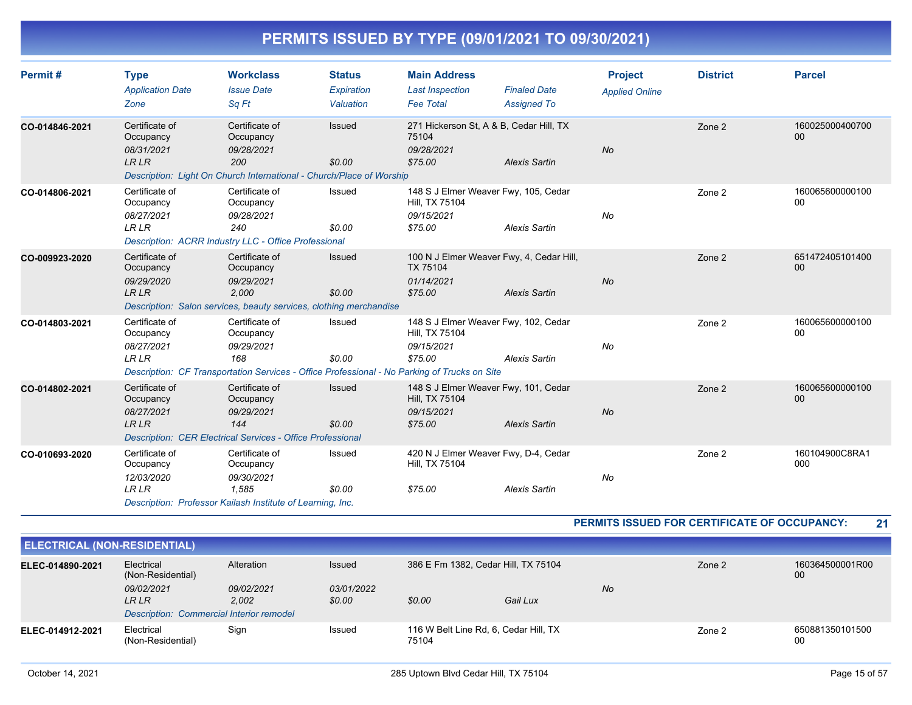# PERMITS ISSUED BY TYPE (09/01/2021 TO 09/30/2021)

| Permit # | Type / Application Date / Zone | Workclass / Issue Date / Sq Ft | Status / Expiration / Valuation | Main Address / Last Inspection / Fee Total | Finaled Date / Assigned To | Project / Applied Online | District | Parcel |
|---|---|---|---|---|---|---|---|---|
| CO-014846-2021 | Certificate of Occupancy<br>08/31/2021<br>LR LR | Certificate of Occupancy<br>09/28/2021<br>200 | Issued<br><br>$0.00 | 271 Hickerson St, A & B, Cedar Hill, TX 75104<br>09/28/2021<br>$75.00 | <br><br>Alexis Sartin | <br>No | Zone 2 | 16002500040070000 |
| | Description: Light On Church International - Church/Place of Worship | | | | | | | |
| CO-014806-2021 | Certificate of Occupancy<br>08/27/2021<br>LR LR | Certificate of Occupancy<br>09/28/2021<br>240 | Issued<br><br>$0.00 | 148 S J Elmer Weaver Fwy, 105, Cedar Hill, TX 75104<br>09/15/2021<br>$75.00 | <br><br>Alexis Sartin | <br>No | Zone 2 | 16006560000010000 |
| | Description: ACRR Industry LLC - Office Professional | | | | | | | |
| CO-009923-2020 | Certificate of Occupancy<br>09/29/2020<br>LR LR | Certificate of Occupancy<br>09/29/2021<br>2,000 | Issued<br><br>$0.00 | 100 N J Elmer Weaver Fwy, 4, Cedar Hill, TX 75104<br>01/14/2021<br>$75.00 | <br><br>Alexis Sartin | <br>No | Zone 2 | 65147240510140000 |
| | Description: Salon services, beauty services, clothing merchandise | | | | | | | |
| CO-014803-2021 | Certificate of Occupancy<br>08/27/2021<br>LR LR | Certificate of Occupancy<br>09/29/2021<br>168 | Issued<br><br>$0.00 | 148 S J Elmer Weaver Fwy, 102, Cedar Hill, TX 75104<br>09/15/2021<br>$75.00 | <br><br>Alexis Sartin | <br>No | Zone 2 | 16006560000010000 |
| | Description: CF Transportation Services - Office Professional - No Parking of Trucks on Site | | | | | | | |
| CO-014802-2021 | Certificate of Occupancy<br>08/27/2021<br>LR LR | Certificate of Occupancy<br>09/29/2021<br>144 | Issued<br><br>$0.00 | 148 S J Elmer Weaver Fwy, 101, Cedar Hill, TX 75104<br>09/15/2021<br>$75.00 | <br><br>Alexis Sartin | <br>No | Zone 2 | 16006560000010000 |
| | Description: CER Electrical Services - Office Professional | | | | | | | |
| CO-010693-2020 | Certificate of Occupancy<br>12/03/2020<br>LR LR | Certificate of Occupancy<br>09/30/2021<br>1,585 | Issued<br><br>$0.00 | 420 N J Elmer Weaver Fwy, D-4, Cedar Hill, TX 75104<br><br>$75.00 | <br><br>Alexis Sartin | <br>No | Zone 2 | 160104900C8RA1000 |
| | Description: Professor Kailash Institute of Learning, Inc. | | | | | | | |

**PERMITS ISSUED FOR CERTIFICATE OF OCCUPANCY: 21**

## ELECTRICAL (NON-RESIDENTIAL)

| Permit # | Type / Application Date / Zone | Workclass / Issue Date / Sq Ft | Status / Expiration / Valuation | Main Address / Last Inspection / Fee Total | Finaled Date / Assigned To | Project / Applied Online | District | Parcel |
|---|---|---|---|---|---|---|---|---|
| ELEC-014890-2021 | Electrical (Non-Residential)<br>09/02/2021<br>LR LR | Alteration<br>09/02/2021<br>2,002 | Issued<br>03/01/2022<br>$0.00 | 386 E Fm 1382, Cedar Hill, TX 75104<br><br>$0.00 | <br><br>Gail Lux | <br>No | Zone 2 | 160364500001R0000 |
| | Description: Commercial Interior remodel | | | | | | | |
| ELEC-014912-2021 | Electrical (Non-Residential) | Sign | Issued | 116 W Belt Line Rd, 6, Cedar Hill, TX 75104 | | | Zone 2 | 65088135010150000 |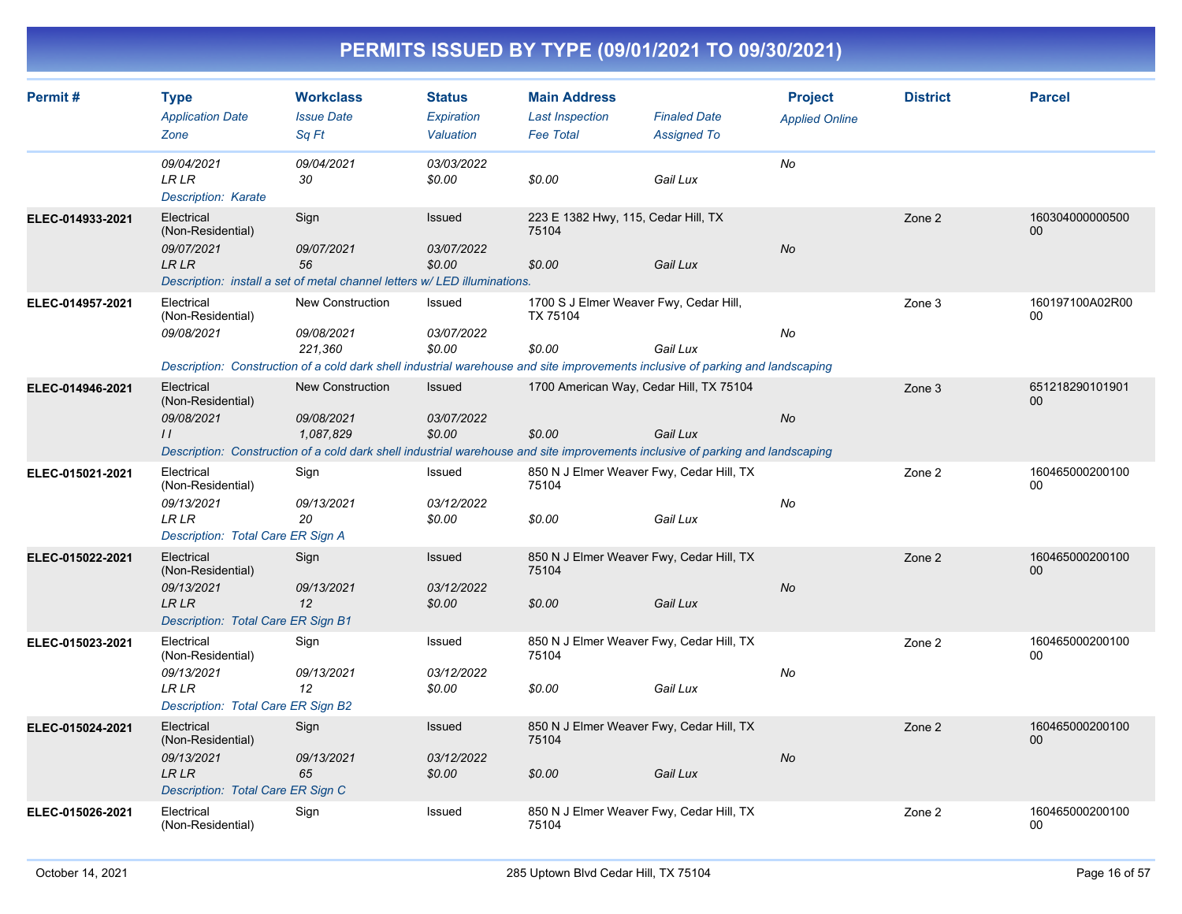# PERMITS ISSUED BY TYPE (09/01/2021 TO 09/30/2021)

| Permit # | Type / Application Date / Zone | Workclass / Issue Date / Sq Ft | Status / Expiration / Valuation | Main Address / Last Inspection / Fee Total | Finaled Date / Assigned To | Project / Applied Online | District | Parcel |
|---|---|---|---|---|---|---|---|---|
| | 09/04/2021<br>LR LR | 09/04/2021<br>30 | 03/03/2022<br>$0.00 | <br>$0.00 | <br>Gail Lux | No | | |
| | Description: Karate | | | | | | | |
| ELEC-014933-2021 | Electrical (Non-Residential)<br>09/07/2021<br>LR LR | Sign<br>09/07/2021<br>56 | Issued<br>03/07/2022<br>$0.00 | 223 E 1382 Hwy, 115, Cedar Hill, TX 75104<br><br>$0.00 | <br>Gail Lux | No | Zone 2 | 16030400000050000 |
| | Description: install a set of metal channel letters w/ LED illuminations. | | | | | | | |
| ELEC-014957-2021 | Electrical (Non-Residential)<br>09/08/2021 | New Construction<br>09/08/2021<br>221,360 | Issued<br>03/07/2022<br>$0.00 | 1700 S J Elmer Weaver Fwy, Cedar Hill, TX 75104<br><br>$0.00 | <br>Gail Lux | No | Zone 3 | 160197100A02R0000 |
| | Description: Construction of a cold dark shell industrial warehouse and site improvements inclusive of parking and landscaping | | | | | | | |
| ELEC-014946-2021 | Electrical (Non-Residential)<br>09/08/2021<br>I I | New Construction<br>09/08/2021<br>1,087,829 | Issued<br>03/07/2022<br>$0.00 | 1700 American Way, Cedar Hill, TX 75104<br><br>$0.00 | <br>Gail Lux | No | Zone 3 | 65121829010190100 |
| | Description: Construction of a cold dark shell industrial warehouse and site improvements inclusive of parking and landscaping | | | | | | | |
| ELEC-015021-2021 | Electrical (Non-Residential)<br>09/13/2021<br>LR LR | Sign<br>09/13/2021<br>20 | Issued<br>03/12/2022<br>$0.00 | 850 N J Elmer Weaver Fwy, Cedar Hill, TX 75104<br><br>$0.00 | <br>Gail Lux | No | Zone 2 | 16046500020010000 |
| | Description: Total Care ER Sign A | | | | | | | |
| ELEC-015022-2021 | Electrical (Non-Residential)<br>09/13/2021<br>LR LR | Sign<br>09/13/2021<br>12 | Issued<br>03/12/2022<br>$0.00 | 850 N J Elmer Weaver Fwy, Cedar Hill, TX 75104<br><br>$0.00 | <br>Gail Lux | No | Zone 2 | 16046500020010000 |
| | Description: Total Care ER Sign B1 | | | | | | | |
| ELEC-015023-2021 | Electrical (Non-Residential)<br>09/13/2021<br>LR LR | Sign<br>09/13/2021<br>12 | Issued<br>03/12/2022<br>$0.00 | 850 N J Elmer Weaver Fwy, Cedar Hill, TX 75104<br><br>$0.00 | <br>Gail Lux | No | Zone 2 | 16046500020010000 |
| | Description: Total Care ER Sign B2 | | | | | | | |
| ELEC-015024-2021 | Electrical (Non-Residential)<br>09/13/2021<br>LR LR | Sign<br>09/13/2021<br>65 | Issued<br>03/12/2022<br>$0.00 | 850 N J Elmer Weaver Fwy, Cedar Hill, TX 75104<br><br>$0.00 | <br>Gail Lux | No | Zone 2 | 16046500020010000 |
| | Description: Total Care ER Sign C | | | | | | | |
| ELEC-015026-2021 | Electrical (Non-Residential) | Sign | Issued | 850 N J Elmer Weaver Fwy, Cedar Hill, TX 75104 | | | Zone 2 | 16046500020010000 |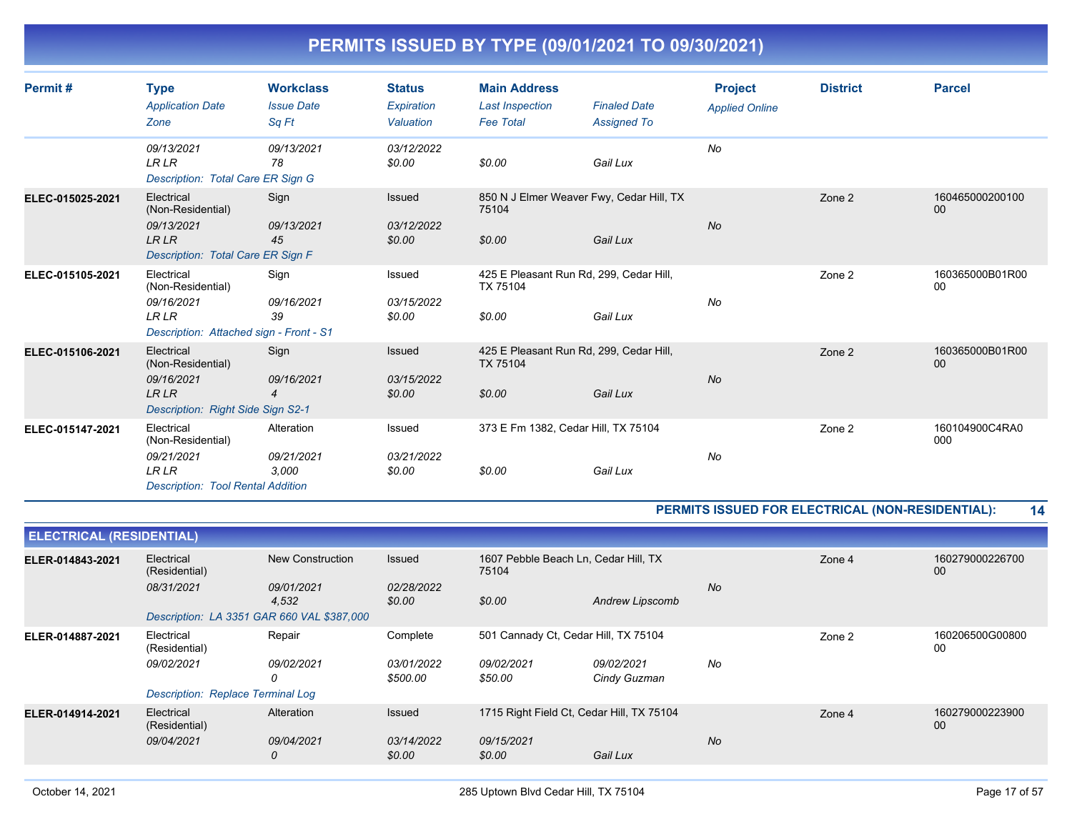# PERMITS ISSUED BY TYPE (09/01/2021 TO 09/30/2021)

| Permit # | Type / Application Date / Zone | Workclass / Issue Date / Sq Ft | Status / Expiration / Valuation | Main Address / Last Inspection / Fee Total | Finaled Date / Assigned To | Project / Applied Online | District | Parcel |
|---|---|---|---|---|---|---|---|---|
| | 09/13/2021 | 09/13/2021 | 03/12/2022 | | | No | | |
| | LR LR | 78 | $0.00 | $0.00 | Gail Lux | | | |
| | Description: Total Care ER Sign G | | | | | | | |
| ELEC-015025-2021 | Electrical (Non-Residential) | Sign | Issued | 850 N J Elmer Weaver Fwy, Cedar Hill, TX 75104 | | | Zone 2 | 16046500020010000 |
| | 09/13/2021 | 09/13/2021 | 03/12/2022 | | | No | | |
| | LR LR | 45 | $0.00 | $0.00 | Gail Lux | | | |
| | Description: Total Care ER Sign F | | | | | | | |
| ELEC-015105-2021 | Electrical (Non-Residential) | Sign | Issued | 425 E Pleasant Run Rd, 299, Cedar Hill, TX 75104 | | | Zone 2 | 160365000B01R0000 |
| | 09/16/2021 | 09/16/2021 | 03/15/2022 | | | No | | |
| | LR LR | 39 | $0.00 | $0.00 | Gail Lux | | | |
| | Description: Attached sign - Front - S1 | | | | | | | |
| ELEC-015106-2021 | Electrical (Non-Residential) | Sign | Issued | 425 E Pleasant Run Rd, 299, Cedar Hill, TX 75104 | | | Zone 2 | 160365000B01R0000 |
| | 09/16/2021 | 09/16/2021 | 03/15/2022 | | | No | | |
| | LR LR | 4 | $0.00 | $0.00 | Gail Lux | | | |
| | Description: Right Side Sign S2-1 | | | | | | | |
| ELEC-015147-2021 | Electrical (Non-Residential) | Alteration | Issued | 373 E Fm 1382, Cedar Hill, TX 75104 | | | Zone 2 | 160104900C4RA0000 |
| | 09/21/2021 | 09/21/2021 | 03/21/2022 | | | No | | |
| | LR LR | 3,000 | $0.00 | $0.00 | Gail Lux | | | |
| | Description: Tool Rental Addition | | | | | | | |

**PERMITS ISSUED FOR ELECTRICAL (NON-RESIDENTIAL): 14**

## ELECTRICAL (RESIDENTIAL)

| Permit # | Type / Application Date / Zone | Workclass / Issue Date / Sq Ft | Status / Expiration / Valuation | Main Address / Last Inspection / Fee Total | Finaled Date / Assigned To | Project / Applied Online | District | Parcel |
|---|---|---|---|---|---|---|---|---|
| ELER-014843-2021 | Electrical (Residential) | New Construction | Issued | 1607 Pebble Beach Ln, Cedar Hill, TX 75104 | | | Zone 4 | 16027900022670000 |
| | 08/31/2021 | 09/01/2021 | 02/28/2022 | | | No | | |
| | | 4,532 | $0.00 | $0.00 | Andrew Lipscomb | | | |
| | Description: LA 3351 GAR 660 VAL $387,000 | | | | | | | |
| ELER-014887-2021 | Electrical (Residential) | Repair | Complete | 501 Cannady Ct, Cedar Hill, TX 75104 | | | Zone 2 | 160206500G0080000 |
| | 09/02/2021 | 09/02/2021 | 03/01/2022 | 09/02/2021 | 09/02/2021 | No | | |
| | | 0 | $500.00 | $50.00 | Cindy Guzman | | | |
| | Description: Replace Terminal Log | | | | | | | |
| ELER-014914-2021 | Electrical (Residential) | Alteration | Issued | 1715 Right Field Ct, Cedar Hill, TX 75104 | | | Zone 4 | 16027900022390000 |
| | 09/04/2021 | 09/04/2021 | 03/14/2022 | 09/15/2021 | | No | | |
| | | 0 | $0.00 | $0.00 | Gail Lux | | | |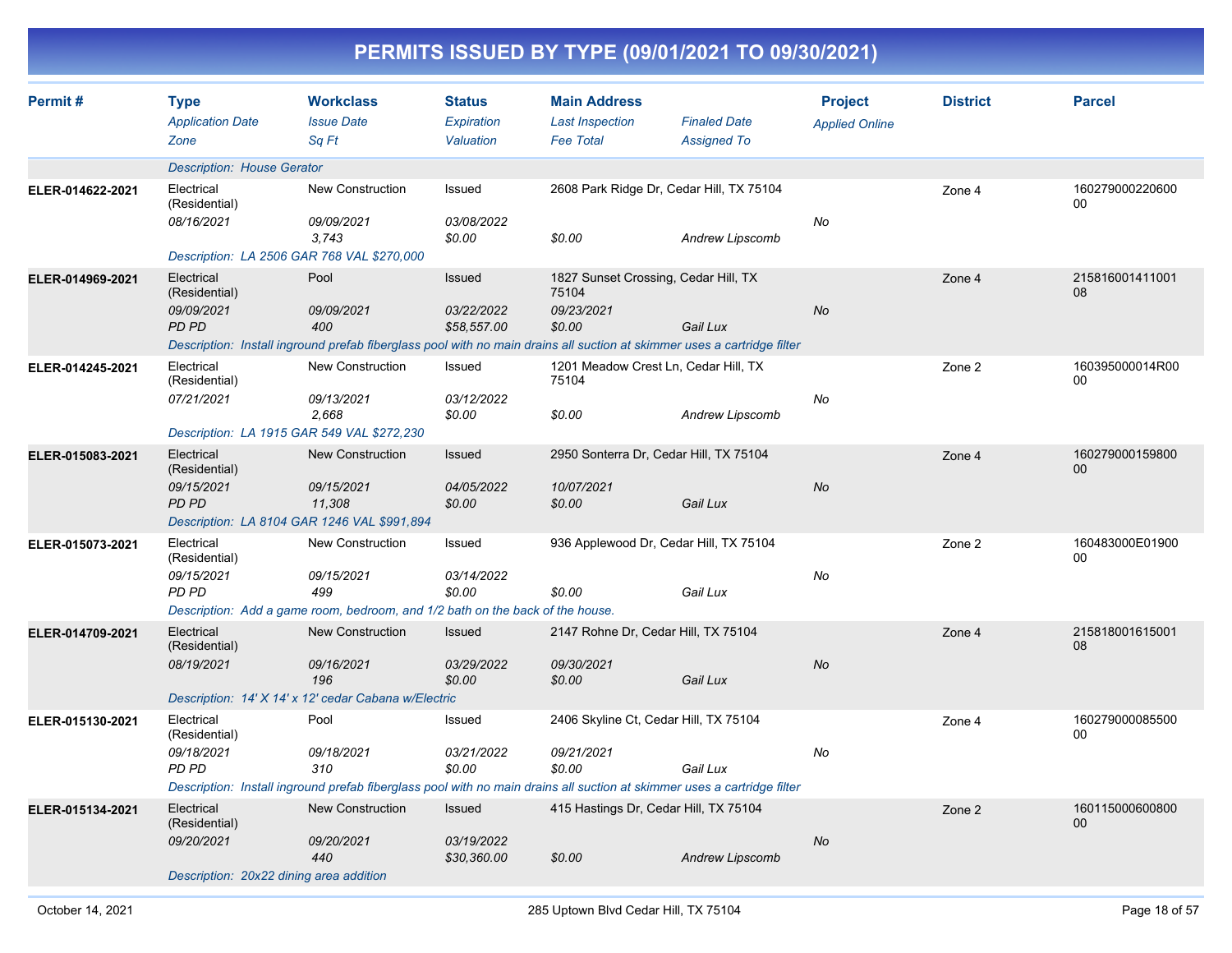# PERMITS ISSUED BY TYPE (09/01/2021 TO 09/30/2021)

| Permit # | Type<br>*Application Date*<br>*Zone* | Workclass<br>*Issue Date*<br>*Sq Ft* | Status<br>*Expiration*<br>*Valuation* | Main Address<br>*Last Inspection*<br>*Fee Total* | *Finaled Date*<br>*Assigned To* | Project<br>*Applied Online* | District | Parcel |
|---|---|---|---|---|---|---|---|---|
| | *Description: House Gerator* | | | | | | | |
| ELER-014622-2021 | Electrical (Residential)<br>*08/16/2021* | New Construction<br>*09/09/2021*<br>*3,743* | Issued<br>*03/08/2022*<br>*$0.00* | 2608 Park Ridge Dr, Cedar Hill, TX 75104<br><br>*$0.00* | <br><br>*Andrew Lipscomb* | <br>*No* | Zone 4 | 16027900022060000 |
| | *Description: LA 2506 GAR 768 VAL $270,000* | | | | | | | |
| ELER-014969-2021 | Electrical (Residential)<br>*09/09/2021*<br>*PD PD* | Pool<br>*09/09/2021*<br>*400* | Issued<br>*03/22/2022*<br>*$58,557.00* | 1827 Sunset Crossing, Cedar Hill, TX 75104<br>*09/23/2021*<br>*$0.00* | <br><br>*Gail Lux* | <br>*No* | Zone 4 | 21581600141100108 |
| | *Description: Install inground prefab fiberglass pool with no main drains all suction at skimmer uses a cartridge filter* | | | | | | | |
| ELER-014245-2021 | Electrical (Residential)<br>*07/21/2021* | New Construction<br>*09/13/2021*<br>*2,668* | Issued<br>*03/12/2022*<br>*$0.00* | 1201 Meadow Crest Ln, Cedar Hill, TX 75104<br><br>*$0.00* | <br><br>*Andrew Lipscomb* | <br>*No* | Zone 2 | 160395000014R0000 |
| | *Description: LA 1915 GAR 549 VAL $272,230* | | | | | | | |
| ELER-015083-2021 | Electrical (Residential)<br>*09/15/2021*<br>*PD PD* | New Construction<br>*09/15/2021*<br>*11,308* | Issued<br>*04/05/2022*<br>*$0.00* | 2950 Sonterra Dr, Cedar Hill, TX 75104<br>*10/07/2021*<br>*$0.00* | <br><br>*Gail Lux* | <br>*No* | Zone 4 | 16027900015980000 |
| | *Description: LA 8104 GAR 1246 VAL $991,894* | | | | | | | |
| ELER-015073-2021 | Electrical (Residential)<br>*09/15/2021*<br>*PD PD* | New Construction<br>*09/15/2021*<br>*499* | Issued<br>*03/14/2022*<br>*$0.00* | 936 Applewood Dr, Cedar Hill, TX 75104<br><br>*$0.00* | <br><br>*Gail Lux* | <br>*No* | Zone 2 | 160483000E0190000 |
| | *Description: Add a game room, bedroom, and 1/2 bath on the back of the house.* | | | | | | | |
| ELER-014709-2021 | Electrical (Residential)<br>*08/19/2021* | New Construction<br>*09/16/2021*<br>*196* | Issued<br>*03/29/2022*<br>*$0.00* | 2147 Rohne Dr, Cedar Hill, TX 75104<br>*09/30/2021*<br>*$0.00* | <br><br>*Gail Lux* | <br>*No* | Zone 4 | 21581800161500108 |
| | *Description: 14' X 14' x 12' cedar Cabana w/Electric* | | | | | | | |
| ELER-015130-2021 | Electrical (Residential)<br>*09/18/2021*<br>*PD PD* | Pool<br>*09/18/2021*<br>*310* | Issued<br>*03/21/2022*<br>*$0.00* | 2406 Skyline Ct, Cedar Hill, TX 75104<br>*09/21/2021*<br>*$0.00* | <br><br>*Gail Lux* | <br>*No* | Zone 4 | 16027900008550000 |
| | *Description: Install inground prefab fiberglass pool with no main drains all suction at skimmer uses a cartridge filter* | | | | | | | |
| ELER-015134-2021 | Electrical (Residential)<br>*09/20/2021* | New Construction<br>*09/20/2021*<br>*440* | Issued<br>*03/19/2022*<br>*$30,360.00* | 415 Hastings Dr, Cedar Hill, TX 75104<br><br>*$0.00* | <br><br>*Andrew Lipscomb* | <br>*No* | Zone 2 | 16011500060080000 |
| | *Description: 20x22 dining area addition* | | | | | | | |

October 14, 2021 — 285 Uptown Blvd Cedar Hill, TX 75104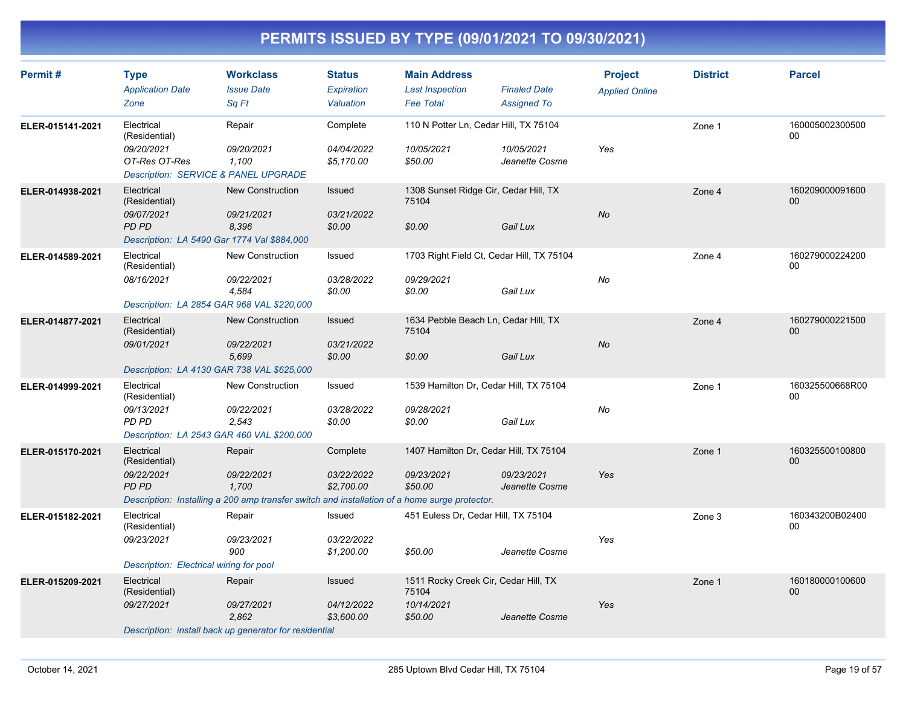# PERMITS ISSUED BY TYPE (09/01/2021 TO 09/30/2021)

| Permit # | Type / Application Date / Zone | Workclass / Issue Date / Sq Ft | Status / Expiration / Valuation | Main Address / Last Inspection / Fee Total | Finaled Date / Assigned To | Project / Applied Online | District | Parcel |
|---|---|---|---|---|---|---|---|---|
| ELER-015141-2021 | Electrical (Residential) / 09/20/2021 / OT-Res OT-Res | Repair / 09/20/2021 / 1,100 | Complete / 04/04/2022 / $5,170.00 | 110 N Potter Ln, Cedar Hill, TX 75104 / 10/05/2021 / $50.00 | 10/05/2021 / Jeanette Cosme | Yes | Zone 1 | 16000500230050000 |
| | Description: SERVICE & PANEL UPGRADE | | | | | | | |
| ELER-014938-2021 | Electrical (Residential) / 09/07/2021 / PD PD | New Construction / 09/21/2021 / 8,396 | Issued / 03/21/2022 / $0.00 | 1308 Sunset Ridge Cir, Cedar Hill, TX 75104 / / $0.00 | Gail Lux | No | Zone 4 | 16020900009160000 |
| | Description: LA 5490 Gar 1774 Val $884,000 | | | | | | | |
| ELER-014589-2021 | Electrical (Residential) / 08/16/2021 | New Construction / 09/22/2021 / 4,584 | Issued / 03/28/2022 / $0.00 | 1703 Right Field Ct, Cedar Hill, TX 75104 / 09/29/2021 / $0.00 | Gail Lux | No | Zone 4 | 16027900022420000 |
| | Description: LA 2854 GAR 968 VAL $220,000 | | | | | | | |
| ELER-014877-2021 | Electrical (Residential) / 09/01/2021 | New Construction / 09/22/2021 / 5,699 | Issued / 03/21/2022 / $0.00 | 1634 Pebble Beach Ln, Cedar Hill, TX 75104 / / $0.00 | Gail Lux | No | Zone 4 | 16027900022150000 |
| | Description: LA 4130 GAR 738 VAL $625,000 | | | | | | | |
| ELER-014999-2021 | Electrical (Residential) / 09/13/2021 / PD PD | New Construction / 09/22/2021 / 2,543 | Issued / 03/28/2022 / $0.00 | 1539 Hamilton Dr, Cedar Hill, TX 75104 / 09/28/2021 / $0.00 | Gail Lux | No | Zone 1 | 160325500668R0000 |
| | Description: LA 2543 GAR 460 VAL $200,000 | | | | | | | |
| ELER-015170-2021 | Electrical (Residential) / 09/22/2021 / PD PD | Repair / 09/22/2021 / 1,700 | Complete / 03/22/2022 / $2,700.00 | 1407 Hamilton Dr, Cedar Hill, TX 75104 / 09/23/2021 / $50.00 | 09/23/2021 / Jeanette Cosme | Yes | Zone 1 | 16032550010080000 |
| | Description: Installing a 200 amp transfer switch and installation of a home surge protector. | | | | | | | |
| ELER-015182-2021 | Electrical (Residential) / 09/23/2021 | Repair / 09/23/2021 / 900 | Issued / 03/22/2022 / $1,200.00 | 451 Euless Dr, Cedar Hill, TX 75104 / / $50.00 | Jeanette Cosme | Yes | Zone 3 | 160343200B0240000 |
| | Description: Electrical wiring for pool | | | | | | | |
| ELER-015209-2021 | Electrical (Residential) / 09/27/2021 | Repair / 09/27/2021 / 2,862 | Issued / 04/12/2022 / $3,600.00 | 1511 Rocky Creek Cir, Cedar Hill, TX 75104 / 10/14/2021 / $50.00 | Jeanette Cosme | Yes | Zone 1 | 16018000010060000 |
| | Description: install back up generator for residential | | | | | | | |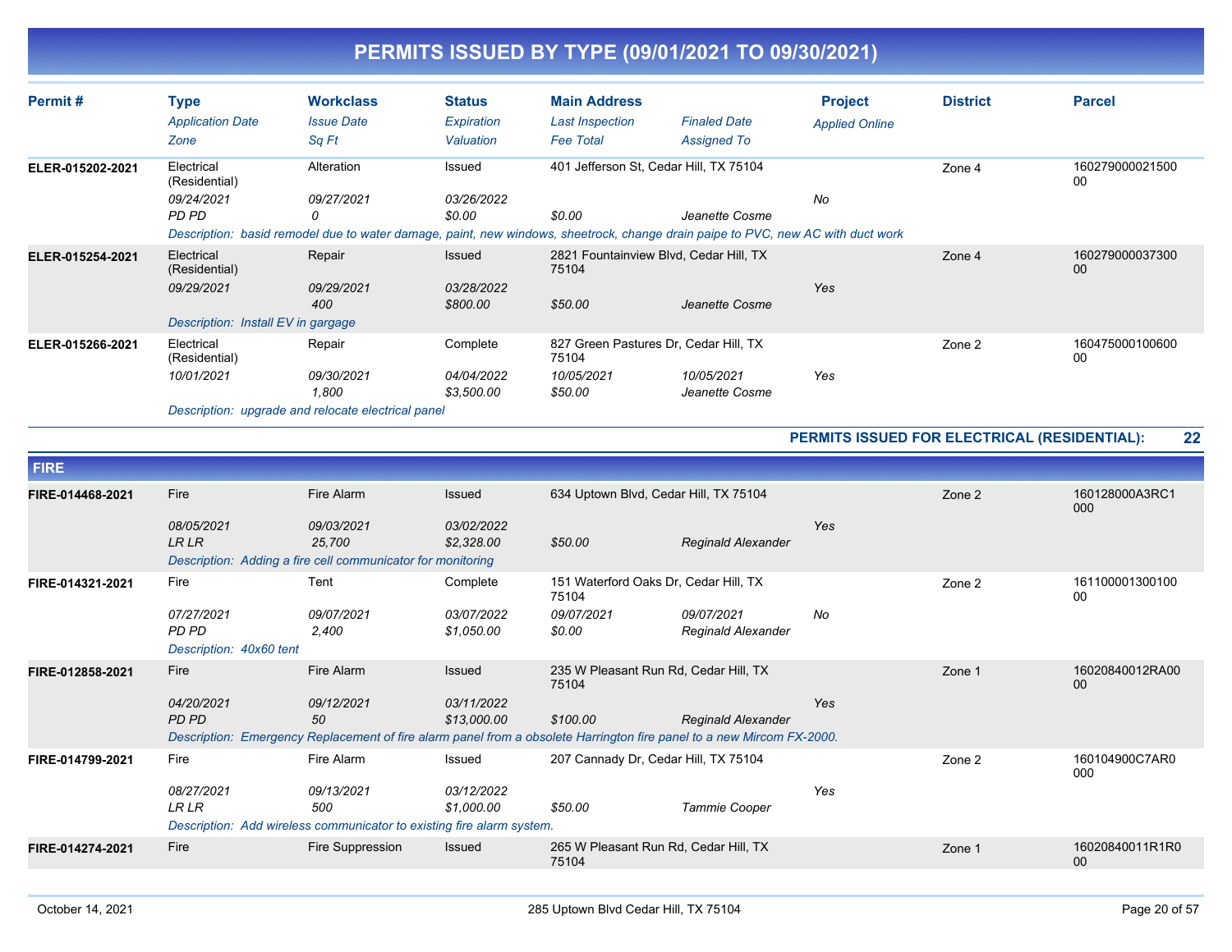# PERMITS ISSUED BY TYPE (09/01/2021 TO 09/30/2021)

| Permit # | Type / *Application Date* / *Zone* | Workclass / *Issue Date* / *Sq Ft* | Status / *Expiration* / *Valuation* | Main Address / *Last Inspection* / *Fee Total* | *Finaled Date* / *Assigned To* | Project / *Applied Online* | District | Parcel |
|---|---|---|---|---|---|---|---|---|
| ELER-015202-2021 | Electrical (Residential) | Alteration | Issued | 401 Jefferson St, Cedar Hill, TX 75104 | | | Zone 4 | 16027900002150000 |
| | *09/24/2021* | *09/27/2021* | *03/26/2022* | | | *No* | | |
| | *PD PD* | *0* | *$0.00* | *$0.00* | *Jeanette Cosme* | | | |
| | *Description: basid remodel due to water damage, paint, new windows, sheetrock, change drain paipe to PVC, new AC with duct work* | | | | | | | |
| ELER-015254-2021 | Electrical (Residential) | Repair | Issued | 2821 Fountainview Blvd, Cedar Hill, TX 75104 | | | Zone 4 | 16027900003730000 |
| | *09/29/2021* | *09/29/2021* | *03/28/2022* | | | *Yes* | | |
| | | *400* | *$800.00* | *$50.00* | *Jeanette Cosme* | | | |
| | *Description: Install EV in gargage* | | | | | | | |
| ELER-015266-2021 | Electrical (Residential) | Repair | Complete | 827 Green Pastures Dr, Cedar Hill, TX 75104 | | | Zone 2 | 16047500010060000 |
| | *10/01/2021* | *09/30/2021* | *04/04/2022* | *10/05/2021* | *10/05/2021* | *Yes* | | |
| | | *1,800* | *$3,500.00* | *$50.00* | *Jeanette Cosme* | | | |
| | *Description: upgrade and relocate electrical panel* | | | | | | | |

**PERMITS ISSUED FOR ELECTRICAL (RESIDENTIAL): 22**

## FIRE

| Permit # | Type / *Application Date* / *Zone* | Workclass / *Issue Date* / *Sq Ft* | Status / *Expiration* / *Valuation* | Main Address / *Last Inspection* / *Fee Total* | *Finaled Date* / *Assigned To* | Project / *Applied Online* | District | Parcel |
|---|---|---|---|---|---|---|---|---|
| FIRE-014468-2021 | Fire | Fire Alarm | Issued | 634 Uptown Blvd, Cedar Hill, TX 75104 | | | Zone 2 | 160128000A3RC1000 |
| | *08/05/2021* | *09/03/2021* | *03/02/2022* | | | *Yes* | | |
| | *LR LR* | *25,700* | *$2,328.00* | *$50.00* | *Reginald Alexander* | | | |
| | *Description: Adding a fire cell communicator for monitoring* | | | | | | | |
| FIRE-014321-2021 | Fire | Tent | Complete | 151 Waterford Oaks Dr, Cedar Hill, TX 75104 | | | Zone 2 | 16110000130010000 |
| | *07/27/2021* | *09/07/2021* | *03/07/2022* | *09/07/2021* | *09/07/2021* | *No* | | |
| | *PD PD* | *2,400* | *$1,050.00* | *$0.00* | *Reginald Alexander* | | | |
| | *Description: 40x60 tent* | | | | | | | |
| FIRE-012858-2021 | Fire | Fire Alarm | Issued | 235 W Pleasant Run Rd, Cedar Hill, TX 75104 | | | Zone 1 | 16020840012RA0000 |
| | *04/20/2021* | *09/12/2021* | *03/11/2022* | | | *Yes* | | |
| | *PD PD* | *50* | *$13,000.00* | *$100.00* | *Reginald Alexander* | | | |
| | *Description: Emergency Replacement of fire alarm panel from a obsolete Harrington fire panel to a new Mircom FX-2000.* | | | | | | | |
| FIRE-014799-2021 | Fire | Fire Alarm | Issued | 207 Cannady Dr, Cedar Hill, TX 75104 | | | Zone 2 | 160104900C7AR0000 |
| | *08/27/2021* | *09/13/2021* | *03/12/2022* | | | *Yes* | | |
| | *LR LR* | *500* | *$1,000.00* | *$50.00* | *Tammie Cooper* | | | |
| | *Description: Add wireless communicator to existing fire alarm system.* | | | | | | | |
| FIRE-014274-2021 | Fire | Fire Suppression | Issued | 265 W Pleasant Run Rd, Cedar Hill, TX 75104 | | | Zone 1 | 16020840011R1R000 |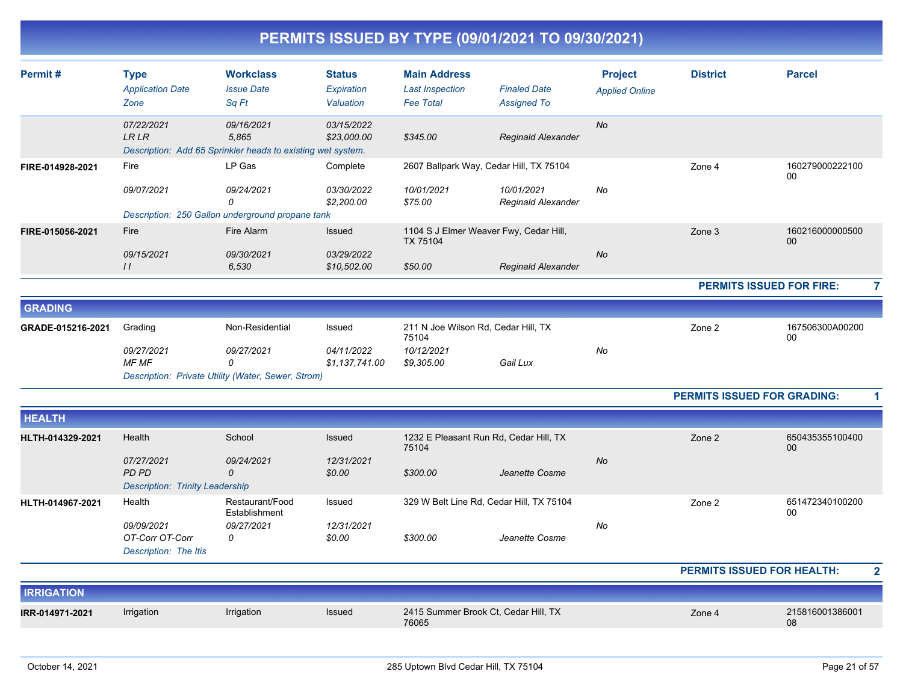# PERMITS ISSUED BY TYPE (09/01/2021 TO 09/30/2021)

| Permit # | Type / Application Date / Zone | Workclass / Issue Date / Sq Ft | Status / Expiration / Valuation | Main Address / Last Inspection / Fee Total | Finaled Date / Assigned To | Project / Applied Online | District | Parcel |
|---|---|---|---|---|---|---|---|---|
| | 07/22/2021 | 09/16/2021 | 03/15/2022 | | | No | | |
| | LR LR | 5,865 | $23,000.00 | $345.00 | Reginald Alexander | | | |
| | Description: Add 65 Sprinkler heads to existing wet system. | | | | | | | |
| FIRE-014928-2021 | Fire | LP Gas | Complete | 2607 Ballpark Way, Cedar Hill, TX 75104 | | | Zone 4 | 16027900022210000 |
| | 09/07/2021 | 09/24/2021 | 03/30/2022 | 10/01/2021 | 10/01/2021 | No | | |
| | | 0 | $2,200.00 | $75.00 | Reginald Alexander | | | |
| | Description: 250 Gallon underground propane tank | | | | | | | |
| FIRE-015056-2021 | Fire | Fire Alarm | Issued | 1104 S J Elmer Weaver Fwy, Cedar Hill, TX 75104 | | | Zone 3 | 16021600000050000 |
| | 09/15/2021 | 09/30/2021 | 03/29/2022 | | | No | | |
| | I I | 6,530 | $10,502.00 | $50.00 | Reginald Alexander | | | |

**PERMITS ISSUED FOR FIRE: 7**

## GRADING

| Permit # | Type / Application Date / Zone | Workclass / Issue Date / Sq Ft | Status / Expiration / Valuation | Main Address / Last Inspection / Fee Total | Finaled Date / Assigned To | Project / Applied Online | District | Parcel |
|---|---|---|---|---|---|---|---|---|
| GRADE-015216-2021 | Grading | Non-Residential | Issued | 211 N Joe Wilson Rd, Cedar Hill, TX 75104 | | | Zone 2 | 167506300A00200 00 |
| | 09/27/2021 | 09/27/2021 | 04/11/2022 | 10/12/2021 | | No | | |
| | MF MF | 0 | $1,137,741.00 | $9,305.00 | Gail Lux | | | |
| | Description: Private Utility (Water, Sewer, Strom) | | | | | | | |

**PERMITS ISSUED FOR GRADING: 1**

## HEALTH

| Permit # | Type / Application Date / Zone | Workclass / Issue Date / Sq Ft | Status / Expiration / Valuation | Main Address / Last Inspection / Fee Total | Finaled Date / Assigned To | Project / Applied Online | District | Parcel |
|---|---|---|---|---|---|---|---|---|
| HLTH-014329-2021 | Health | School | Issued | 1232 E Pleasant Run Rd, Cedar Hill, TX 75104 | | | Zone 2 | 65043535510040000 |
| | 07/27/2021 | 09/24/2021 | 12/31/2021 | | | No | | |
| | PD PD | 0 | $0.00 | $300.00 | Jeanette Cosme | | | |
| | Description: Trinity Leadership | | | | | | | |
| HLTH-014967-2021 | Health | Restaurant/Food Establishment | Issued | 329 W Belt Line Rd, Cedar Hill, TX 75104 | | | Zone 2 | 65147234010020000 |
| | 09/09/2021 | 09/27/2021 | 12/31/2021 | | | No | | |
| | OT-Corr OT-Corr | 0 | $0.00 | $300.00 | Jeanette Cosme | | | |
| | Description: The Itis | | | | | | | |

**PERMITS ISSUED FOR HEALTH: 2**

## IRRIGATION

| Permit # | Type / Application Date / Zone | Workclass / Issue Date / Sq Ft | Status / Expiration / Valuation | Main Address / Last Inspection / Fee Total | Finaled Date / Assigned To | Project / Applied Online | District | Parcel |
|---|---|---|---|---|---|---|---|---|
| IRR-014971-2021 | Irrigation | Irrigation | Issued | 2415 Summer Brook Ct, Cedar Hill, TX 76065 | | | Zone 4 | 21581600138600108 |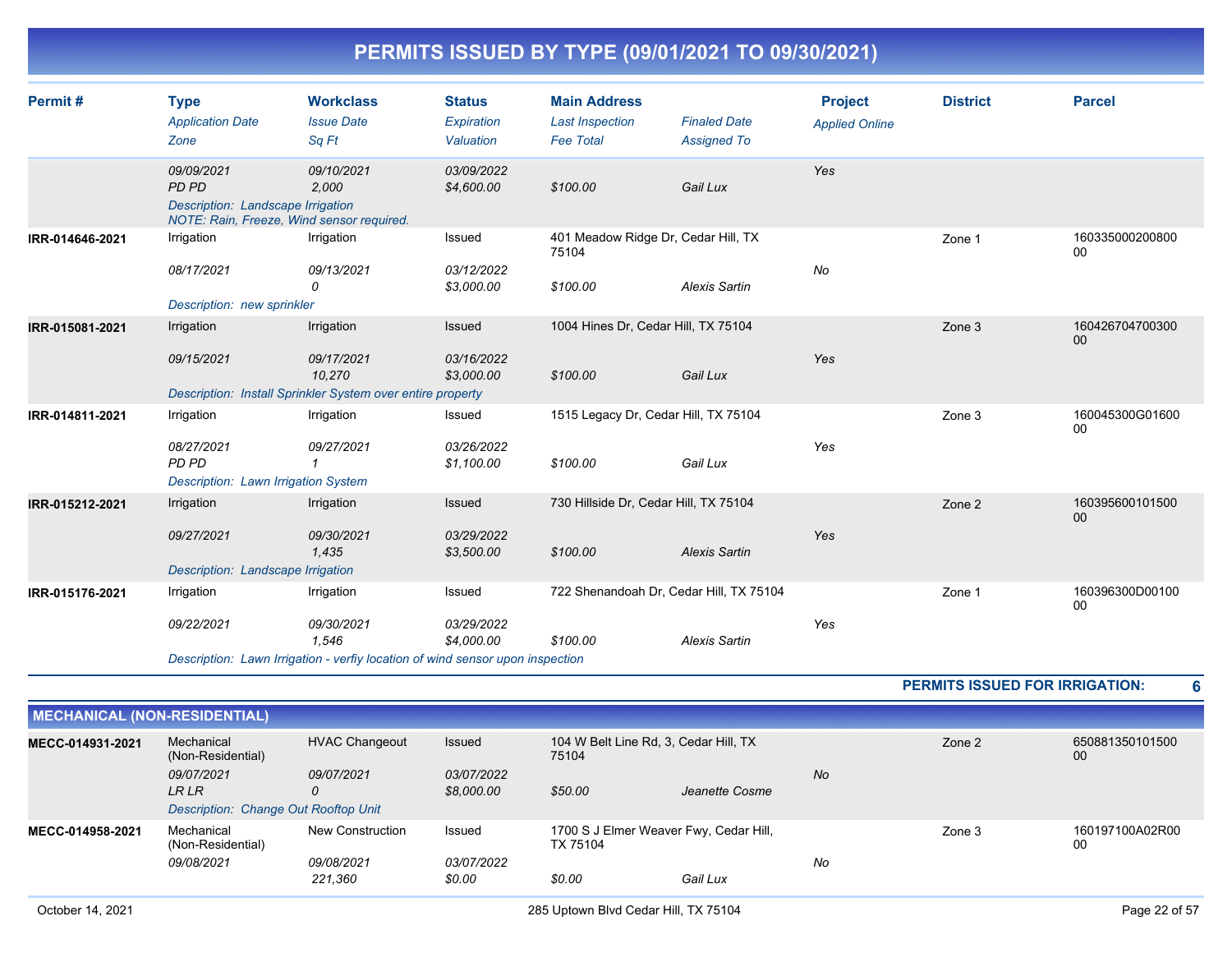# PERMITS ISSUED BY TYPE (09/01/2021 TO 09/30/2021)

| Permit # | Type / Application Date / Zone | Workclass / Issue Date / Sq Ft | Status / Expiration / Valuation | Main Address / Last Inspection / Fee Total | Finaled Date / Assigned To | Project / Applied Online | District | Parcel |
|---|---|---|---|---|---|---|---|---|
| | 09/09/2021<br>PD PD | 09/10/2021<br>2,000 | 03/09/2022<br>$4,600.00 | <br>$100.00 | <br>Gail Lux | Yes | | |
| | Description: Landscape Irrigation<br>NOTE: Rain, Freeze, Wind sensor required. | | | | | | | |
| IRR-014646-2021 | Irrigation<br>08/17/2021 | Irrigation<br>09/13/2021<br>0 | Issued<br>03/12/2022<br>$3,000.00 | 401 Meadow Ridge Dr, Cedar Hill, TX 75104<br><br>$100.00 | <br>Alexis Sartin | No | Zone 1 | 16033500020080000 |
| | Description: new sprinkler | | | | | | | |
| IRR-015081-2021 | Irrigation<br>09/15/2021 | Irrigation<br>09/17/2021<br>10,270 | Issued<br>03/16/2022<br>$3,000.00 | 1004 Hines Dr, Cedar Hill, TX 75104<br><br>$100.00 | <br>Gail Lux | Yes | Zone 3 | 16042670470030000 |
| | Description: Install Sprinkler System over entire property | | | | | | | |
| IRR-014811-2021 | Irrigation<br>08/27/2021<br>PD PD | Irrigation<br>09/27/2021<br>1 | Issued<br>03/26/2022<br>$1,100.00 | 1515 Legacy Dr, Cedar Hill, TX 75104<br><br>$100.00 | <br>Gail Lux | Yes | Zone 3 | 160045300G0160000 |
| | Description: Lawn Irrigation System | | | | | | | |
| IRR-015212-2021 | Irrigation<br>09/27/2021 | Irrigation<br>09/30/2021<br>1,435 | Issued<br>03/29/2022<br>$3,500.00 | 730 Hillside Dr, Cedar Hill, TX 75104<br><br>$100.00 | <br>Alexis Sartin | Yes | Zone 2 | 16039560010150000 |
| | Description: Landscape Irrigation | | | | | | | |
| IRR-015176-2021 | Irrigation<br>09/22/2021 | Irrigation<br>09/30/2021<br>1,546 | Issued<br>03/29/2022<br>$4,000.00 | 722 Shenandoah Dr, Cedar Hill, TX 75104<br><br>$100.00 | <br>Alexis Sartin | Yes | Zone 1 | 160396300D0010000 |
| | Description: Lawn Irrigation - verfiy location of wind sensor upon inspection | | | | | | | |

**PERMITS ISSUED FOR IRRIGATION: 6**

## MECHANICAL (NON-RESIDENTIAL)

| Permit # | Type / Application Date / Zone | Workclass / Issue Date / Sq Ft | Status / Expiration / Valuation | Main Address / Last Inspection / Fee Total | Finaled Date / Assigned To | Project / Applied Online | District | Parcel |
|---|---|---|---|---|---|---|---|---|
| MECC-014931-2021 | Mechanical (Non-Residential)<br>09/07/2021<br>LR LR | HVAC Changeout<br>09/07/2021<br>0 | Issued<br>03/07/2022<br>$8,000.00 | 104 W Belt Line Rd, 3, Cedar Hill, TX 75104<br><br>$50.00 | <br>Jeanette Cosme | No | Zone 2 | 65088135010150000 |
| | Description: Change Out Rooftop Unit | | | | | | | |
| MECC-014958-2021 | Mechanical (Non-Residential)<br>09/08/2021 | New Construction<br>09/08/2021<br>221,360 | Issued<br>03/07/2022<br>$0.00 | 1700 S J Elmer Weaver Fwy, Cedar Hill, TX 75104<br><br>$0.00 | <br>Gail Lux | No | Zone 3 | 160197100A02R0000 |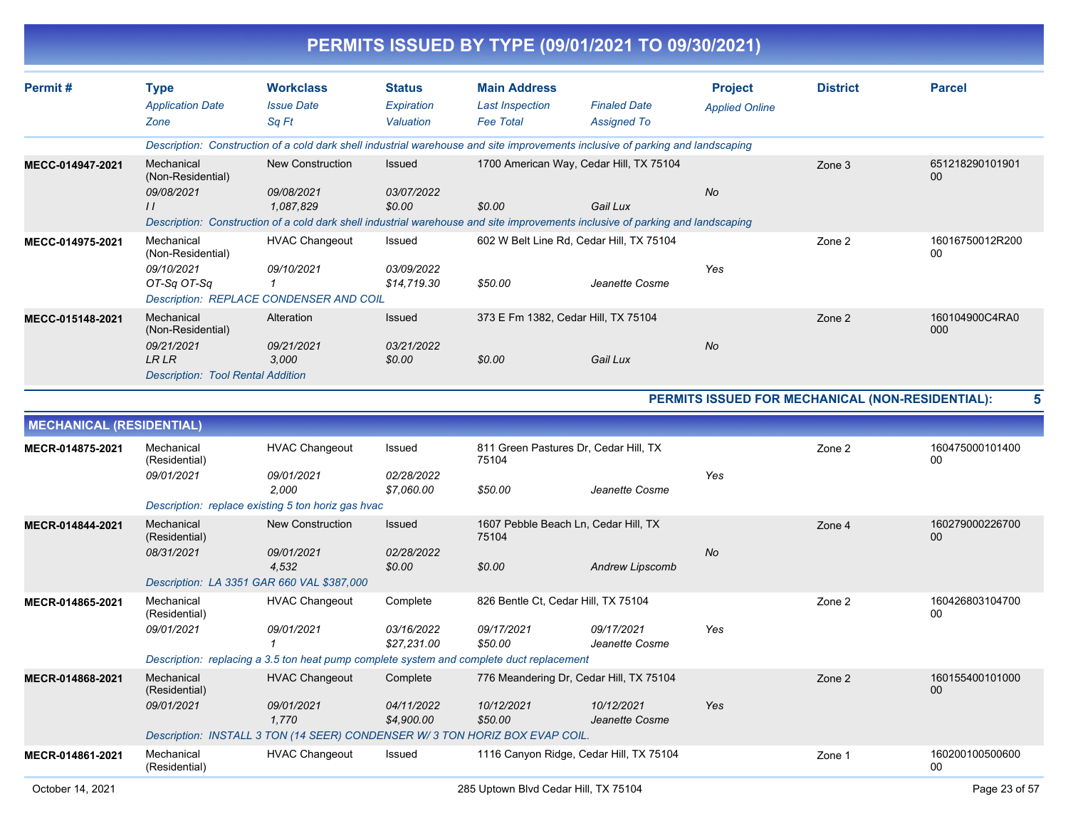# PERMITS ISSUED BY TYPE (09/01/2021 TO 09/30/2021)

| Permit # | Type / Application Date / Zone | Workclass / Issue Date / Sq Ft | Status / Expiration / Valuation | Main Address / Last Inspection / Fee Total | Finaled Date / Assigned To | Project / Applied Online | District | Parcel |
|---|---|---|---|---|---|---|---|---|
| | Description: Construction of a cold dark shell industrial warehouse and site improvements inclusive of parking and landscaping | | | | | | | |
| MECC-014947-2021 | Mechanical (Non-Residential) / 09/08/2021 / I I | New Construction / 09/08/2021 / 1,087,829 | Issued / 03/07/2022 / $0.00 | 1700 American Way, Cedar Hill, TX 75104 / / $0.00 | / Gail Lux | / No | Zone 3 | 65121829010190100 |
| | Description: Construction of a cold dark shell industrial warehouse and site improvements inclusive of parking and landscaping | | | | | | | |
| MECC-014975-2021 | Mechanical (Non-Residential) / 09/10/2021 / OT-Sq OT-Sq | HVAC Changeout / 09/10/2021 / 1 | Issued / 03/09/2022 / $14,719.30 | 602 W Belt Line Rd, Cedar Hill, TX 75104 / / $50.00 | / Jeanette Cosme | / Yes | Zone 2 | 16016750012R20000 |
| | Description: REPLACE CONDENSER AND COIL | | | | | | | |
| MECC-015148-2021 | Mechanical (Non-Residential) / 09/21/2021 / LR LR | Alteration / 09/21/2021 / 3,000 | Issued / 03/21/2022 / $0.00 | 373 E Fm 1382, Cedar Hill, TX 75104 / / $0.00 | / Gail Lux | / No | Zone 2 | 160104900C4RA0000 |
| | Description: Tool Rental Addition | | | | | | | |

**PERMITS ISSUED FOR MECHANICAL (NON-RESIDENTIAL): 5**

## MECHANICAL (RESIDENTIAL)

| Permit # | Type / Application Date / Zone | Workclass / Issue Date / Sq Ft | Status / Expiration / Valuation | Main Address / Last Inspection / Fee Total | Finaled Date / Assigned To | Project / Applied Online | District | Parcel |
|---|---|---|---|---|---|---|---|---|
| MECR-014875-2021 | Mechanical (Residential) / 09/01/2021 | HVAC Changeout / 09/01/2021 / 2,000 | Issued / 02/28/2022 / $7,060.00 | 811 Green Pastures Dr, Cedar Hill, TX 75104 / / $50.00 | / Jeanette Cosme | / Yes | Zone 2 | 16047500010140000 |
| | Description: replace existing 5 ton horiz gas hvac | | | | | | | |
| MECR-014844-2021 | Mechanical (Residential) / 08/31/2021 | New Construction / 09/01/2021 / 4,532 | Issued / 02/28/2022 / $0.00 | 1607 Pebble Beach Ln, Cedar Hill, TX 75104 / / $0.00 | / Andrew Lipscomb | / No | Zone 4 | 16027900022670000 |
| | Description: LA 3351 GAR 660 VAL $387,000 | | | | | | | |
| MECR-014865-2021 | Mechanical (Residential) / 09/01/2021 | HVAC Changeout / 09/01/2021 / 1 | Complete / 03/16/2022 / $27,231.00 | 826 Bentle Ct, Cedar Hill, TX 75104 / 09/17/2021 / $50.00 | 09/17/2021 / Jeanette Cosme | / Yes | Zone 2 | 16042680310470000 |
| | Description: replacing a 3.5 ton heat pump complete system and complete duct replacement | | | | | | | |
| MECR-014868-2021 | Mechanical (Residential) / 09/01/2021 | HVAC Changeout / 09/01/2021 / 1,770 | Complete / 04/11/2022 / $4,900.00 | 776 Meandering Dr, Cedar Hill, TX 75104 / 10/12/2021 / $50.00 | 10/12/2021 / Jeanette Cosme | / Yes | Zone 2 | 16015540010100000 |
| | Description: INSTALL 3 TON (14 SEER) CONDENSER W/ 3 TON HORIZ BOX EVAP COIL. | | | | | | | |
| MECR-014861-2021 | Mechanical (Residential) | HVAC Changeout | Issued | 1116 Canyon Ridge, Cedar Hill, TX 75104 | | | Zone 1 | 16020010050060000 |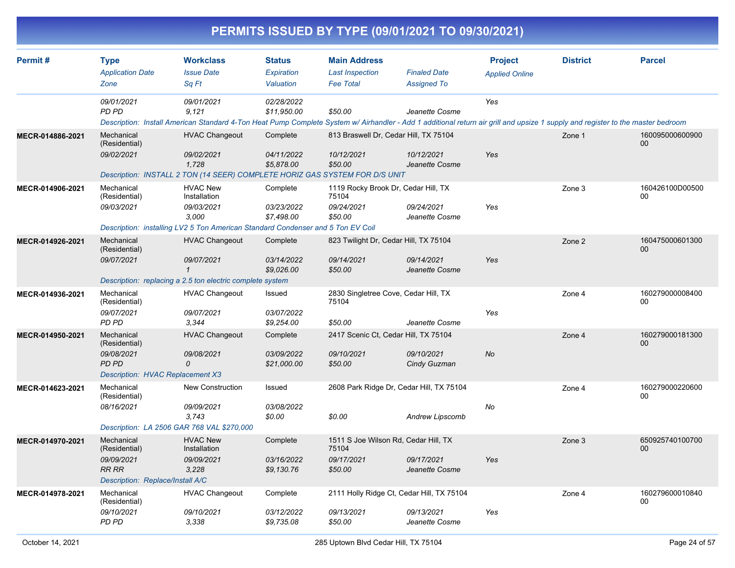# PERMITS ISSUED BY TYPE (09/01/2021 TO 09/30/2021)

| Permit # | Type<br>*Application Date*<br>*Zone* | Workclass<br>*Issue Date*<br>*Sq Ft* | Status<br>*Expiration*<br>*Valuation* | Main Address<br>*Last Inspection*<br>*Fee Total* | *Finaled Date*<br>*Assigned To* | Project<br>*Applied Online* | District | Parcel |
|---|---|---|---|---|---|---|---|---|
| | *09/01/2021*<br>*PD PD* | *09/01/2021*<br>*9,121* | *02/28/2022*<br>*$11,950.00* | <br>*$50.00* | <br>*Jeanette Cosme* | *Yes* | | |
| | *Description: Install American Standard 4-Ton Heat Pump Complete System w/ Airhandler - Add 1 additional return air grill and upsize 1 supply and register to the master bedroom* | | | | | | | |
| **MECR-014886-2021** | Mechanical (Residential)<br>*09/02/2021* | HVAC Changeout<br>*09/02/2021*<br>*1,728* | Complete<br>*04/11/2022*<br>*$5,878.00* | 813 Braswell Dr, Cedar Hill, TX 75104<br>*10/12/2021*<br>*$50.00* | *10/12/2021*<br>*Jeanette Cosme* | *Yes* | Zone 1 | 16009500060090000 |
| | *Description: INSTALL 2 TON (14 SEER) COMPLETE HORIZ GAS SYSTEM FOR D/S UNIT* | | | | | | | |
| **MECR-014906-2021** | Mechanical (Residential)<br>*09/03/2021* | HVAC New Installation<br>*09/03/2021*<br>*3,000* | Complete<br>*03/23/2022*<br>*$7,498.00* | 1119 Rocky Brook Dr, Cedar Hill, TX 75104<br>*09/24/2021*<br>*$50.00* | *09/24/2021*<br>*Jeanette Cosme* | *Yes* | Zone 3 | 160426100D0050000 |
| | *Description: installing LV2 5 Ton American Standard Condenser and 5 Ton EV Coil* | | | | | | | |
| **MECR-014926-2021** | Mechanical (Residential)<br>*09/07/2021* | HVAC Changeout<br>*09/07/2021*<br>*1* | Complete<br>*03/14/2022*<br>*$9,026.00* | 823 Twilight Dr, Cedar Hill, TX 75104<br>*09/14/2021*<br>*$50.00* | *09/14/2021*<br>*Jeanette Cosme* | *Yes* | Zone 2 | 16047500060130000 |
| | *Description: replacing a 2.5 ton electric complete system* | | | | | | | |
| **MECR-014936-2021** | Mechanical (Residential)<br>*09/07/2021*<br>*PD PD* | HVAC Changeout<br>*09/07/2021*<br>*3,344* | Issued<br>*03/07/2022*<br>*$9,254.00* | 2830 Singletree Cove, Cedar Hill, TX 75104<br><br>*$50.00* | <br>*Jeanette Cosme* | *Yes* | Zone 4 | 16027900000840000 |
| **MECR-014950-2021** | Mechanical (Residential)<br>*09/08/2021*<br>*PD PD* | HVAC Changeout<br>*09/08/2021*<br>*0* | Complete<br>*03/09/2022*<br>*$21,000.00* | 2417 Scenic Ct, Cedar Hill, TX 75104<br>*09/10/2021*<br>*$50.00* | *09/10/2021*<br>*Cindy Guzman* | *No* | Zone 4 | 16027900018130000 |
| | *Description: HVAC Replacement X3* | | | | | | | |
| **MECR-014623-2021** | Mechanical (Residential)<br>*08/16/2021* | New Construction<br>*09/09/2021*<br>*3,743* | Issued<br>*03/08/2022*<br>*$0.00* | 2608 Park Ridge Dr, Cedar Hill, TX 75104<br><br>*$0.00* | <br>*Andrew Lipscomb* | *No* | Zone 4 | 16027900022060000 |
| | *Description: LA 2506 GAR 768 VAL $270,000* | | | | | | | |
| **MECR-014970-2021** | Mechanical (Residential)<br>*09/09/2021*<br>*RR RR* | HVAC New Installation<br>*09/09/2021*<br>*3,228* | Complete<br>*03/16/2022*<br>*$9,130.76* | 1511 S Joe Wilson Rd, Cedar Hill, TX 75104<br>*09/17/2021*<br>*$50.00* | *09/17/2021*<br>*Jeanette Cosme* | *Yes* | Zone 3 | 65092574010070000 |
| | *Description: Replace/Install A/C* | | | | | | | |
| **MECR-014978-2021** | Mechanical (Residential)<br>*09/10/2021*<br>*PD PD* | HVAC Changeout<br>*09/10/2021*<br>*3,338* | Complete<br>*03/12/2022*<br>*$9,735.08* | 2111 Holly Ridge Ct, Cedar Hill, TX 75104<br>*09/13/2021*<br>*$50.00* | *09/13/2021*<br>*Jeanette Cosme* | *Yes* | Zone 4 | 16027960001084000 |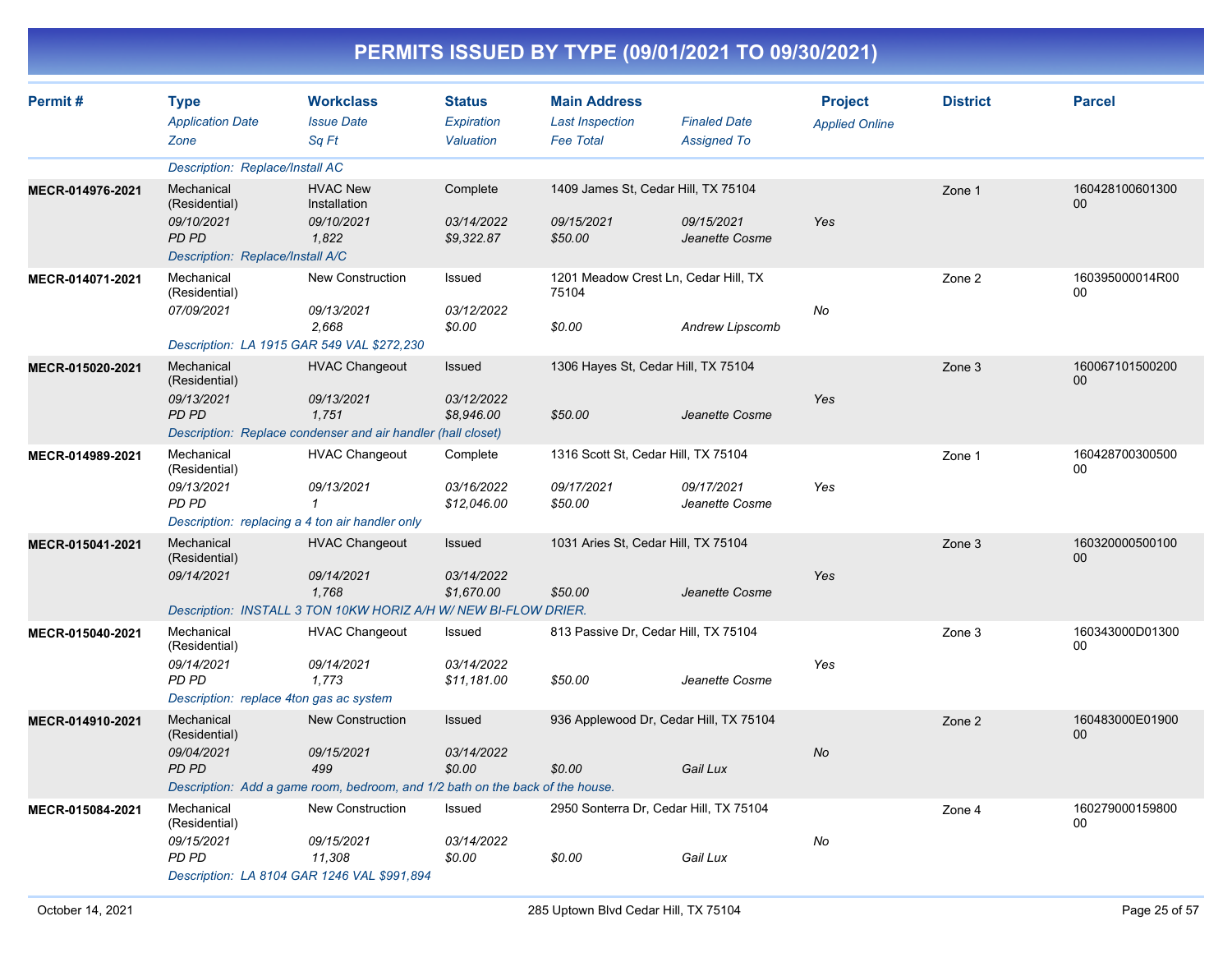# PERMITS ISSUED BY TYPE (09/01/2021 TO 09/30/2021)

| Permit # | Type / Application Date / Zone | Workclass / Issue Date / Sq Ft | Status / Expiration / Valuation | Main Address / Last Inspection / Fee Total | Finaled Date / Assigned To | Project / Applied Online | District | Parcel |
|---|---|---|---|---|---|---|---|---|
| | Description: Replace/Install AC | | | | | | | |
| MECR-014976-2021 | Mechanical (Residential) | HVAC New Installation | Complete | 1409 James St, Cedar Hill, TX 75104 | | | Zone 1 | 16042810060130000 |
| | 09/10/2021 | 09/10/2021 | 03/14/2022 | 09/15/2021 | 09/15/2021 | Yes | | |
| | PD PD | 1,822 | $9,322.87 | $50.00 | Jeanette Cosme | | | |
| | Description: Replace/Install A/C | | | | | | | |
| MECR-014071-2021 | Mechanical (Residential) | New Construction | Issued | 1201 Meadow Crest Ln, Cedar Hill, TX 75104 | | | Zone 2 | 160395000014R0000 |
| | 07/09/2021 | 09/13/2021 | 03/12/2022 | | | No | | |
| | | 2,668 | $0.00 | $0.00 | Andrew Lipscomb | | | |
| | Description: LA 1915 GAR 549 VAL $272,230 | | | | | | | |
| MECR-015020-2021 | Mechanical (Residential) | HVAC Changeout | Issued | 1306 Hayes St, Cedar Hill, TX 75104 | | | Zone 3 | 16006710150020000 |
| | 09/13/2021 | 09/13/2021 | 03/12/2022 | | | Yes | | |
| | PD PD | 1,751 | $8,946.00 | $50.00 | Jeanette Cosme | | | |
| | Description: Replace condenser and air handler (hall closet) | | | | | | | |
| MECR-014989-2021 | Mechanical (Residential) | HVAC Changeout | Complete | 1316 Scott St, Cedar Hill, TX 75104 | | | Zone 1 | 16042870030050000 |
| | 09/13/2021 | 09/13/2021 | 03/16/2022 | 09/17/2021 | 09/17/2021 | Yes | | |
| | PD PD | 1 | $12,046.00 | $50.00 | Jeanette Cosme | | | |
| | Description: replacing a 4 ton air handler only | | | | | | | |
| MECR-015041-2021 | Mechanical (Residential) | HVAC Changeout | Issued | 1031 Aries St, Cedar Hill, TX 75104 | | | Zone 3 | 16032000050010000 |
| | 09/14/2021 | 09/14/2021 | 03/14/2022 | | | Yes | | |
| | | 1,768 | $1,670.00 | $50.00 | Jeanette Cosme | | | |
| | Description: INSTALL 3 TON 10KW HORIZ A/H W/ NEW BI-FLOW DRIER. | | | | | | | |
| MECR-015040-2021 | Mechanical (Residential) | HVAC Changeout | Issued | 813 Passive Dr, Cedar Hill, TX 75104 | | | Zone 3 | 160343000D0130000 |
| | 09/14/2021 | 09/14/2021 | 03/14/2022 | | | Yes | | |
| | PD PD | 1,773 | $11,181.00 | $50.00 | Jeanette Cosme | | | |
| | Description: replace 4ton gas ac system | | | | | | | |
| MECR-014910-2021 | Mechanical (Residential) | New Construction | Issued | 936 Applewood Dr, Cedar Hill, TX 75104 | | | Zone 2 | 160483000E0190000 |
| | 09/04/2021 | 09/15/2021 | 03/14/2022 | | | No | | |
| | PD PD | 499 | $0.00 | $0.00 | Gail Lux | | | |
| | Description: Add a game room, bedroom, and 1/2 bath on the back of the house. | | | | | | | |
| MECR-015084-2021 | Mechanical (Residential) | New Construction | Issued | 2950 Sonterra Dr, Cedar Hill, TX 75104 | | | Zone 4 | 16027900015980000 |
| | 09/15/2021 | 09/15/2021 | 03/14/2022 | | | No | | |
| | PD PD | 11,308 | $0.00 | $0.00 | Gail Lux | | | |
| | Description: LA 8104 GAR 1246 VAL $991,894 | | | | | | | |

October 14, 2021 — 285 Uptown Blvd Cedar Hill, TX 75104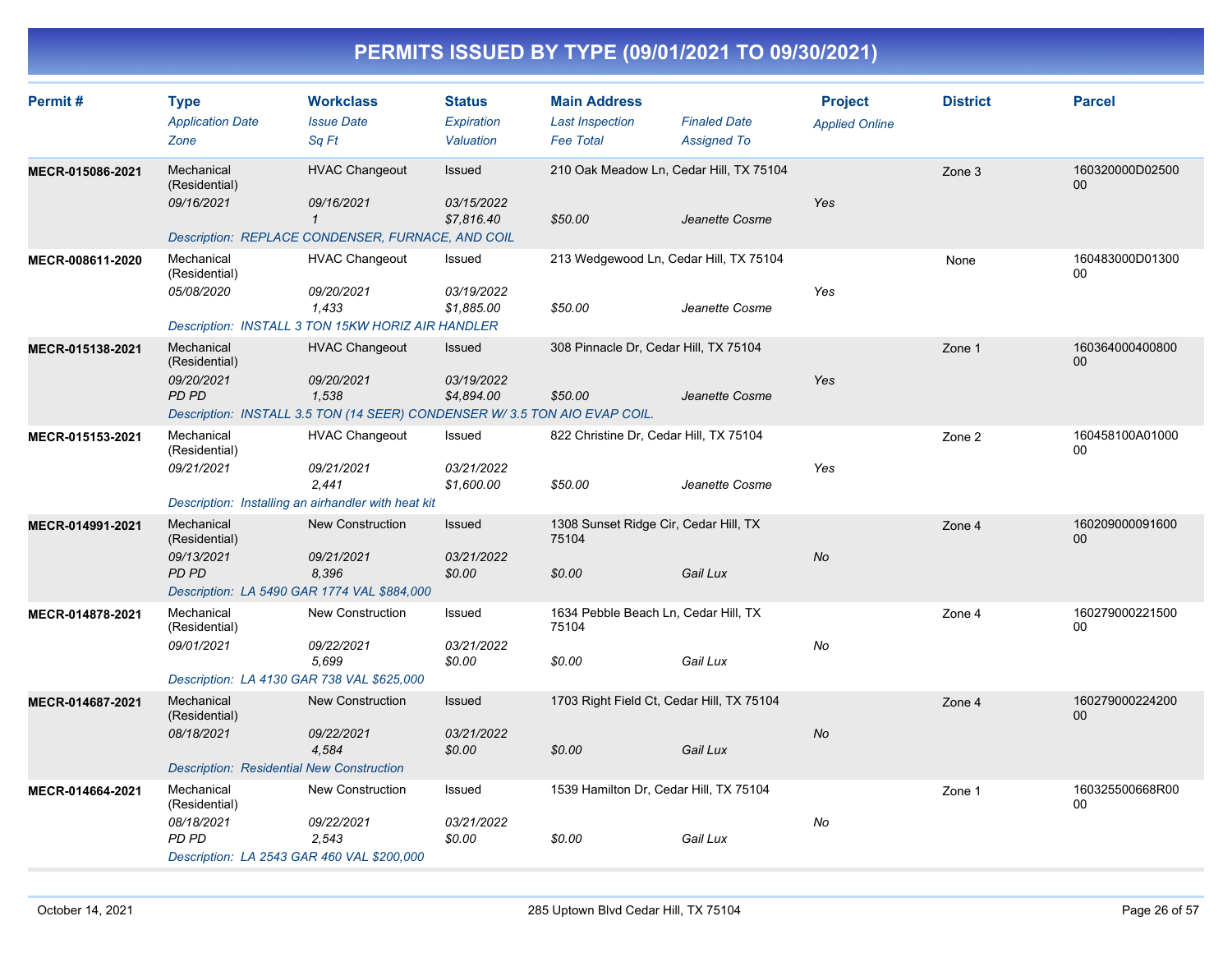# PERMITS ISSUED BY TYPE (09/01/2021 TO 09/30/2021)

| Permit # | Type / Application Date / Zone | Workclass / Issue Date / Sq Ft | Status / Expiration / Valuation | Main Address / Last Inspection / Fee Total | Finaled Date / Assigned To | Project / Applied Online | District | Parcel |
|---|---|---|---|---|---|---|---|---|
| MECR-015086-2021 | Mechanical (Residential) / 09/16/2021 | HVAC Changeout / 09/16/2021 / 1 | Issued / 03/15/2022 / $7,816.40 | 210 Oak Meadow Ln, Cedar Hill, TX 75104 / $50.00 | Jeanette Cosme | Yes | Zone 3 | 160320000D0250000 |
| | Description: REPLACE CONDENSER, FURNACE, AND COIL | | | | | | | |
| MECR-008611-2020 | Mechanical (Residential) / 05/08/2020 | HVAC Changeout / 09/20/2021 / 1,433 | Issued / 03/19/2022 / $1,885.00 | 213 Wedgewood Ln, Cedar Hill, TX 75104 / $50.00 | Jeanette Cosme | Yes | None | 160483000D0130000 |
| | Description: INSTALL 3 TON 15KW HORIZ AIR HANDLER | | | | | | | |
| MECR-015138-2021 | Mechanical (Residential) / 09/20/2021 / PD PD | HVAC Changeout / 09/20/2021 / 1,538 | Issued / 03/19/2022 / $4,894.00 | 308 Pinnacle Dr, Cedar Hill, TX 75104 / $50.00 | Jeanette Cosme | Yes | Zone 1 | 16036400040080000 |
| | Description: INSTALL 3.5 TON (14 SEER) CONDENSER W/ 3.5 TON AIO EVAP COIL. | | | | | | | |
| MECR-015153-2021 | Mechanical (Residential) / 09/21/2021 | HVAC Changeout / 09/21/2021 / 2,441 | Issued / 03/21/2022 / $1,600.00 | 822 Christine Dr, Cedar Hill, TX 75104 / $50.00 | Jeanette Cosme | Yes | Zone 2 | 160458100A0100000 |
| | Description: Installing an airhandler with heat kit | | | | | | | |
| MECR-014991-2021 | Mechanical (Residential) / 09/13/2021 / PD PD | New Construction / 09/21/2021 / 8,396 | Issued / 03/21/2022 / $0.00 | 1308 Sunset Ridge Cir, Cedar Hill, TX 75104 / $0.00 | Gail Lux | No | Zone 4 | 16020900009160000 |
| | Description: LA 5490 GAR 1774 VAL $884,000 | | | | | | | |
| MECR-014878-2021 | Mechanical (Residential) / 09/01/2021 | New Construction / 09/22/2021 / 5,699 | Issued / 03/21/2022 / $0.00 | 1634 Pebble Beach Ln, Cedar Hill, TX 75104 / $0.00 | Gail Lux | No | Zone 4 | 16027900022150000 |
| | Description: LA 4130 GAR 738 VAL $625,000 | | | | | | | |
| MECR-014687-2021 | Mechanical (Residential) / 08/18/2021 | New Construction / 09/22/2021 / 4,584 | Issued / 03/21/2022 / $0.00 | 1703 Right Field Ct, Cedar Hill, TX 75104 / $0.00 | Gail Lux | No | Zone 4 | 16027900022420000 |
| | Description: Residential New Construction | | | | | | | |
| MECR-014664-2021 | Mechanical (Residential) / 08/18/2021 / PD PD | New Construction / 09/22/2021 / 2,543 | Issued / 03/21/2022 / $0.00 | 1539 Hamilton Dr, Cedar Hill, TX 75104 / $0.00 | Gail Lux | No | Zone 1 | 160325500668R0000 |
| | Description: LA 2543 GAR 460 VAL $200,000 | | | | | | | |

October 14, 2021 — 285 Uptown Blvd Cedar Hill, TX 75104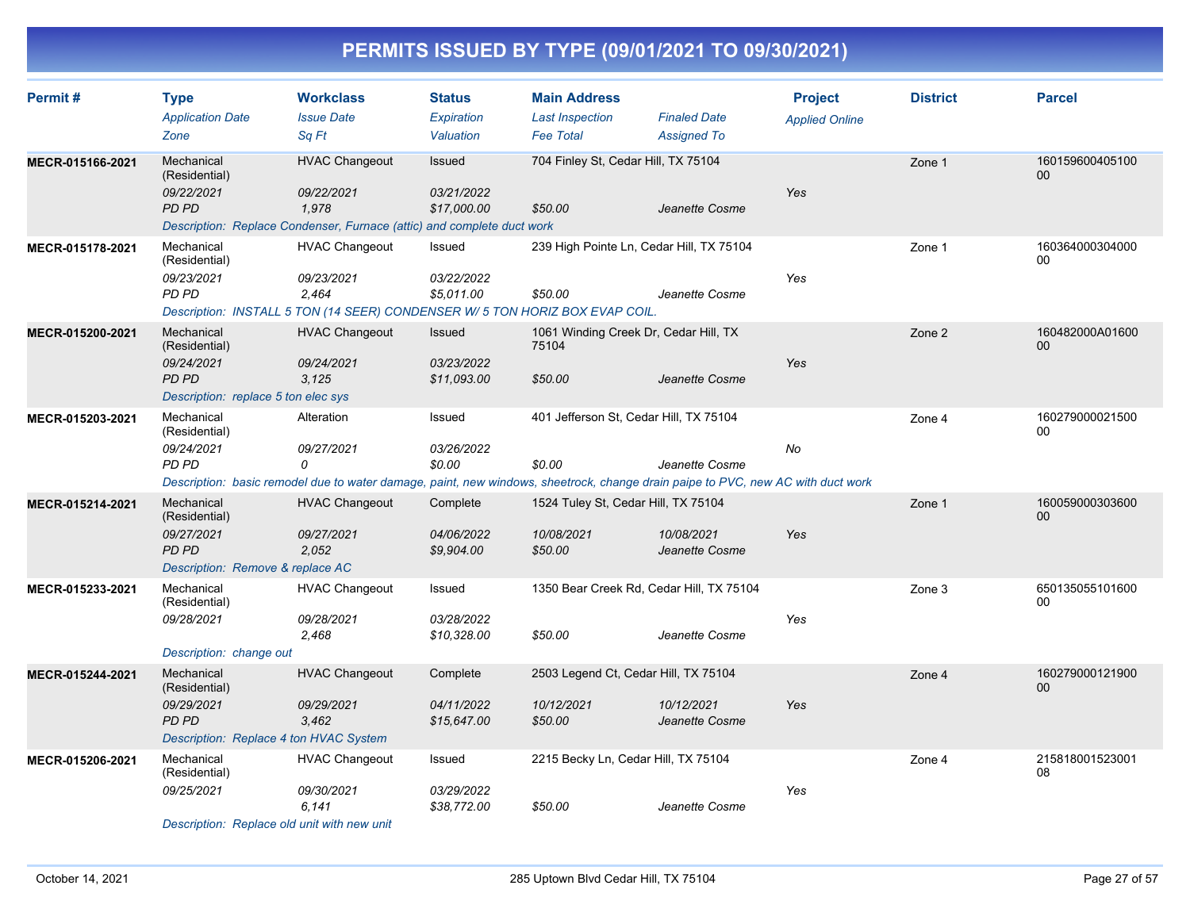# PERMITS ISSUED BY TYPE (09/01/2021 TO 09/30/2021)

| Permit # | Type / Application Date / Zone | Workclass / Issue Date / Sq Ft | Status / Expiration / Valuation | Main Address / Last Inspection / Fee Total | Finaled Date / Assigned To | Project / Applied Online | District | Parcel |
|---|---|---|---|---|---|---|---|---|
| MECR-015166-2021 | Mechanical (Residential) / 09/22/2021 / PD PD | HVAC Changeout / 09/22/2021 / 1,978 | Issued / 03/21/2022 / $17,000.00 | 704 Finley St, Cedar Hill, TX 75104 / / $50.00 | / Jeanette Cosme | Yes | Zone 1 | 16015960040510000 |
| | Description: Replace Condenser, Furnace (attic) and complete duct work | | | | | | | |
| MECR-015178-2021 | Mechanical (Residential) / 09/23/2021 / PD PD | HVAC Changeout / 09/23/2021 / 2,464 | Issued / 03/22/2022 / $5,011.00 | 239 High Pointe Ln, Cedar Hill, TX 75104 / / $50.00 | / Jeanette Cosme | Yes | Zone 1 | 16036400030400000 |
| | Description: INSTALL 5 TON (14 SEER) CONDENSER W/ 5 TON HORIZ BOX EVAP COIL. | | | | | | | |
| MECR-015200-2021 | Mechanical (Residential) / 09/24/2021 / PD PD | HVAC Changeout / 09/24/2021 / 3,125 | Issued / 03/23/2022 / $11,093.00 | 1061 Winding Creek Dr, Cedar Hill, TX 75104 / / $50.00 | / Jeanette Cosme | Yes | Zone 2 | 160482000A01600 00 |
| | Description: replace 5 ton elec sys | | | | | | | |
| MECR-015203-2021 | Mechanical (Residential) / 09/24/2021 / PD PD | Alteration / 09/27/2021 / 0 | Issued / 03/26/2022 / $0.00 | 401 Jefferson St, Cedar Hill, TX 75104 / / $0.00 | / Jeanette Cosme | No | Zone 4 | 16027900002150000 |
| | Description: basic remodel due to water damage, paint, new windows, sheetrock, change drain paipe to PVC, new AC with duct work | | | | | | | |
| MECR-015214-2021 | Mechanical (Residential) / 09/27/2021 / PD PD | HVAC Changeout / 09/27/2021 / 2,052 | Complete / 04/06/2022 / $9,904.00 | 1524 Tuley St, Cedar Hill, TX 75104 / 10/08/2021 / $50.00 | 10/08/2021 / Jeanette Cosme | Yes | Zone 1 | 16005900030360000 |
| | Description: Remove & replace AC | | | | | | | |
| MECR-015233-2021 | Mechanical (Residential) / 09/28/2021 / | HVAC Changeout / 09/28/2021 / 2,468 | Issued / 03/28/2022 / $10,328.00 | 1350 Bear Creek Rd, Cedar Hill, TX 75104 / / $50.00 | / Jeanette Cosme | Yes | Zone 3 | 65013505510160000 |
| | Description: change out | | | | | | | |
| MECR-015244-2021 | Mechanical (Residential) / 09/29/2021 / PD PD | HVAC Changeout / 09/29/2021 / 3,462 | Complete / 04/11/2022 / $15,647.00 | 2503 Legend Ct, Cedar Hill, TX 75104 / 10/12/2021 / $50.00 | 10/12/2021 / Jeanette Cosme | Yes | Zone 4 | 16027900012190000 |
| | Description: Replace 4 ton HVAC System | | | | | | | |
| MECR-015206-2021 | Mechanical (Residential) / 09/25/2021 / | HVAC Changeout / 09/30/2021 / 6,141 | Issued / 03/29/2022 / $38,772.00 | 2215 Becky Ln, Cedar Hill, TX 75104 / / $50.00 | / Jeanette Cosme | Yes | Zone 4 | 21581800152300108 |
| | Description: Replace old unit with new unit | | | | | | | |

October 14, 2021 — 285 Uptown Blvd Cedar Hill, TX 75104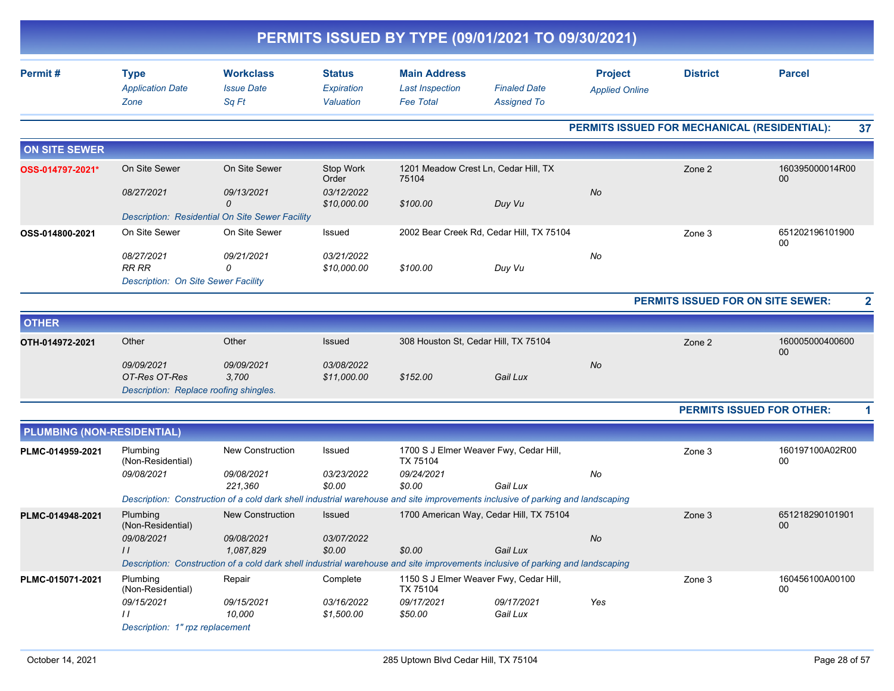# PERMITS ISSUED BY TYPE (09/01/2021 TO 09/30/2021)

| Permit # | Type / Application Date / Zone | Workclass / Issue Date / Sq Ft | Status / Expiration / Valuation | Main Address / Last Inspection / Fee Total | Finaled Date / Assigned To | Project / Applied Online | District | Parcel |
|---|---|---|---|---|---|---|---|---|

**PERMITS ISSUED FOR MECHANICAL (RESIDENTIAL): 37**

## ON SITE SEWER

| Permit # | Type | Workclass | Status | Main Address | | Project | District | Parcel |
|---|---|---|---|---|---|---|---|---|
| OSS-014797-2021* | On Site Sewer | On Site Sewer | Stop Work Order | 1201 Meadow Crest Ln, Cedar Hill, TX 75104 | | | Zone 2 | 160395000014R0000 |
| | 08/27/2021 | 09/13/2021 | 03/12/2022 | | | No | | |
| | | 0 | $10,000.00 | $100.00 | Duy Vu | | | |
| | Description: Residential On Site Sewer Facility | | | | | | | |
| OSS-014800-2021 | On Site Sewer | On Site Sewer | Issued | 2002 Bear Creek Rd, Cedar Hill, TX 75104 | | | Zone 3 | 65120219610190000 |
| | 08/27/2021 | 09/21/2021 | 03/21/2022 | | | No | | |
| | RR RR | 0 | $10,000.00 | $100.00 | Duy Vu | | | |
| | Description: On Site Sewer Facility | | | | | | | |

**PERMITS ISSUED FOR ON SITE SEWER: 2**

## OTHER

| Permit # | Type | Workclass | Status | Main Address | | Project | District | Parcel |
|---|---|---|---|---|---|---|---|---|
| OTH-014972-2021 | Other | Other | Issued | 308 Houston St, Cedar Hill, TX 75104 | | | Zone 2 | 16000500040060000 |
| | 09/09/2021 | 09/09/2021 | 03/08/2022 | | | No | | |
| | OT-Res OT-Res | 3,700 | $11,000.00 | $152.00 | Gail Lux | | | |
| | Description: Replace roofing shingles. | | | | | | | |

**PERMITS ISSUED FOR OTHER: 1**

## PLUMBING (NON-RESIDENTIAL)

| Permit # | Type | Workclass | Status | Main Address | | Project | District | Parcel |
|---|---|---|---|---|---|---|---|---|
| PLMC-014959-2021 | Plumbing (Non-Residential) | New Construction | Issued | 1700 S J Elmer Weaver Fwy, Cedar Hill, TX 75104 | | | Zone 3 | 160197100A02R0000 |
| | 09/08/2021 | 09/08/2021 | 03/23/2022 | 09/24/2021 | | No | | |
| | | 221,360 | $0.00 | $0.00 | Gail Lux | | | |
| | Description: Construction of a cold dark shell industrial warehouse and site improvements inclusive of parking and landscaping | | | | | | | |
| PLMC-014948-2021 | Plumbing (Non-Residential) | New Construction | Issued | 1700 American Way, Cedar Hill, TX 75104 | | | Zone 3 | 65121829010190100 |
| | 09/08/2021 | 09/08/2021 | 03/07/2022 | | | No | | |
| | I I | 1,087,829 | $0.00 | $0.00 | Gail Lux | | | |
| | Description: Construction of a cold dark shell industrial warehouse and site improvements inclusive of parking and landscaping | | | | | | | |
| PLMC-015071-2021 | Plumbing (Non-Residential) | Repair | Complete | 1150 S J Elmer Weaver Fwy, Cedar Hill, TX 75104 | | | Zone 3 | 160456100A0010000 |
| | 09/15/2021 | 09/15/2021 | 03/16/2022 | 09/17/2021 | 09/17/2021 | Yes | | |
| | I I | 10,000 | $1,500.00 | $50.00 | Gail Lux | | | |
| | Description: 1" rpz replacement | | | | | | | |

October 14, 2021 — 285 Uptown Blvd Cedar Hill, TX 75104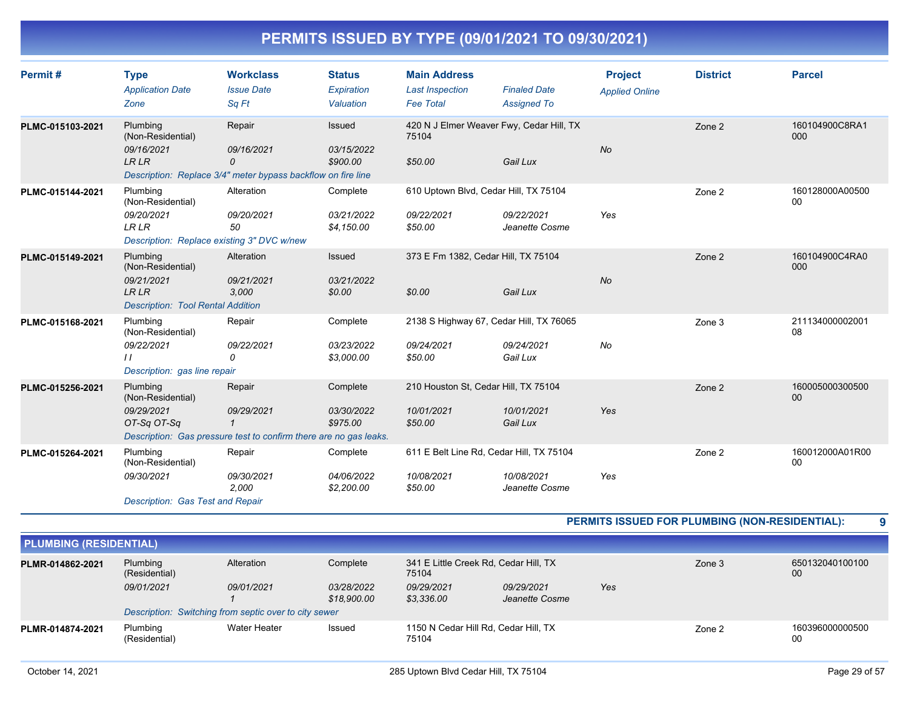# PERMITS ISSUED BY TYPE (09/01/2021 TO 09/30/2021)

| Permit # | Type / Application Date / Zone | Workclass / Issue Date / Sq Ft | Status / Expiration / Valuation | Main Address / Last Inspection / Fee Total | Finaled Date / Assigned To | Project / Applied Online | District | Parcel |
|---|---|---|---|---|---|---|---|---|
| PLMC-015103-2021 | Plumbing (Non-Residential) | Repair | Issued | 420 N J Elmer Weaver Fwy, Cedar Hill, TX 75104 | | | Zone 2 | 160104900C8RA1000 |
| | 09/16/2021 | 09/16/2021 | 03/15/2022 | | | No | | |
| | LR LR | 0 | $900.00 | $50.00 | Gail Lux | | | |
| | Description: Replace 3/4" meter bypass backflow on fire line | | | | | | | |
| PLMC-015144-2021 | Plumbing (Non-Residential) | Alteration | Complete | 610 Uptown Blvd, Cedar Hill, TX 75104 | | | Zone 2 | 160128000A0050000 |
| | 09/20/2021 | 09/20/2021 | 03/21/2022 | 09/22/2021 | 09/22/2021 | Yes | | |
| | LR LR | 50 | $4,150.00 | $50.00 | Jeanette Cosme | | | |
| | Description: Replace existing 3" DVC w/new | | | | | | | |
| PLMC-015149-2021 | Plumbing (Non-Residential) | Alteration | Issued | 373 E Fm 1382, Cedar Hill, TX 75104 | | | Zone 2 | 160104900C4RA0000 |
| | 09/21/2021 | 09/21/2021 | 03/21/2022 | | | No | | |
| | LR LR | 3,000 | $0.00 | $0.00 | Gail Lux | | | |
| | Description: Tool Rental Addition | | | | | | | |
| PLMC-015168-2021 | Plumbing (Non-Residential) | Repair | Complete | 2138 S Highway 67, Cedar Hill, TX 76065 | | | Zone 3 | 21113400000200108 |
| | 09/22/2021 | 09/22/2021 | 03/23/2022 | 09/24/2021 | 09/24/2021 | No | | |
| | I I | 0 | $3,000.00 | $50.00 | Gail Lux | | | |
| | Description: gas line repair | | | | | | | |
| PLMC-015256-2021 | Plumbing (Non-Residential) | Repair | Complete | 210 Houston St, Cedar Hill, TX 75104 | | | Zone 2 | 16000500030050000 |
| | 09/29/2021 | 09/29/2021 | 03/30/2022 | 10/01/2021 | 10/01/2021 | Yes | | |
| | OT-Sq OT-Sq | 1 | $975.00 | $50.00 | Gail Lux | | | |
| | Description: Gas pressure test to confirm there are no gas leaks. | | | | | | | |
| PLMC-015264-2021 | Plumbing (Non-Residential) | Repair | Complete | 611 E Belt Line Rd, Cedar Hill, TX 75104 | | | Zone 2 | 160012000A01R0000 |
| | 09/30/2021 | 09/30/2021 | 04/06/2022 | 10/08/2021 | 10/08/2021 | Yes | | |
| | | 2,000 | $2,200.00 | $50.00 | Jeanette Cosme | | | |
| | Description: Gas Test and Repair | | | | | | | |

**PERMITS ISSUED FOR PLUMBING (NON-RESIDENTIAL): 9**

## PLUMBING (RESIDENTIAL)

| Permit # | Type / Application Date / Zone | Workclass / Issue Date / Sq Ft | Status / Expiration / Valuation | Main Address / Last Inspection / Fee Total | Finaled Date / Assigned To | Project / Applied Online | District | Parcel |
|---|---|---|---|---|---|---|---|---|
| PLMR-014862-2021 | Plumbing (Residential) | Alteration | Complete | 341 E Little Creek Rd, Cedar Hill, TX 75104 | | | Zone 3 | 65013204010010000 |
| | 09/01/2021 | 09/01/2021 | 03/28/2022 | 09/29/2021 | 09/29/2021 | Yes | | |
| | | 1 | $18,900.00 | $3,336.00 | Jeanette Cosme | | | |
| | Description: Switching from septic over to city sewer | | | | | | | |
| PLMR-014874-2021 | Plumbing (Residential) | Water Heater | Issued | 1150 N Cedar Hill Rd, Cedar Hill, TX 75104 | | | Zone 2 | 16039600000050000 |

October 14, 2021 — 285 Uptown Blvd Cedar Hill, TX 75104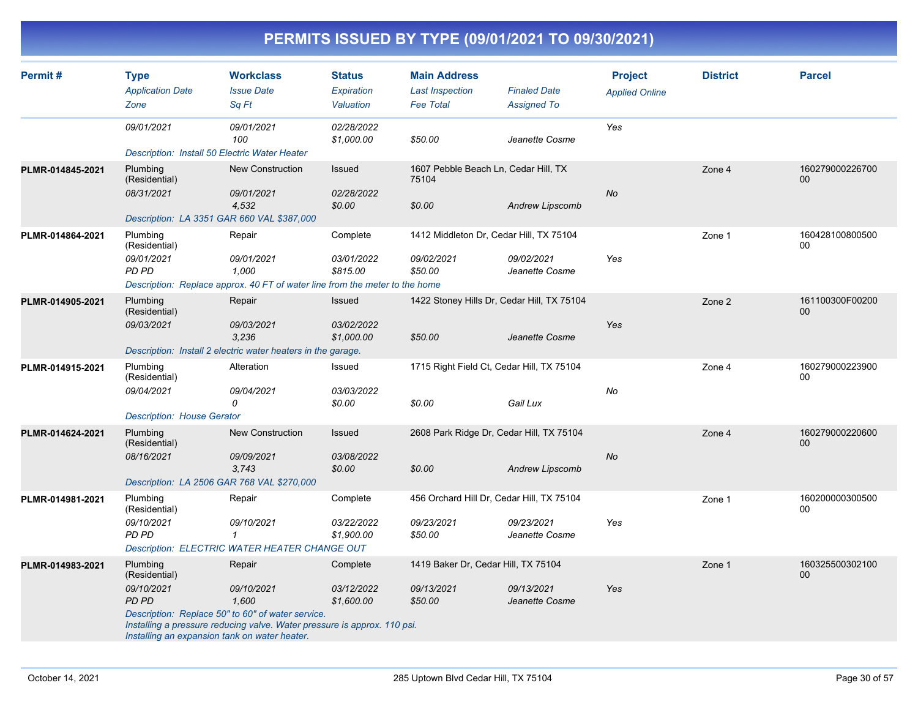# PERMITS ISSUED BY TYPE (09/01/2021 TO 09/30/2021)

| Permit # | Type / Application Date / Zone | Workclass / Issue Date / Sq Ft | Status / Expiration / Valuation | Main Address / Last Inspection / Fee Total | Finaled Date / Assigned To | Project / Applied Online | District | Parcel |
|---|---|---|---|---|---|---|---|---|
| | 09/01/2021 | 09/01/2021<br>100 | 02/28/2022<br>$1,000.00 | $50.00 | Jeanette Cosme | Yes | | |
| | Description: Install 50 Electric Water Heater | | | | | | | |
| PLMR-014845-2021 | Plumbing (Residential)<br>08/31/2021 | New Construction<br>09/01/2021<br>4,532 | Issued<br>02/28/2022<br>$0.00 | 1607 Pebble Beach Ln, Cedar Hill, TX 75104<br>$0.00 | Andrew Lipscomb | No | Zone 4 | 16027900022670000 |
| | Description: LA 3351 GAR 660 VAL $387,000 | | | | | | | |
| PLMR-014864-2021 | Plumbing (Residential)<br>09/01/2021<br>PD PD | Repair<br>09/01/2021<br>1,000 | Complete<br>03/01/2022<br>$815.00 | 1412 Middleton Dr, Cedar Hill, TX 75104<br>09/02/2021<br>$50.00 | 09/02/2021<br>Jeanette Cosme | Yes | Zone 1 | 16042810080050000 |
| | Description: Replace approx. 40 FT of water line from the meter to the home | | | | | | | |
| PLMR-014905-2021 | Plumbing (Residential)<br>09/03/2021 | Repair<br>09/03/2021<br>3,236 | Issued<br>03/02/2022<br>$1,000.00 | 1422 Stoney Hills Dr, Cedar Hill, TX 75104<br>$50.00 | Jeanette Cosme | Yes | Zone 2 | 161100300F0020000 |
| | Description: Install 2 electric water heaters in the garage. | | | | | | | |
| PLMR-014915-2021 | Plumbing (Residential)<br>09/04/2021 | Alteration<br>09/04/2021<br>0 | Issued<br>03/03/2022<br>$0.00 | 1715 Right Field Ct, Cedar Hill, TX 75104<br>$0.00 | Gail Lux | No | Zone 4 | 16027900022390000 |
| | Description: House Gerator | | | | | | | |
| PLMR-014624-2021 | Plumbing (Residential)<br>08/16/2021 | New Construction<br>09/09/2021<br>3,743 | Issued<br>03/08/2022<br>$0.00 | 2608 Park Ridge Dr, Cedar Hill, TX 75104<br>$0.00 | Andrew Lipscomb | No | Zone 4 | 16027900022060000 |
| | Description: LA 2506 GAR 768 VAL $270,000 | | | | | | | |
| PLMR-014981-2021 | Plumbing (Residential)<br>09/10/2021<br>PD PD | Repair<br>09/10/2021<br>1 | Complete<br>03/22/2022<br>$1,900.00 | 456 Orchard Hill Dr, Cedar Hill, TX 75104<br>09/23/2021<br>$50.00 | 09/23/2021<br>Jeanette Cosme | Yes | Zone 1 | 16020000030050000 |
| | Description: ELECTRIC WATER HEATER CHANGE OUT | | | | | | | |
| PLMR-014983-2021 | Plumbing (Residential)<br>09/10/2021<br>PD PD | Repair<br>09/10/2021<br>1,600 | Complete<br>03/12/2022<br>$1,600.00 | 1419 Baker Dr, Cedar Hill, TX 75104<br>09/13/2021<br>$50.00 | 09/13/2021<br>Jeanette Cosme | Yes | Zone 1 | 16032550030210000 |
| | Description: Replace 50" to 60" of water service. Installing a pressure reducing valve. Water pressure is approx. 110 psi. Installing an expansion tank on water heater. | | | | | | | |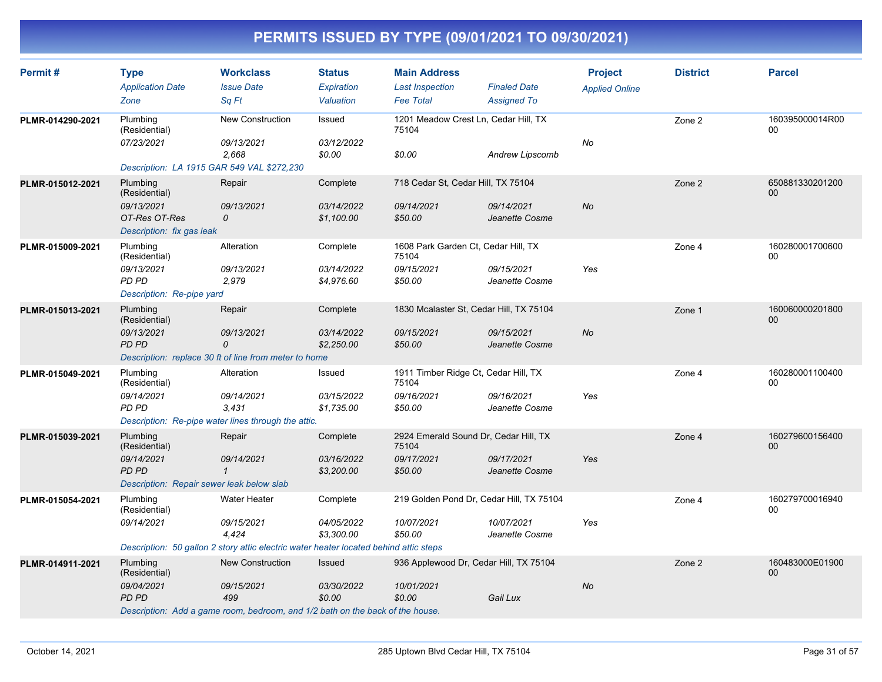# PERMITS ISSUED BY TYPE (09/01/2021 TO 09/30/2021)

| Permit # | Type / Application Date / Zone | Workclass / Issue Date / Sq Ft | Status / Expiration / Valuation | Main Address / Last Inspection / Fee Total | Finaled Date / Assigned To | Project / Applied Online | District | Parcel |
|---|---|---|---|---|---|---|---|---|
| PLMR-014290-2021 | Plumbing (Residential) | New Construction | Issued | 1201 Meadow Crest Ln, Cedar Hill, TX 75104 | | | Zone 2 | 160395000014R0000 |
| | 07/23/2021 | 09/13/2021 | 03/12/2022 | | | No | | |
| | | 2,668 | $0.00 | $0.00 | Andrew Lipscomb | | | |
| | Description: LA 1915 GAR 549 VAL $272,230 | | | | | | | |
| PLMR-015012-2021 | Plumbing (Residential) | Repair | Complete | 718 Cedar St, Cedar Hill, TX 75104 | | | Zone 2 | 65088133020120000 |
| | 09/13/2021 | 09/13/2021 | 03/14/2022 | 09/14/2021 | 09/14/2021 | No | | |
| | OT-Res OT-Res | 0 | $1,100.00 | $50.00 | Jeanette Cosme | | | |
| | Description: fix gas leak | | | | | | | |
| PLMR-015009-2021 | Plumbing (Residential) | Alteration | Complete | 1608 Park Garden Ct, Cedar Hill, TX 75104 | | | Zone 4 | 16028000170060000 |
| | 09/13/2021 | 09/13/2021 | 03/14/2022 | 09/15/2021 | 09/15/2021 | Yes | | |
| | PD PD | 2,979 | $4,976.60 | $50.00 | Jeanette Cosme | | | |
| | Description: Re-pipe yard | | | | | | | |
| PLMR-015013-2021 | Plumbing (Residential) | Repair | Complete | 1830 Mcalaster St, Cedar Hill, TX 75104 | | | Zone 1 | 16006000020180000 |
| | 09/13/2021 | 09/13/2021 | 03/14/2022 | 09/15/2021 | 09/15/2021 | No | | |
| | PD PD | 0 | $2,250.00 | $50.00 | Jeanette Cosme | | | |
| | Description: replace 30 ft of line from meter to home | | | | | | | |
| PLMR-015049-2021 | Plumbing (Residential) | Alteration | Issued | 1911 Timber Ridge Ct, Cedar Hill, TX 75104 | | | Zone 4 | 16028000110040000 |
| | 09/14/2021 | 09/14/2021 | 03/15/2022 | 09/16/2021 | 09/16/2021 | Yes | | |
| | PD PD | 3,431 | $1,735.00 | $50.00 | Jeanette Cosme | | | |
| | Description: Re-pipe water lines through the attic. | | | | | | | |
| PLMR-015039-2021 | Plumbing (Residential) | Repair | Complete | 2924 Emerald Sound Dr, Cedar Hill, TX 75104 | | | Zone 4 | 16027960015640000 |
| | 09/14/2021 | 09/14/2021 | 03/16/2022 | 09/17/2021 | 09/17/2021 | Yes | | |
| | PD PD | 1 | $3,200.00 | $50.00 | Jeanette Cosme | | | |
| | Description: Repair sewer leak below slab | | | | | | | |
| PLMR-015054-2021 | Plumbing (Residential) | Water Heater | Complete | 219 Golden Pond Dr, Cedar Hill, TX 75104 | | | Zone 4 | 16027970001694000 |
| | 09/14/2021 | 09/15/2021 | 04/05/2022 | 10/07/2021 | 10/07/2021 | Yes | | |
| | | 4,424 | $3,300.00 | $50.00 | Jeanette Cosme | | | |
| | Description: 50 gallon 2 story attic electric water heater located behind attic steps | | | | | | | |
| PLMR-014911-2021 | Plumbing (Residential) | New Construction | Issued | 936 Applewood Dr, Cedar Hill, TX 75104 | | | Zone 2 | 160483000E0190000 |
| | 09/04/2021 | 09/15/2021 | 03/30/2022 | 10/01/2021 | | No | | |
| | PD PD | 499 | $0.00 | $0.00 | Gail Lux | | | |
| | Description: Add a game room, bedroom, and 1/2 bath on the back of the house. | | | | | | | |

October 14, 2021 — 285 Uptown Blvd Cedar Hill, TX 75104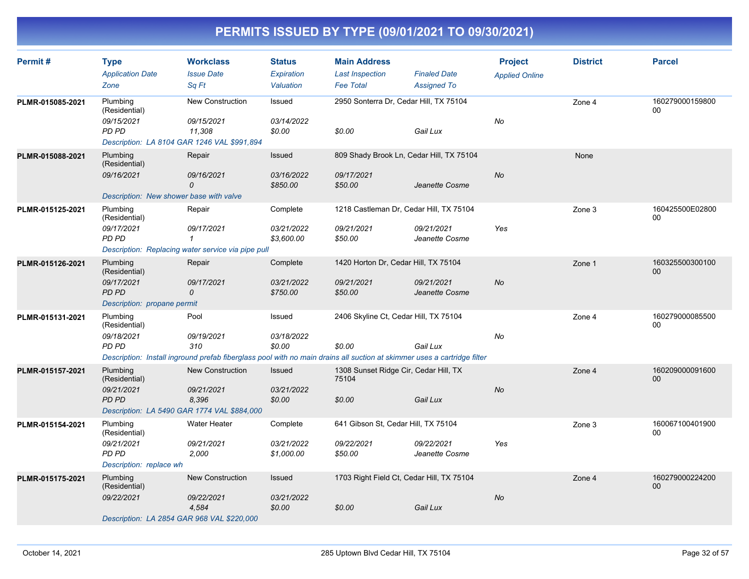# PERMITS ISSUED BY TYPE (09/01/2021 TO 09/30/2021)

| Permit # | Type / Application Date / Zone | Workclass / Issue Date / Sq Ft | Status / Expiration / Valuation | Main Address / Last Inspection / Fee Total | Finaled Date / Assigned To | Project / Applied Online | District | Parcel |
|---|---|---|---|---|---|---|---|---|
| PLMR-015085-2021 | Plumbing (Residential) | New Construction | Issued | 2950 Sonterra Dr, Cedar Hill, TX 75104 | | | Zone 4 | 16027900015980000 |
| | 09/15/2021 | 09/15/2021 | 03/14/2022 | | | No | | |
| | PD PD | 11,308 | $0.00 | $0.00 | Gail Lux | | | |
| | Description: LA 8104 GAR 1246 VAL $991,894 | | | | | | | |
| PLMR-015088-2021 | Plumbing (Residential) | Repair | Issued | 809 Shady Brook Ln, Cedar Hill, TX 75104 | | | None | |
| | 09/16/2021 | 09/16/2021 | 03/16/2022 | 09/17/2021 | | No | | |
| | | 0 | $850.00 | $50.00 | Jeanette Cosme | | | |
| | Description: New shower base with valve | | | | | | | |
| PLMR-015125-2021 | Plumbing (Residential) | Repair | Complete | 1218 Castleman Dr, Cedar Hill, TX 75104 | | | Zone 3 | 160425500E02800 00 |
| | 09/17/2021 | 09/17/2021 | 03/21/2022 | 09/21/2021 | 09/21/2021 | Yes | | |
| | PD PD | 1 | $3,600.00 | $50.00 | Jeanette Cosme | | | |
| | Description: Replacing water service via pipe pull | | | | | | | |
| PLMR-015126-2021 | Plumbing (Residential) | Repair | Complete | 1420 Horton Dr, Cedar Hill, TX 75104 | | | Zone 1 | 16032550030010000 |
| | 09/17/2021 | 09/17/2021 | 03/21/2022 | 09/21/2021 | 09/21/2021 | No | | |
| | PD PD | 0 | $750.00 | $50.00 | Jeanette Cosme | | | |
| | Description: propane permit | | | | | | | |
| PLMR-015131-2021 | Plumbing (Residential) | Pool | Issued | 2406 Skyline Ct, Cedar Hill, TX 75104 | | | Zone 4 | 16027900008550000 |
| | 09/18/2021 | 09/19/2021 | 03/18/2022 | | | No | | |
| | PD PD | 310 | $0.00 | $0.00 | Gail Lux | | | |
| | Description: Install inground prefab fiberglass pool with no main drains all suction at skimmer uses a cartridge filter | | | | | | | |
| PLMR-015157-2021 | Plumbing (Residential) | New Construction | Issued | 1308 Sunset Ridge Cir, Cedar Hill, TX 75104 | | | Zone 4 | 16020900009160000 |
| | 09/21/2021 | 09/21/2021 | 03/21/2022 | | | No | | |
| | PD PD | 8,396 | $0.00 | $0.00 | Gail Lux | | | |
| | Description: LA 5490 GAR 1774 VAL $884,000 | | | | | | | |
| PLMR-015154-2021 | Plumbing (Residential) | Water Heater | Complete | 641 Gibson St, Cedar Hill, TX 75104 | | | Zone 3 | 16006710040190000 |
| | 09/21/2021 | 09/21/2021 | 03/21/2022 | 09/22/2021 | 09/22/2021 | Yes | | |
| | PD PD | 2,000 | $1,000.00 | $50.00 | Jeanette Cosme | | | |
| | Description: replace wh | | | | | | | |
| PLMR-015175-2021 | Plumbing (Residential) | New Construction | Issued | 1703 Right Field Ct, Cedar Hill, TX 75104 | | | Zone 4 | 16027900022420000 |
| | 09/22/2021 | 09/22/2021 | 03/21/2022 | | | No | | |
| | | 4,584 | $0.00 | $0.00 | Gail Lux | | | |
| | Description: LA 2854 GAR 968 VAL $220,000 | | | | | | | |

October 14, 2021 | 285 Uptown Blvd Cedar Hill, TX 75104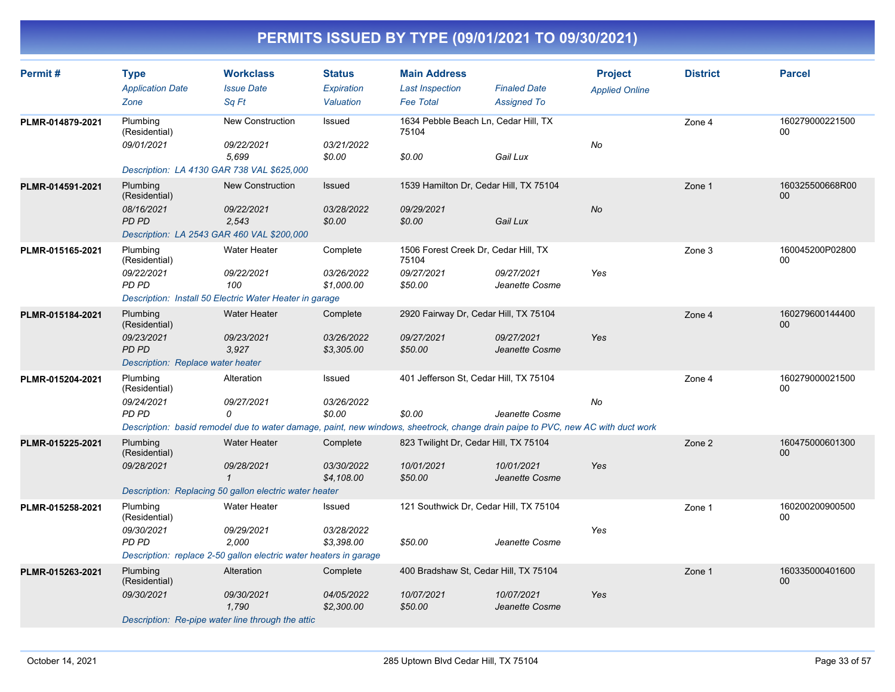# PERMITS ISSUED BY TYPE (09/01/2021 TO 09/30/2021)

| Permit # | Type<br>*Application Date*<br>*Zone* | Workclass<br>*Issue Date*<br>*Sq Ft* | Status<br>*Expiration*<br>*Valuation* | Main Address<br>*Last Inspection*<br>*Fee Total* | *Finaled Date*<br>*Assigned To* | Project<br>*Applied Online* | District | Parcel |
|---|---|---|---|---|---|---|---|---|
| PLMR-014879-2021 | Plumbing (Residential)<br>*09/01/2021* | New Construction<br>*09/22/2021*<br>*5,699* | Issued<br>*03/21/2022*<br>*$0.00* | 1634 Pebble Beach Ln, Cedar Hill, TX 75104<br><br>*$0.00* | <br><br>*Gail Lux* | <br>*No* | Zone 4 | 16027900022150000 |
| | *Description: LA 4130 GAR 738 VAL $625,000* | | | | | | | |
| PLMR-014591-2021 | Plumbing (Residential)<br>*08/16/2021*<br>*PD PD* | New Construction<br>*09/22/2021*<br>*2,543* | Issued<br>*03/28/2022*<br>*$0.00* | 1539 Hamilton Dr, Cedar Hill, TX 75104<br>*09/29/2021*<br>*$0.00* | <br><br>*Gail Lux* | <br>*No* | Zone 1 | 160325500668R0000 |
| | *Description: LA 2543 GAR 460 VAL $200,000* | | | | | | | |
| PLMR-015165-2021 | Plumbing (Residential)<br>*09/22/2021*<br>*PD PD* | Water Heater<br>*09/22/2021*<br>*100* | Complete<br>*03/26/2022*<br>*$1,000.00* | 1506 Forest Creek Dr, Cedar Hill, TX 75104<br>*09/27/2021*<br>*$50.00* | <br>*09/27/2021*<br>*Jeanette Cosme* | <br>*Yes* | Zone 3 | 160045200P0280000 |
| | *Description: Install 50 Electric Water Heater in garage* | | | | | | | |
| PLMR-015184-2021 | Plumbing (Residential)<br>*09/23/2021*<br>*PD PD* | Water Heater<br>*09/23/2021*<br>*3,927* | Complete<br>*03/26/2022*<br>*$3,305.00* | 2920 Fairway Dr, Cedar Hill, TX 75104<br>*09/27/2021*<br>*$50.00* | <br>*09/27/2021*<br>*Jeanette Cosme* | <br>*Yes* | Zone 4 | 16027960014440000 |
| | *Description: Replace water heater* | | | | | | | |
| PLMR-015204-2021 | Plumbing (Residential)<br>*09/24/2021*<br>*PD PD* | Alteration<br>*09/27/2021*<br>*0* | Issued<br>*03/26/2022*<br>*$0.00* | 401 Jefferson St, Cedar Hill, TX 75104<br><br>*$0.00* | <br><br>*Jeanette Cosme* | <br>*No* | Zone 4 | 16027900002150000 |
| | *Description: basid remodel due to water damage, paint, new windows, sheetrock, change drain paipe to PVC, new AC with duct work* | | | | | | | |
| PLMR-015225-2021 | Plumbing (Residential)<br>*09/28/2021* | Water Heater<br>*09/28/2021*<br>*1* | Complete<br>*03/30/2022*<br>*$4,108.00* | 823 Twilight Dr, Cedar Hill, TX 75104<br>*10/01/2021*<br>*$50.00* | <br>*10/01/2021*<br>*Jeanette Cosme* | <br>*Yes* | Zone 2 | 16047500060130000 |
| | *Description: Replacing 50 gallon electric water heater* | | | | | | | |
| PLMR-015258-2021 | Plumbing (Residential)<br>*09/30/2021*<br>*PD PD* | Water Heater<br>*09/29/2021*<br>*2,000* | Issued<br>*03/28/2022*<br>*$3,398.00* | 121 Southwick Dr, Cedar Hill, TX 75104<br><br>*$50.00* | <br><br>*Jeanette Cosme* | <br>*Yes* | Zone 1 | 16020020090050000 |
| | *Description: replace 2-50 gallon electric water heaters in garage* | | | | | | | |
| PLMR-015263-2021 | Plumbing (Residential)<br>*09/30/2021* | Alteration<br>*09/30/2021*<br>*1,790* | Complete<br>*04/05/2022*<br>*$2,300.00* | 400 Bradshaw St, Cedar Hill, TX 75104<br>*10/07/2021*<br>*$50.00* | <br>*10/07/2021*<br>*Jeanette Cosme* | <br>*Yes* | Zone 1 | 16033500040160000 |
| | *Description: Re-pipe water line through the attic* | | | | | | | |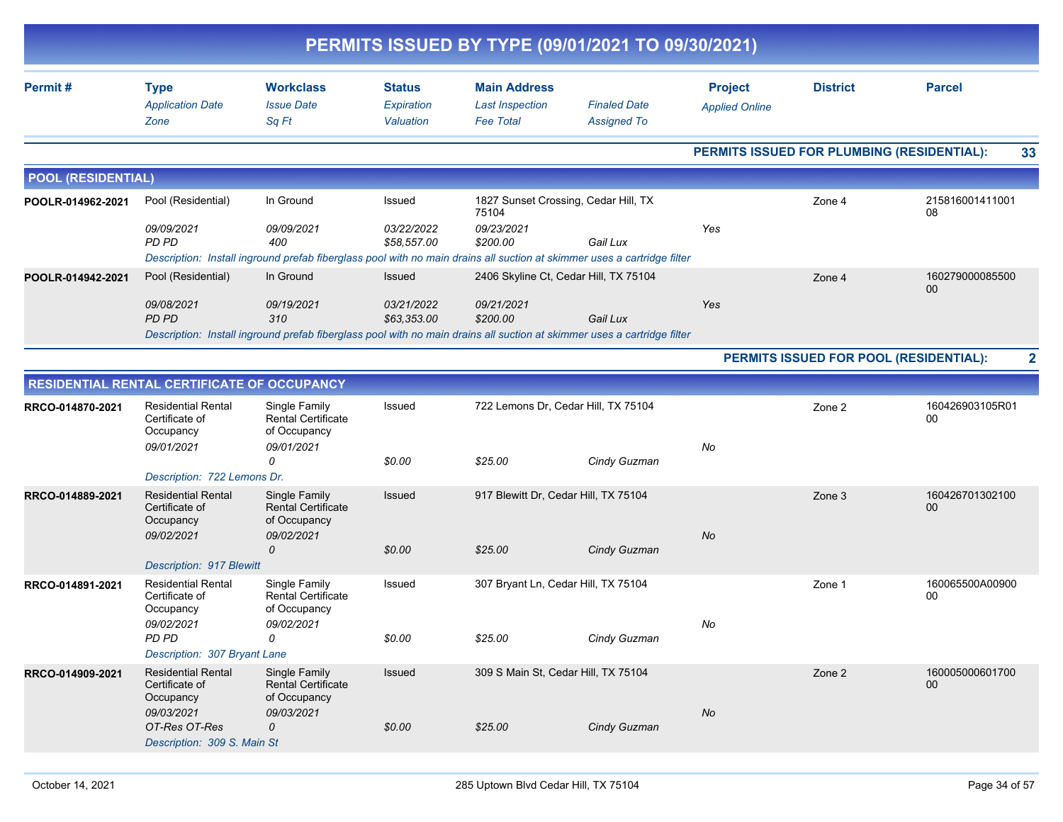# PERMITS ISSUED BY TYPE (09/01/2021 TO 09/30/2021)

| Permit # | Type / *Application Date* / *Zone* | Workclass / *Issue Date* / *Sq Ft* | Status / *Expiration* / *Valuation* | Main Address / *Last Inspection* / *Fee Total* | *Finaled Date* / *Assigned To* | Project / *Applied Online* | District | Parcel |
|---|---|---|---|---|---|---|---|---|

**PERMITS ISSUED FOR PLUMBING (RESIDENTIAL): 33**

## POOL (RESIDENTIAL)

| Permit # | Type / *Application Date* / *Zone* | Workclass / *Issue Date* / *Sq Ft* | Status / *Expiration* / *Valuation* | Main Address / *Last Inspection* / *Fee Total* | *Finaled Date* / *Assigned To* | Project / *Applied Online* | District | Parcel |
|---|---|---|---|---|---|---|---|---|
| POOLR-014962-2021 | Pool (Residential)<br>*09/09/2021*<br>*PD PD* | In Ground<br>*09/09/2021*<br>*400* | Issued<br>*03/22/2022*<br>*$58,557.00* | 1827 Sunset Crossing, Cedar Hill, TX 75104<br>*09/23/2021*<br>*$200.00* | *Gail Lux* | *Yes* | Zone 4 | 21581600141100108 |
| | *Description: Install inground prefab fiberglass pool with no main drains all suction at skimmer uses a cartridge filter* | | | | | | | |
| POOLR-014942-2021 | Pool (Residential)<br>*09/08/2021*<br>*PD PD* | In Ground<br>*09/19/2021*<br>*310* | Issued<br>*03/21/2022*<br>*$63,353.00* | 2406 Skyline Ct, Cedar Hill, TX 75104<br>*09/21/2021*<br>*$200.00* | *Gail Lux* | *Yes* | Zone 4 | 16027900008550000 |
| | *Description: Install inground prefab fiberglass pool with no main drains all suction at skimmer uses a cartridge filter* | | | | | | | |

**PERMITS ISSUED FOR POOL (RESIDENTIAL): 2**

## RESIDENTIAL RENTAL CERTIFICATE OF OCCUPANCY

| Permit # | Type / *Application Date* / *Zone* | Workclass / *Issue Date* / *Sq Ft* | Status / *Expiration* / *Valuation* | Main Address / *Last Inspection* / *Fee Total* | *Finaled Date* / *Assigned To* | Project / *Applied Online* | District | Parcel |
|---|---|---|---|---|---|---|---|---|
| RRCO-014870-2021 | Residential Rental Certificate of Occupancy<br>*09/01/2021* | Single Family Rental Certificate of Occupancy<br>*09/01/2021*<br>*0* | Issued<br><br>*$0.00* | 722 Lemons Dr, Cedar Hill, TX 75104<br><br>*$25.00* | *Cindy Guzman* | *No* | Zone 2 | 160426903105R0100 |
| | *Description: 722 Lemons Dr.* | | | | | | | |
| RRCO-014889-2021 | Residential Rental Certificate of Occupancy<br>*09/02/2021* | Single Family Rental Certificate of Occupancy<br>*09/02/2021*<br>*0* | Issued<br><br>*$0.00* | 917 Blewitt Dr, Cedar Hill, TX 75104<br><br>*$25.00* | *Cindy Guzman* | *No* | Zone 3 | 16042670130210000 |
| | *Description: 917 Blewitt* | | | | | | | |
| RRCO-014891-2021 | Residential Rental Certificate of Occupancy<br>*09/02/2021*<br>*PD PD* | Single Family Rental Certificate of Occupancy<br>*09/02/2021*<br>*0* | Issued<br><br>*$0.00* | 307 Bryant Ln, Cedar Hill, TX 75104<br><br>*$25.00* | *Cindy Guzman* | *No* | Zone 1 | 160065500A0090000 |
| | *Description: 307 Bryant Lane* | | | | | | | |
| RRCO-014909-2021 | Residential Rental Certificate of Occupancy<br>*09/03/2021*<br>*OT-Res OT-Res* | Single Family Rental Certificate of Occupancy<br>*09/03/2021*<br>*0* | Issued<br><br>*$0.00* | 309 S Main St, Cedar Hill, TX 75104<br><br>*$25.00* | *Cindy Guzman* | *No* | Zone 2 | 16000500060170000 |
| | *Description: 309 S. Main St* | | | | | | | |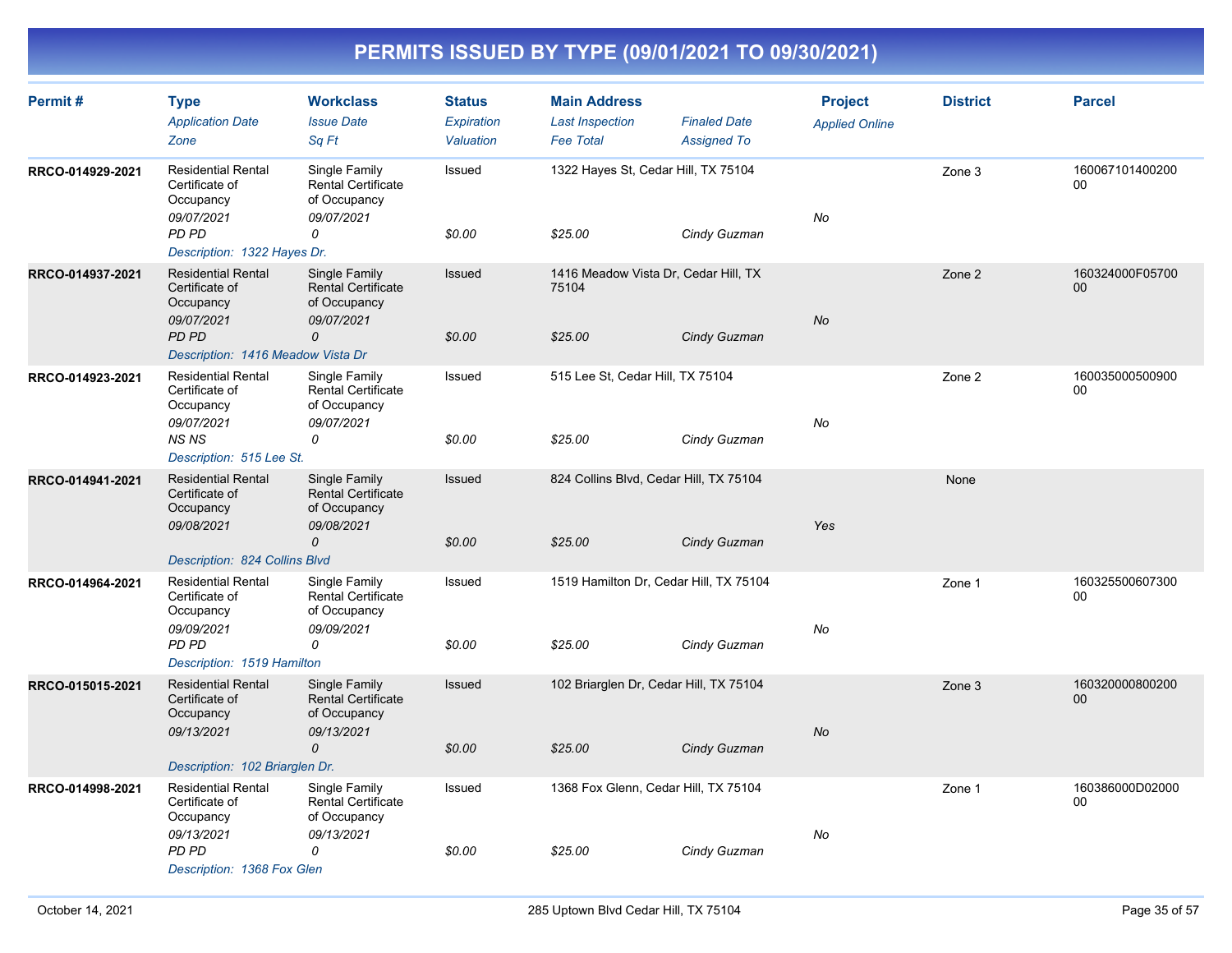# PERMITS ISSUED BY TYPE (09/01/2021 TO 09/30/2021)

| Permit # | Type<br>*Application Date*<br>*Zone* | Workclass<br>*Issue Date*<br>*Sq Ft* | Status<br>*Expiration*<br>*Valuation* | Main Address<br>*Last Inspection*<br>*Fee Total* | *Finaled Date*<br>*Assigned To* | Project<br>*Applied Online* | District | Parcel |
|---|---|---|---|---|---|---|---|---|
| RRCO-014929-2021 | Residential Rental Certificate of Occupancy<br>*09/07/2021*<br>*PD PD* | Single Family Rental Certificate of Occupancy<br>*09/07/2021*<br>*0* | Issued<br><br>*$0.00* | 1322 Hayes St, Cedar Hill, TX 75104<br><br>*$25.00* | <br>*Cindy Guzman* | <br>*No* | Zone 3 | 16006710140020000 |
| | *Description: 1322 Hayes Dr.* | | | | | | | |
| RRCO-014937-2021 | Residential Rental Certificate of Occupancy<br>*09/07/2021*<br>*PD PD* | Single Family Rental Certificate of Occupancy<br>*09/07/2021*<br>*0* | Issued<br><br>*$0.00* | 1416 Meadow Vista Dr, Cedar Hill, TX 75104<br><br>*$25.00* | <br>*Cindy Guzman* | <br>*No* | Zone 2 | 160324000F0570000 |
| | *Description: 1416 Meadow Vista Dr* | | | | | | | |
| RRCO-014923-2021 | Residential Rental Certificate of Occupancy<br>*09/07/2021*<br>*NS NS* | Single Family Rental Certificate of Occupancy<br>*09/07/2021*<br>*0* | Issued<br><br>*$0.00* | 515 Lee St, Cedar Hill, TX 75104<br><br>*$25.00* | <br>*Cindy Guzman* | <br>*No* | Zone 2 | 16003500050090000 |
| | *Description: 515 Lee St.* | | | | | | | |
| RRCO-014941-2021 | Residential Rental Certificate of Occupancy<br>*09/08/2021* | Single Family Rental Certificate of Occupancy<br>*09/08/2021*<br>*0* | Issued<br><br>*$0.00* | 824 Collins Blvd, Cedar Hill, TX 75104<br><br>*$25.00* | <br>*Cindy Guzman* | <br>*Yes* | None | |
| | *Description: 824 Collins Blvd* | | | | | | | |
| RRCO-014964-2021 | Residential Rental Certificate of Occupancy<br>*09/09/2021*<br>*PD PD* | Single Family Rental Certificate of Occupancy<br>*09/09/2021*<br>*0* | Issued<br><br>*$0.00* | 1519 Hamilton Dr, Cedar Hill, TX 75104<br><br>*$25.00* | <br>*Cindy Guzman* | <br>*No* | Zone 1 | 16032550060730000 |
| | *Description: 1519 Hamilton* | | | | | | | |
| RRCO-015015-2021 | Residential Rental Certificate of Occupancy<br>*09/13/2021* | Single Family Rental Certificate of Occupancy<br>*09/13/2021*<br>*0* | Issued<br><br>*$0.00* | 102 Briarglen Dr, Cedar Hill, TX 75104<br><br>*$25.00* | <br>*Cindy Guzman* | <br>*No* | Zone 3 | 16032000080020000 |
| | *Description: 102 Briarglen Dr.* | | | | | | | |
| RRCO-014998-2021 | Residential Rental Certificate of Occupancy<br>*09/13/2021*<br>*PD PD* | Single Family Rental Certificate of Occupancy<br>*09/13/2021*<br>*0* | Issued<br><br>*$0.00* | 1368 Fox Glenn, Cedar Hill, TX 75104<br><br>*$25.00* | <br>*Cindy Guzman* | <br>*No* | Zone 1 | 160386000D0200000 |
| | *Description: 1368 Fox Glen* | | | | | | | |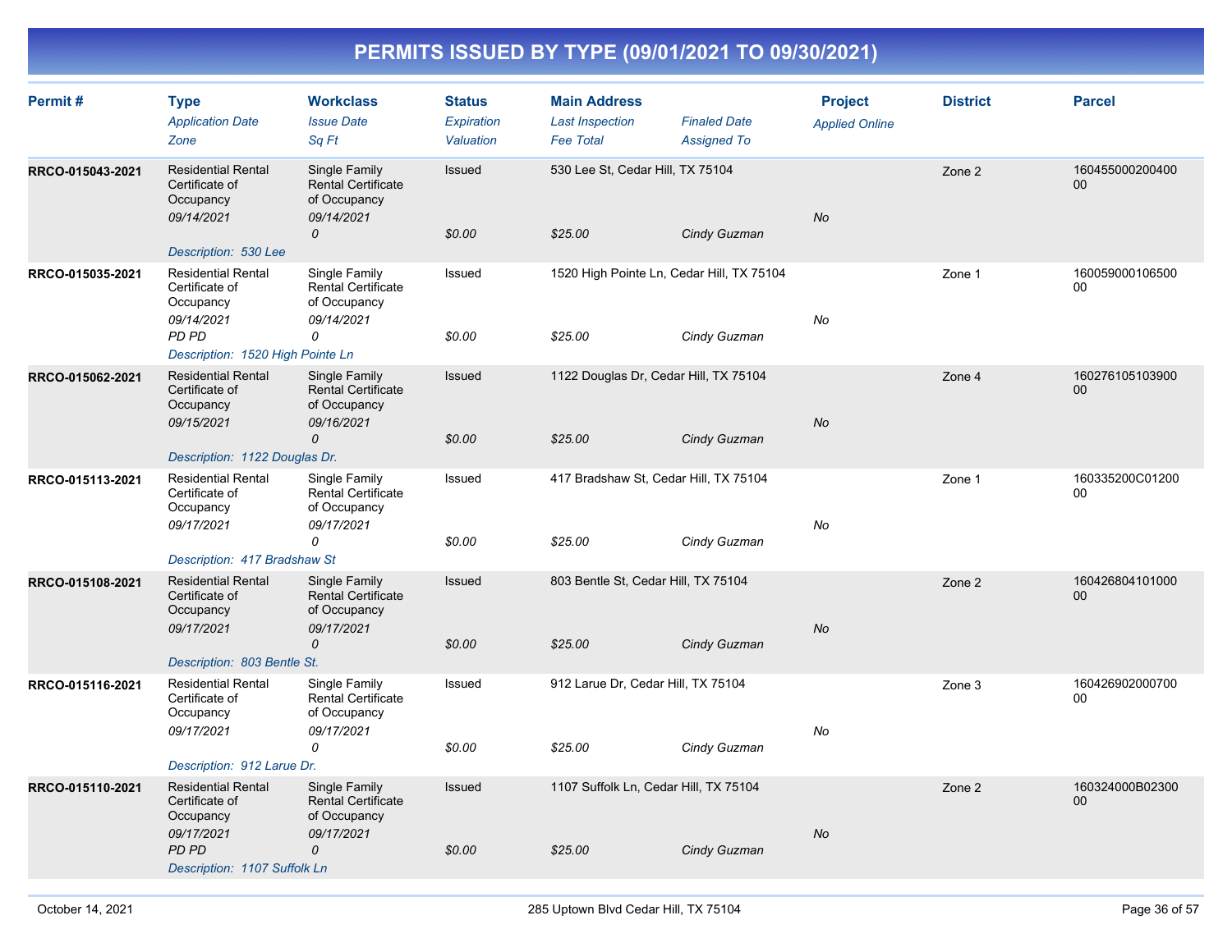# PERMITS ISSUED BY TYPE (09/01/2021 TO 09/30/2021)

| Permit # | Type<br>*Application Date*<br>*Zone* | Workclass<br>*Issue Date*<br>*Sq Ft* | Status<br>*Expiration*<br>*Valuation* | Main Address<br>*Last Inspection*<br>*Fee Total* | *Finaled Date*<br>*Assigned To* | Project<br>*Applied Online* | District | Parcel |
|---|---|---|---|---|---|---|---|---|
| RRCO-015043-2021 | Residential Rental Certificate of Occupancy<br>*09/14/2021* | Single Family Rental Certificate of Occupancy<br>*09/14/2021*<br>*0* | Issued<br><br>*$0.00* | 530 Lee St, Cedar Hill, TX 75104<br><br>*$25.00* | <br>*Cindy Guzman* | *No* | Zone 2 | 16045500020040000 |
| | *Description: 530 Lee* | | | | | | | |
| RRCO-015035-2021 | Residential Rental Certificate of Occupancy<br>*09/14/2021*<br>*PD PD* | Single Family Rental Certificate of Occupancy<br>*09/14/2021*<br>*0* | Issued<br><br>*$0.00* | 1520 High Pointe Ln, Cedar Hill, TX 75104<br><br>*$25.00* | <br>*Cindy Guzman* | *No* | Zone 1 | 16005900010650000 |
| | *Description: 1520 High Pointe Ln* | | | | | | | |
| RRCO-015062-2021 | Residential Rental Certificate of Occupancy<br>*09/15/2021* | Single Family Rental Certificate of Occupancy<br>*09/16/2021*<br>*0* | Issued<br><br>*$0.00* | 1122 Douglas Dr, Cedar Hill, TX 75104<br><br>*$25.00* | <br>*Cindy Guzman* | *No* | Zone 4 | 16027610510390000 |
| | *Description: 1122 Douglas Dr.* | | | | | | | |
| RRCO-015113-2021 | Residential Rental Certificate of Occupancy<br>*09/17/2021* | Single Family Rental Certificate of Occupancy<br>*09/17/2021*<br>*0* | Issued<br><br>*$0.00* | 417 Bradshaw St, Cedar Hill, TX 75104<br><br>*$25.00* | <br>*Cindy Guzman* | *No* | Zone 1 | 160335200C0120000 |
| | *Description: 417 Bradshaw St* | | | | | | | |
| RRCO-015108-2021 | Residential Rental Certificate of Occupancy<br>*09/17/2021* | Single Family Rental Certificate of Occupancy<br>*09/17/2021*<br>*0* | Issued<br><br>*$0.00* | 803 Bentle St, Cedar Hill, TX 75104<br><br>*$25.00* | <br>*Cindy Guzman* | *No* | Zone 2 | 16042680410100000 |
| | *Description: 803 Bentle St.* | | | | | | | |
| RRCO-015116-2021 | Residential Rental Certificate of Occupancy<br>*09/17/2021* | Single Family Rental Certificate of Occupancy<br>*09/17/2021*<br>*0* | Issued<br><br>*$0.00* | 912 Larue Dr, Cedar Hill, TX 75104<br><br>*$25.00* | <br>*Cindy Guzman* | *No* | Zone 3 | 16042690200070000 |
| | *Description: 912 Larue Dr.* | | | | | | | |
| RRCO-015110-2021 | Residential Rental Certificate of Occupancy<br>*09/17/2021*<br>*PD PD* | Single Family Rental Certificate of Occupancy<br>*09/17/2021*<br>*0* | Issued<br><br>*$0.00* | 1107 Suffolk Ln, Cedar Hill, TX 75104<br><br>*$25.00* | <br>*Cindy Guzman* | *No* | Zone 2 | 160324000B0230000 |
| | *Description: 1107 Suffolk Ln* | | | | | | | |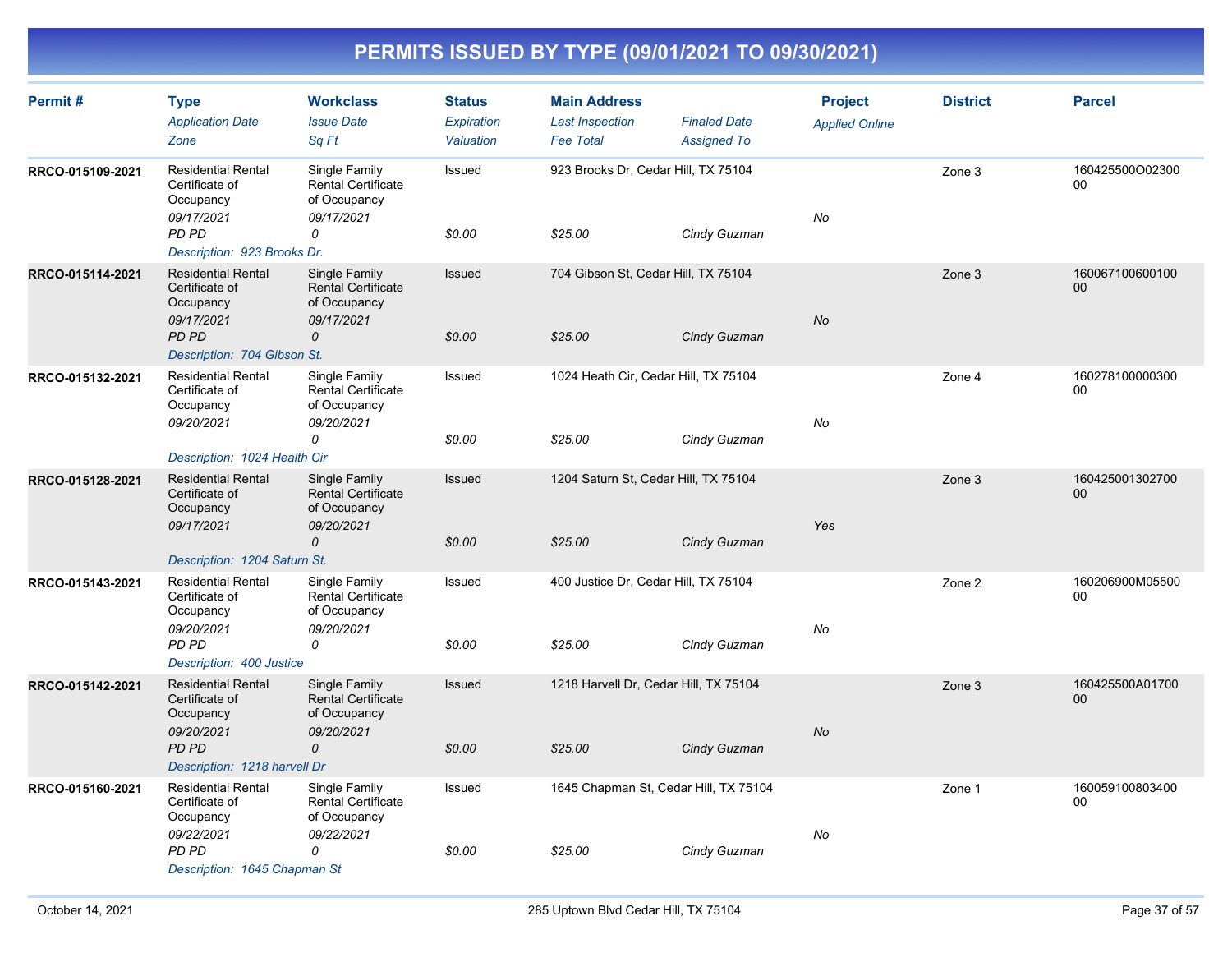# PERMITS ISSUED BY TYPE (09/01/2021 TO 09/30/2021)

| Permit # | Type / Application Date / Zone | Workclass / Issue Date / Sq Ft | Status / Expiration / Valuation | Main Address / Last Inspection / Fee Total | Finaled Date / Assigned To | Project / Applied Online | District | Parcel |
|---|---|---|---|---|---|---|---|---|
| RRCO-015109-2021 | Residential Rental Certificate of Occupancy<br>09/17/2021<br>PD PD | Single Family Rental Certificate of Occupancy<br>09/17/2021<br>0 | Issued<br><br>$0.00 | 923 Brooks Dr, Cedar Hill, TX 75104<br><br>$25.00 | <br>Cindy Guzman | No | Zone 3 | 160425500O0230000 |
| | Description: 923 Brooks Dr. | | | | | | | |
| RRCO-015114-2021 | Residential Rental Certificate of Occupancy<br>09/17/2021<br>PD PD | Single Family Rental Certificate of Occupancy<br>09/17/2021<br>0 | Issued<br><br>$0.00 | 704 Gibson St, Cedar Hill, TX 75104<br><br>$25.00 | <br>Cindy Guzman | No | Zone 3 | 16006710060010000 |
| | Description: 704 Gibson St. | | | | | | | |
| RRCO-015132-2021 | Residential Rental Certificate of Occupancy<br>09/20/2021 | Single Family Rental Certificate of Occupancy<br>09/20/2021<br>0 | Issued<br><br>$0.00 | 1024 Heath Cir, Cedar Hill, TX 75104<br><br>$25.00 | <br>Cindy Guzman | No | Zone 4 | 16027810000030000 |
| | Description: 1024 Health Cir | | | | | | | |
| RRCO-015128-2021 | Residential Rental Certificate of Occupancy<br>09/17/2021 | Single Family Rental Certificate of Occupancy<br>09/20/2021<br>0 | Issued<br><br>$0.00 | 1204 Saturn St, Cedar Hill, TX 75104<br><br>$25.00 | <br>Cindy Guzman | Yes | Zone 3 | 16042500130270000 |
| | Description: 1204 Saturn St. | | | | | | | |
| RRCO-015143-2021 | Residential Rental Certificate of Occupancy<br>09/20/2021<br>PD PD | Single Family Rental Certificate of Occupancy<br>09/20/2021<br>0 | Issued<br><br>$0.00 | 400 Justice Dr, Cedar Hill, TX 75104<br><br>$25.00 | <br>Cindy Guzman | No | Zone 2 | 160206900M0550000 |
| | Description: 400 Justice | | | | | | | |
| RRCO-015142-2021 | Residential Rental Certificate of Occupancy<br>09/20/2021<br>PD PD | Single Family Rental Certificate of Occupancy<br>09/20/2021<br>0 | Issued<br><br>$0.00 | 1218 Harvell Dr, Cedar Hill, TX 75104<br><br>$25.00 | <br>Cindy Guzman | No | Zone 3 | 160425500A0170000 |
| | Description: 1218 harvell Dr | | | | | | | |
| RRCO-015160-2021 | Residential Rental Certificate of Occupancy<br>09/22/2021<br>PD PD | Single Family Rental Certificate of Occupancy<br>09/22/2021<br>0 | Issued<br><br>$0.00 | 1645 Chapman St, Cedar Hill, TX 75104<br><br>$25.00 | <br>Cindy Guzman | No | Zone 1 | 16005910080340000 |
| | Description: 1645 Chapman St | | | | | | | |

October 14, 2021 — 285 Uptown Blvd Cedar Hill, TX 75104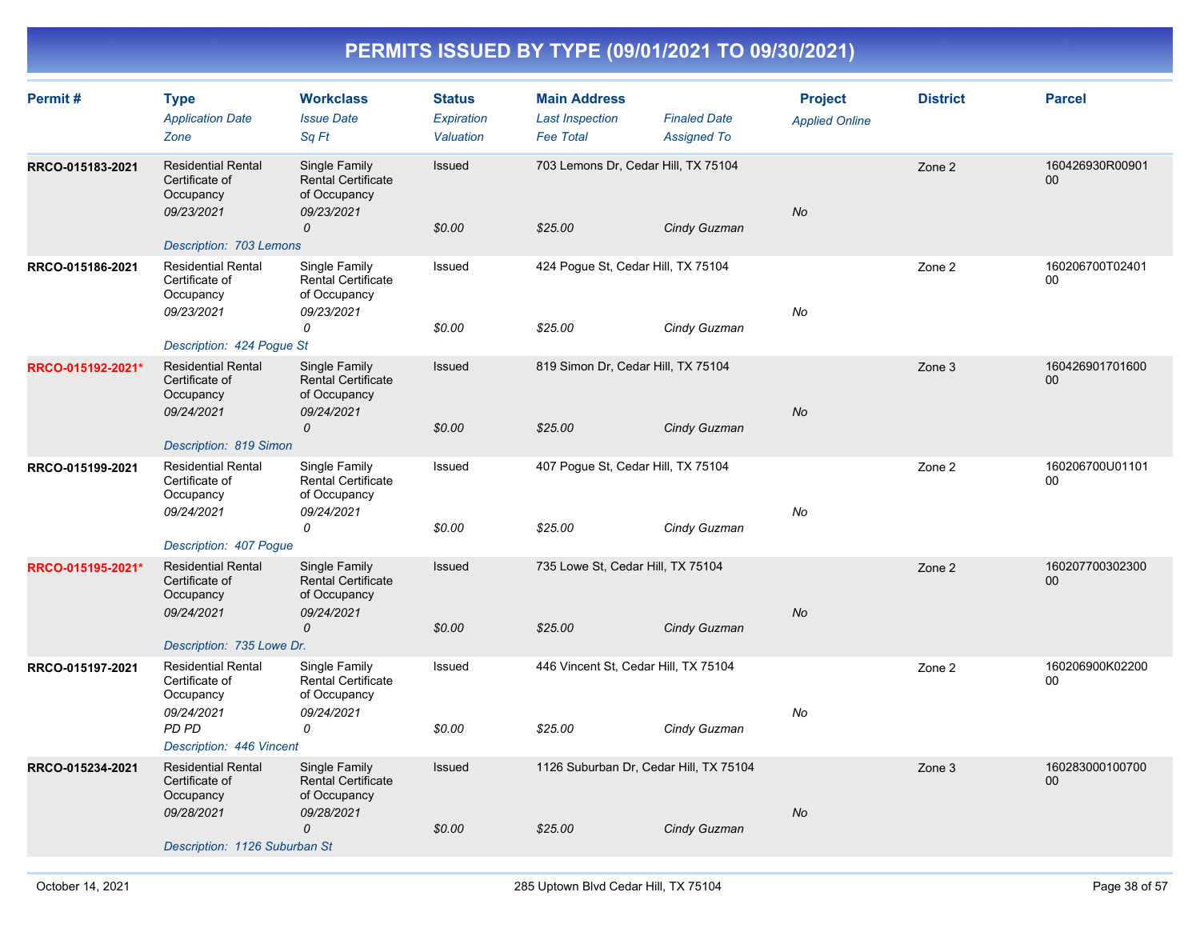# PERMITS ISSUED BY TYPE (09/01/2021 TO 09/30/2021)

| Permit # | Type<br>*Application Date*<br>*Zone* | Workclass<br>*Issue Date*<br>*Sq Ft* | Status<br>*Expiration*<br>*Valuation* | Main Address<br>*Last Inspection*<br>*Fee Total* | *Finaled Date*<br>*Assigned To* | Project<br>*Applied Online* | District | Parcel |
|---|---|---|---|---|---|---|---|---|
| RRCO-015183-2021 | Residential Rental Certificate of Occupancy<br>*09/23/2021* | Single Family Rental Certificate of Occupancy<br>*09/23/2021*<br>*0* | Issued<br><br>*$0.00* | 703 Lemons Dr, Cedar Hill, TX 75104<br><br>*$25.00* | *Cindy Guzman* | *No* | Zone 2 | 160426930R0090100 |
| | *Description: 703 Lemons* | | | | | | | |
| RRCO-015186-2021 | Residential Rental Certificate of Occupancy<br>*09/23/2021* | Single Family Rental Certificate of Occupancy<br>*09/23/2021*<br>*0* | Issued<br><br>*$0.00* | 424 Pogue St, Cedar Hill, TX 75104<br><br>*$25.00* | *Cindy Guzman* | *No* | Zone 2 | 160206700T0240100 |
| | *Description: 424 Pogue St* | | | | | | | |
| RRCO-015192-2021* | Residential Rental Certificate of Occupancy<br>*09/24/2021* | Single Family Rental Certificate of Occupancy<br>*09/24/2021*<br>*0* | Issued<br><br>*$0.00* | 819 Simon Dr, Cedar Hill, TX 75104<br><br>*$25.00* | *Cindy Guzman* | *No* | Zone 3 | 16042690170160000 |
| | *Description: 819 Simon* | | | | | | | |
| RRCO-015199-2021 | Residential Rental Certificate of Occupancy<br>*09/24/2021* | Single Family Rental Certificate of Occupancy<br>*09/24/2021*<br>*0* | Issued<br><br>*$0.00* | 407 Pogue St, Cedar Hill, TX 75104<br><br>*$25.00* | *Cindy Guzman* | *No* | Zone 2 | 160206700U0110100 |
| | *Description: 407 Pogue* | | | | | | | |
| RRCO-015195-2021* | Residential Rental Certificate of Occupancy<br>*09/24/2021* | Single Family Rental Certificate of Occupancy<br>*09/24/2021*<br>*0* | Issued<br><br>*$0.00* | 735 Lowe St, Cedar Hill, TX 75104<br><br>*$25.00* | *Cindy Guzman* | *No* | Zone 2 | 16020770030230000 |
| | *Description: 735 Lowe Dr.* | | | | | | | |
| RRCO-015197-2021 | Residential Rental Certificate of Occupancy<br>*09/24/2021*<br>*PD PD* | Single Family Rental Certificate of Occupancy<br>*09/24/2021*<br>*0* | Issued<br><br>*$0.00* | 446 Vincent St, Cedar Hill, TX 75104<br><br>*$25.00* | *Cindy Guzman* | *No* | Zone 2 | 160206900K0220000 |
| | *Description: 446 Vincent* | | | | | | | |
| RRCO-015234-2021 | Residential Rental Certificate of Occupancy<br>*09/28/2021* | Single Family Rental Certificate of Occupancy<br>*09/28/2021*<br>*0* | Issued<br><br>*$0.00* | 1126 Suburban Dr, Cedar Hill, TX 75104<br><br>*$25.00* | *Cindy Guzman* | *No* | Zone 3 | 16028300010070000 |
| | *Description: 1126 Suburban St* | | | | | | | |

October 14, 2021 — 285 Uptown Blvd Cedar Hill, TX 75104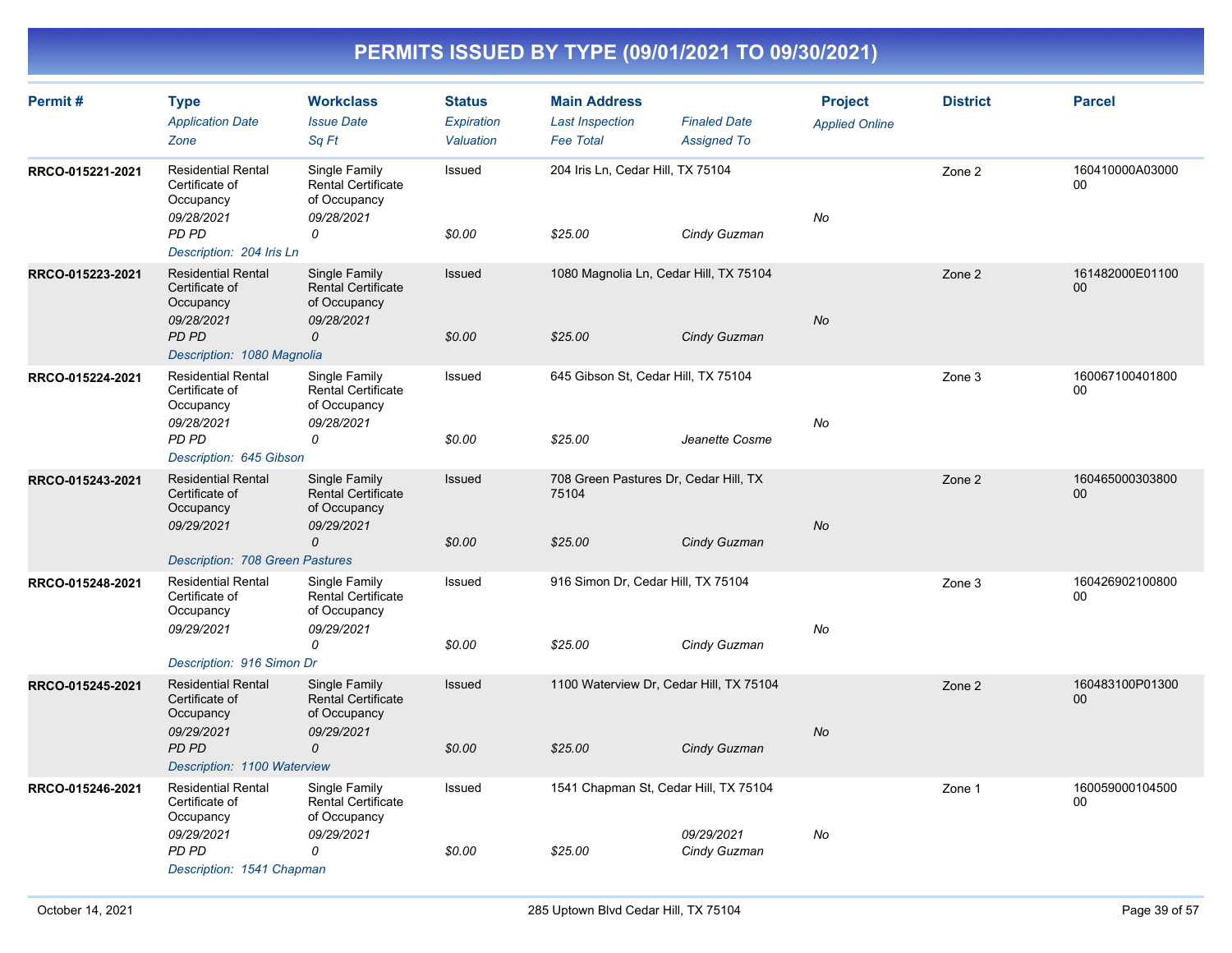# PERMITS ISSUED BY TYPE (09/01/2021 TO 09/30/2021)

| Permit # | Type<br>*Application Date*<br>*Zone* | Workclass<br>*Issue Date*<br>*Sq Ft* | Status<br>*Expiration*<br>*Valuation* | Main Address<br>*Last Inspection*<br>*Fee Total* | *Finaled Date*<br>*Assigned To* | Project<br>*Applied Online* | District | Parcel |
|---|---|---|---|---|---|---|---|---|
| RRCO-015221-2021 | Residential Rental Certificate of Occupancy<br>09/28/2021<br>PD PD | Single Family Rental Certificate of Occupancy<br>09/28/2021<br>0 | Issued<br><br>$0.00 | 204 Iris Ln, Cedar Hill, TX 75104<br><br>$25.00 | <br>Cindy Guzman | No | Zone 2 | 160410000A0300000 |
| *Description: 204 Iris Ln* | | | | | | | | |
| RRCO-015223-2021 | Residential Rental Certificate of Occupancy<br>09/28/2021<br>PD PD | Single Family Rental Certificate of Occupancy<br>09/28/2021<br>0 | Issued<br><br>$0.00 | 1080 Magnolia Ln, Cedar Hill, TX 75104<br><br>$25.00 | <br>Cindy Guzman | No | Zone 2 | 161482000E0110000 |
| *Description: 1080 Magnolia* | | | | | | | | |
| RRCO-015224-2021 | Residential Rental Certificate of Occupancy<br>09/28/2021<br>PD PD | Single Family Rental Certificate of Occupancy<br>09/28/2021<br>0 | Issued<br><br>$0.00 | 645 Gibson St, Cedar Hill, TX 75104<br><br>$25.00 | <br>Jeanette Cosme | No | Zone 3 | 16006710040180000 |
| *Description: 645 Gibson* | | | | | | | | |
| RRCO-015243-2021 | Residential Rental Certificate of Occupancy<br>09/29/2021 | Single Family Rental Certificate of Occupancy<br>09/29/2021<br>0 | Issued<br><br>$0.00 | 708 Green Pastures Dr, Cedar Hill, TX 75104<br><br>$25.00 | <br>Cindy Guzman | No | Zone 2 | 16046500030380000 |
| *Description: 708 Green Pastures* | | | | | | | | |
| RRCO-015248-2021 | Residential Rental Certificate of Occupancy<br>09/29/2021 | Single Family Rental Certificate of Occupancy<br>09/29/2021<br>0 | Issued<br><br>$0.00 | 916 Simon Dr, Cedar Hill, TX 75104<br><br>$25.00 | <br>Cindy Guzman | No | Zone 3 | 16042690210080000 |
| *Description: 916 Simon Dr* | | | | | | | | |
| RRCO-015245-2021 | Residential Rental Certificate of Occupancy<br>09/29/2021<br>PD PD | Single Family Rental Certificate of Occupancy<br>09/29/2021<br>0 | Issued<br><br>$0.00 | 1100 Waterview Dr, Cedar Hill, TX 75104<br><br>$25.00 | <br>Cindy Guzman | No | Zone 2 | 160483100P0130000 |
| *Description: 1100 Waterview* | | | | | | | | |
| RRCO-015246-2021 | Residential Rental Certificate of Occupancy<br>09/29/2021<br>PD PD | Single Family Rental Certificate of Occupancy<br>09/29/2021<br>0 | Issued<br><br>$0.00 | 1541 Chapman St, Cedar Hill, TX 75104<br><br>$25.00 | 09/29/2021<br>Cindy Guzman | No | Zone 1 | 16005900010450000 |
| *Description: 1541 Chapman* | | | | | | | | |

October 14, 2021 — 285 Uptown Blvd Cedar Hill, TX 75104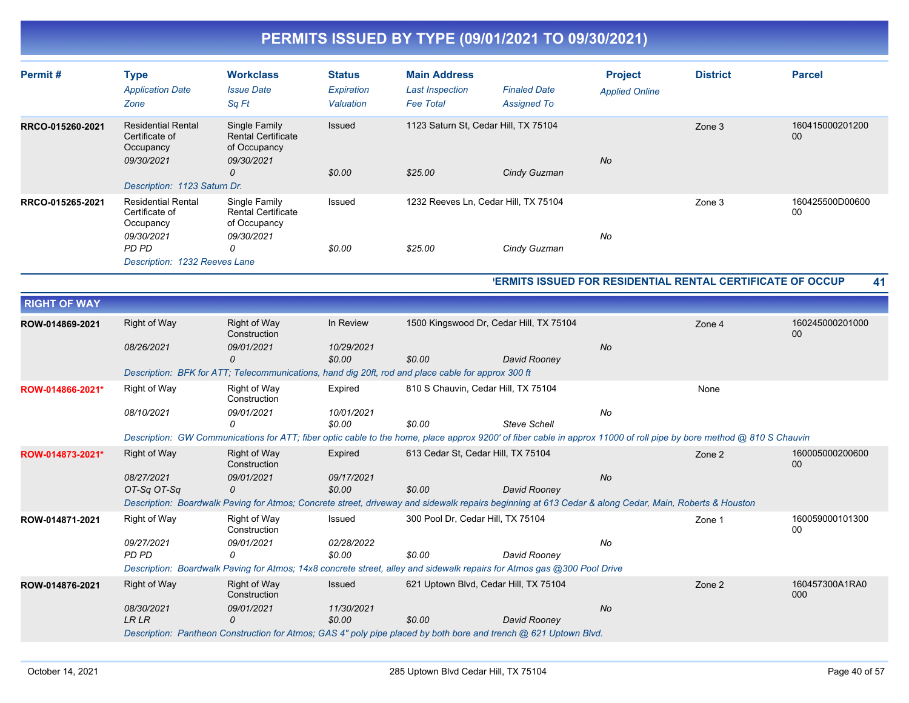# PERMITS ISSUED BY TYPE (09/01/2021 TO 09/30/2021)

| Permit # | Type / Application Date / Zone | Workclass / Issue Date / Sq Ft | Status / Expiration / Valuation | Main Address / Last Inspection / Fee Total | Finaled Date / Assigned To | Project / Applied Online | District | Parcel |
|---|---|---|---|---|---|---|---|---|
| RRCO-015260-2021 | Residential Rental Certificate of Occupancy<br>*09/30/2021* | Single Family Rental Certificate of Occupancy<br>*09/30/2021*<br>*0* | Issued<br><br>*$0.00* | 1123 Saturn St, Cedar Hill, TX 75104<br><br>*$25.00* | *Cindy Guzman* | *No* | Zone 3 | 16041500020120000 |
| | *Description: 1123 Saturn Dr.* | | | | | | | |
| RRCO-015265-2021 | Residential Rental Certificate of Occupancy<br>*09/30/2021*<br>*PD PD* | Single Family Rental Certificate of Occupancy<br>*09/30/2021*<br>*0* | Issued<br><br>*$0.00* | 1232 Reeves Ln, Cedar Hill, TX 75104<br><br>*$25.00* | *Cindy Guzman* | *No* | Zone 3 | 160425500D0060000 |
| | *Description: 1232 Reeves Lane* | | | | | | | |

**PERMITS ISSUED FOR RESIDENTIAL RENTAL CERTIFICATE OF OCCUP** 41

## RIGHT OF WAY

| Permit # | Type / Application Date / Zone | Workclass / Issue Date / Sq Ft | Status / Expiration / Valuation | Main Address / Last Inspection / Fee Total | Finaled Date / Assigned To | Project / Applied Online | District | Parcel |
|---|---|---|---|---|---|---|---|---|
| ROW-014869-2021 | Right of Way<br>*08/26/2021* | Right of Way Construction<br>*09/01/2021*<br>*0* | In Review<br>*10/29/2021*<br>*$0.00* | 1500 Kingswood Dr, Cedar Hill, TX 75104<br><br>*$0.00* | *David Rooney* | *No* | Zone 4 | 16024500020100000 |
| | *Description: BFK for ATT; Telecommunications, hand dig 20ft, rod and place cable for approx 300 ft* | | | | | | | |
| ROW-014866-2021* | Right of Way<br>*08/10/2021* | Right of Way Construction<br>*09/01/2021*<br>*0* | Expired<br>*10/01/2021*<br>*$0.00* | 810 S Chauvin, Cedar Hill, TX 75104<br><br>*$0.00* | *Steve Schell* | *No* | None | |
| | *Description: GW Communications for ATT; fiber optic cable to the home, place approx 9200' of fiber cable in approx 11000 of roll pipe by bore method @ 810 S Chauvin* | | | | | | | |
| ROW-014873-2021* | Right of Way<br>*08/27/2021*<br>*OT-Sq OT-Sq* | Right of Way Construction<br>*09/01/2021*<br>*0* | Expired<br>*09/17/2021*<br>*$0.00* | 613 Cedar St, Cedar Hill, TX 75104<br><br>*$0.00* | *David Rooney* | *No* | Zone 2 | 16000500020060000 |
| | *Description: Boardwalk Paving for Atmos; Concrete street, driveway and sidewalk repairs beginning at 613 Cedar & along Cedar, Main, Roberts & Houston* | | | | | | | |
| ROW-014871-2021 | Right of Way<br>*09/27/2021*<br>*PD PD* | Right of Way Construction<br>*09/01/2021*<br>*0* | Issued<br>*02/28/2022*<br>*$0.00* | 300 Pool Dr, Cedar Hill, TX 75104<br><br>*$0.00* | *David Rooney* | *No* | Zone 1 | 16005900010130000 |
| | *Description: Boardwalk Paving for Atmos; 14x8 concrete street, alley and sidewalk repairs for Atmos gas @300 Pool Drive* | | | | | | | |
| ROW-014876-2021 | Right of Way<br>*08/30/2021*<br>*LR LR* | Right of Way Construction<br>*09/01/2021*<br>*0* | Issued<br>*11/30/2021*<br>*$0.00* | 621 Uptown Blvd, Cedar Hill, TX 75104<br><br>*$0.00* | *David Rooney* | *No* | Zone 2 | 160457300A1RA0000 |
| | *Description: Pantheon Construction for Atmos; GAS 4" poly pipe placed by both bore and trench @ 621 Uptown Blvd.* | | | | | | | |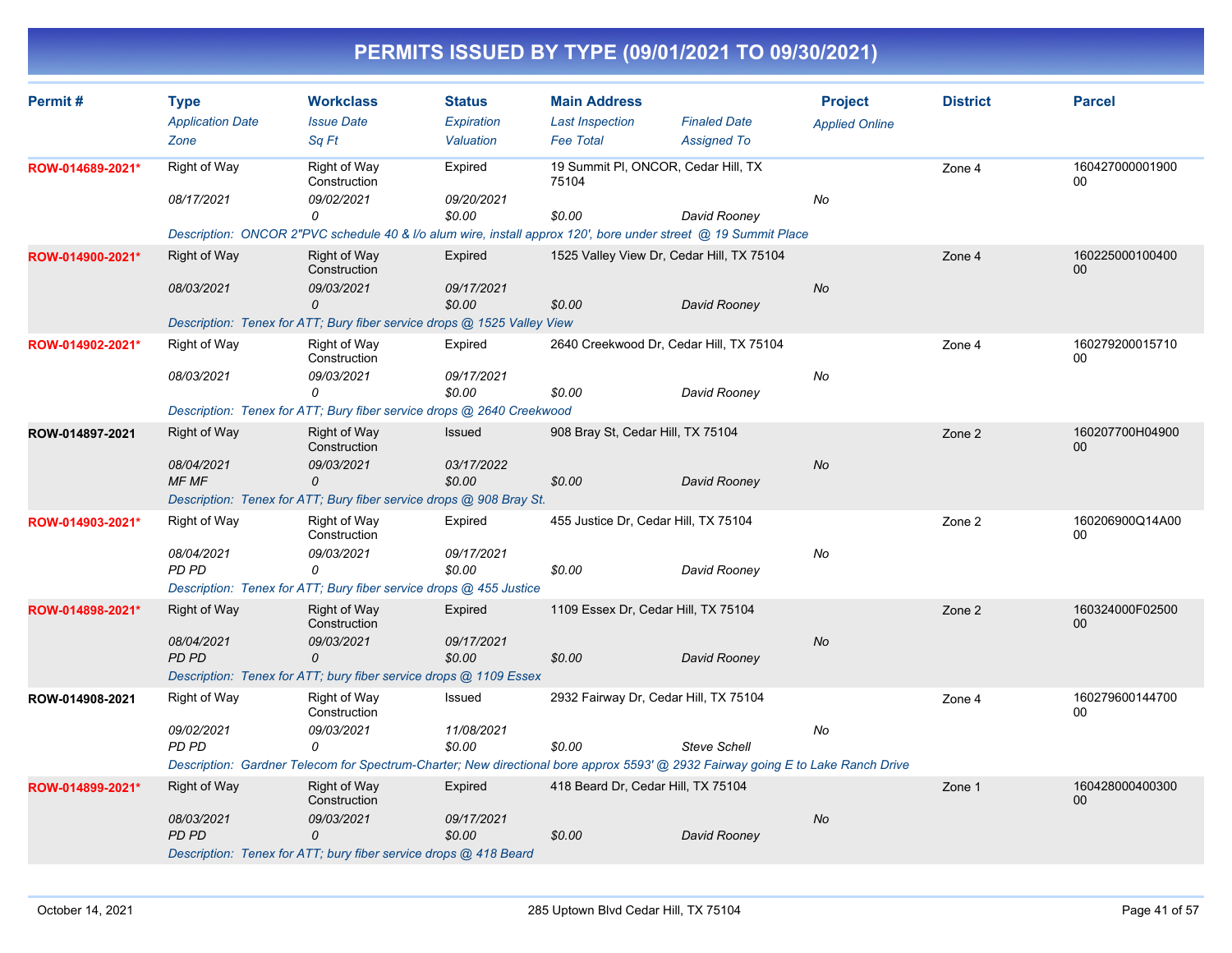# PERMITS ISSUED BY TYPE (09/01/2021 TO 09/30/2021)

| Permit # | Type | Workclass | Status | Main Address | | Project | District | Parcel |
|---|---|---|---|---|---|---|---|---|
| | *Application Date* | *Issue Date* | *Expiration* | *Last Inspection* | *Finaled Date* | *Applied Online* | | |
| | *Zone* | *Sq Ft* | *Valuation* | *Fee Total* | *Assigned To* | | | |
| **ROW-014689-2021*** | Right of Way | Right of Way Construction | Expired | 19 Summit Pl, ONCOR, Cedar Hill, TX 75104 | | | Zone 4 | 16042700000190000 |
| | *08/17/2021* | *09/02/2021* | *09/20/2021* | | | *No* | | |
| | | *0* | *$0.00* | *$0.00* | *David Rooney* | | | |
| | *Description: ONCOR 2"PVC schedule 40 & I/o alum wire, install approx 120', bore under street @ 19 Summit Place* | | | | | | | |
| **ROW-014900-2021*** | Right of Way | Right of Way Construction | Expired | 1525 Valley View Dr, Cedar Hill, TX 75104 | | | Zone 4 | 16022500010040000 |
| | *08/03/2021* | *09/03/2021* | *09/17/2021* | | | *No* | | |
| | | *0* | *$0.00* | *$0.00* | *David Rooney* | | | |
| | *Description: Tenex for ATT; Bury fiber service drops @ 1525 Valley View* | | | | | | | |
| **ROW-014902-2021*** | Right of Way | Right of Way Construction | Expired | 2640 Creekwood Dr, Cedar Hill, TX 75104 | | | Zone 4 | 16027920001571000 |
| | *08/03/2021* | *09/03/2021* | *09/17/2021* | | | *No* | | |
| | | *0* | *$0.00* | *$0.00* | *David Rooney* | | | |
| | *Description: Tenex for ATT; Bury fiber service drops @ 2640 Creekwood* | | | | | | | |
| **ROW-014897-2021** | Right of Way | Right of Way Construction | Issued | 908 Bray St, Cedar Hill, TX 75104 | | | Zone 2 | 160207700H0490000 |
| | *08/04/2021* | *09/03/2021* | *03/17/2022* | | | *No* | | |
| | *MF MF* | *0* | *$0.00* | *$0.00* | *David Rooney* | | | |
| | *Description: Tenex for ATT; Bury fiber service drops @ 908 Bray St.* | | | | | | | |
| **ROW-014903-2021*** | Right of Way | Right of Way Construction | Expired | 455 Justice Dr, Cedar Hill, TX 75104 | | | Zone 2 | 160206900Q14A0000 |
| | *08/04/2021* | *09/03/2021* | *09/17/2021* | | | *No* | | |
| | *PD PD* | *0* | *$0.00* | *$0.00* | *David Rooney* | | | |
| | *Description: Tenex for ATT; Bury fiber service drops @ 455 Justice* | | | | | | | |
| **ROW-014898-2021*** | Right of Way | Right of Way Construction | Expired | 1109 Essex Dr, Cedar Hill, TX 75104 | | | Zone 2 | 160324000F0250000 |
| | *08/04/2021* | *09/03/2021* | *09/17/2021* | | | *No* | | |
| | *PD PD* | *0* | *$0.00* | *$0.00* | *David Rooney* | | | |
| | *Description: Tenex for ATT; bury fiber service drops @ 1109 Essex* | | | | | | | |
| **ROW-014908-2021** | Right of Way | Right of Way Construction | Issued | 2932 Fairway Dr, Cedar Hill, TX 75104 | | | Zone 4 | 16027960014470000 |
| | *09/02/2021* | *09/03/2021* | *11/08/2021* | | | *No* | | |
| | *PD PD* | *0* | *$0.00* | *$0.00* | *Steve Schell* | | | |
| | *Description: Gardner Telecom for Spectrum-Charter; New directional bore approx 5593' @ 2932 Fairway going E to Lake Ranch Drive* | | | | | | | |
| **ROW-014899-2021*** | Right of Way | Right of Way Construction | Expired | 418 Beard Dr, Cedar Hill, TX 75104 | | | Zone 1 | 16042800040030000 |
| | *08/03/2021* | *09/03/2021* | *09/17/2021* | | | *No* | | |
| | *PD PD* | *0* | *$0.00* | *$0.00* | *David Rooney* | | | |
| | *Description: Tenex for ATT; bury fiber service drops @ 418 Beard* | | | | | | | |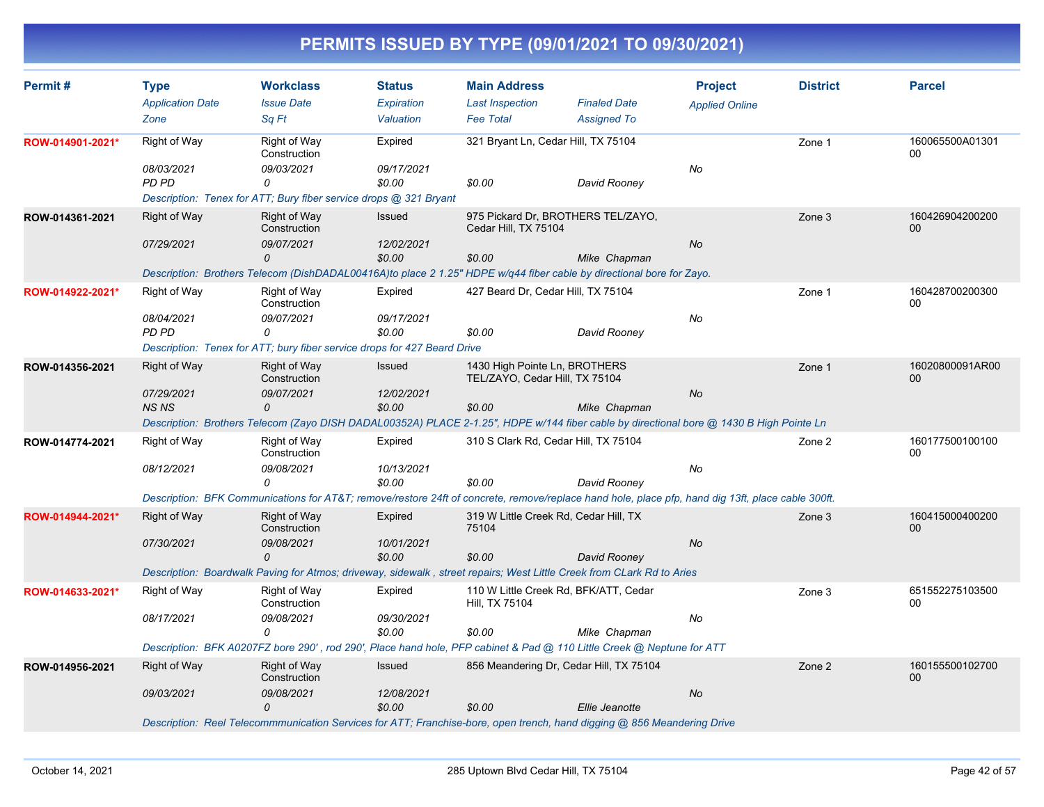# PERMITS ISSUED BY TYPE (09/01/2021 TO 09/30/2021)

| Permit # | Type<br>*Application Date*<br>*Zone* | Workclass<br>*Issue Date*<br>*Sq Ft* | Status<br>*Expiration*<br>*Valuation* | Main Address<br>*Last Inspection*<br>*Fee Total* | *Finaled Date*<br>*Assigned To* | Project<br>*Applied Online* | District | Parcel |
|---|---|---|---|---|---|---|---|---|
| ROW-014901-2021* | Right of Way<br>*08/03/2021*<br>*PD PD* | Right of Way Construction<br>*09/03/2021*<br>*0* | Expired<br>*09/17/2021*<br>*$0.00* | 321 Bryant Ln, Cedar Hill, TX 75104<br><br>*$0.00* | <br>*David Rooney* | <br>*No* | Zone 1 | 160065500A0130100 |
| | *Description: Tenex for ATT; Bury fiber service drops @ 321 Bryant* | | | | | | | |
| ROW-014361-2021 | Right of Way<br>*07/29/2021*<br> | Right of Way Construction<br>*09/07/2021*<br>*0* | Issued<br>*12/02/2021*<br>*$0.00* | 975 Pickard Dr, BROTHERS TEL/ZAYO, Cedar Hill, TX 75104<br><br>*$0.00* | <br>*Mike Chapman* | <br>*No* | Zone 3 | 16042690420020000 |
| | *Description: Brothers Telecom (DishDADAL00416A)to place 2 1.25" HDPE w/q44 fiber cable by directional bore for Zayo.* | | | | | | | |
| ROW-014922-2021* | Right of Way<br>*08/04/2021*<br>*PD PD* | Right of Way Construction<br>*09/07/2021*<br>*0* | Expired<br>*09/17/2021*<br>*$0.00* | 427 Beard Dr, Cedar Hill, TX 75104<br><br>*$0.00* | <br>*David Rooney* | <br>*No* | Zone 1 | 16042870020030000 |
| | *Description: Tenex for ATT; bury fiber service drops for 427 Beard Drive* | | | | | | | |
| ROW-014356-2021 | Right of Way<br>*07/29/2021*<br>*NS NS* | Right of Way Construction<br>*09/07/2021*<br>*0* | Issued<br>*12/02/2021*<br>*$0.00* | 1430 High Pointe Ln, BROTHERS TEL/ZAYO, Cedar Hill, TX 75104<br><br>*$0.00* | <br>*Mike Chapman* | <br>*No* | Zone 1 | 16020800091AR0000 |
| | *Description: Brothers Telecom (Zayo DISH DADAL00352A) PLACE 2-1.25", HDPE w/144 fiber cable by directional bore @ 1430 B High Pointe Ln* | | | | | | | |
| ROW-014774-2021 | Right of Way<br>*08/12/2021*<br> | Right of Way Construction<br>*09/08/2021*<br>*0* | Expired<br>*10/13/2021*<br>*$0.00* | 310 S Clark Rd, Cedar Hill, TX 75104<br><br>*$0.00* | <br>*David Rooney* | <br>*No* | Zone 2 | 16017750010010000 |
| | *Description: BFK Communications for AT&T; remove/restore 24ft of concrete, remove/replace hand hole, place pfp, hand dig 13ft, place cable 300ft.* | | | | | | | |
| ROW-014944-2021* | Right of Way<br>*07/30/2021*<br> | Right of Way Construction<br>*09/08/2021*<br>*0* | Expired<br>*10/01/2021*<br>*$0.00* | 319 W Little Creek Rd, Cedar Hill, TX 75104<br><br>*$0.00* | <br>*David Rooney* | <br>*No* | Zone 3 | 16041500040020000 |
| | *Description: Boardwalk Paving for Atmos; driveway, sidewalk , street repairs; West Little Creek from CLark Rd to Aries* | | | | | | | |
| ROW-014633-2021* | Right of Way<br>*08/17/2021*<br> | Right of Way Construction<br>*09/08/2021*<br>*0* | Expired<br>*09/30/2021*<br>*$0.00* | 110 W Little Creek Rd, BFK/ATT, Cedar Hill, TX 75104<br><br>*$0.00* | <br>*Mike Chapman* | <br>*No* | Zone 3 | 65155227510350000 |
| | *Description: BFK A0207FZ bore 290' , rod 290', Place hand hole, PFP cabinet & Pad @ 110 Little Creek @ Neptune for ATT* | | | | | | | |
| ROW-014956-2021 | Right of Way<br>*09/03/2021*<br> | Right of Way Construction<br>*09/08/2021*<br>*0* | Issued<br>*12/08/2021*<br>*$0.00* | 856 Meandering Dr, Cedar Hill, TX 75104<br><br>*$0.00* | <br>*Ellie Jeanotte* | <br>*No* | Zone 2 | 16015550010270000 |
| | *Description: Reel Telecommmunication Services for ATT; Franchise-bore, open trench, hand digging @ 856 Meandering Drive* | | | | | | | |

October 14, 2021 | 285 Uptown Blvd Cedar Hill, TX 75104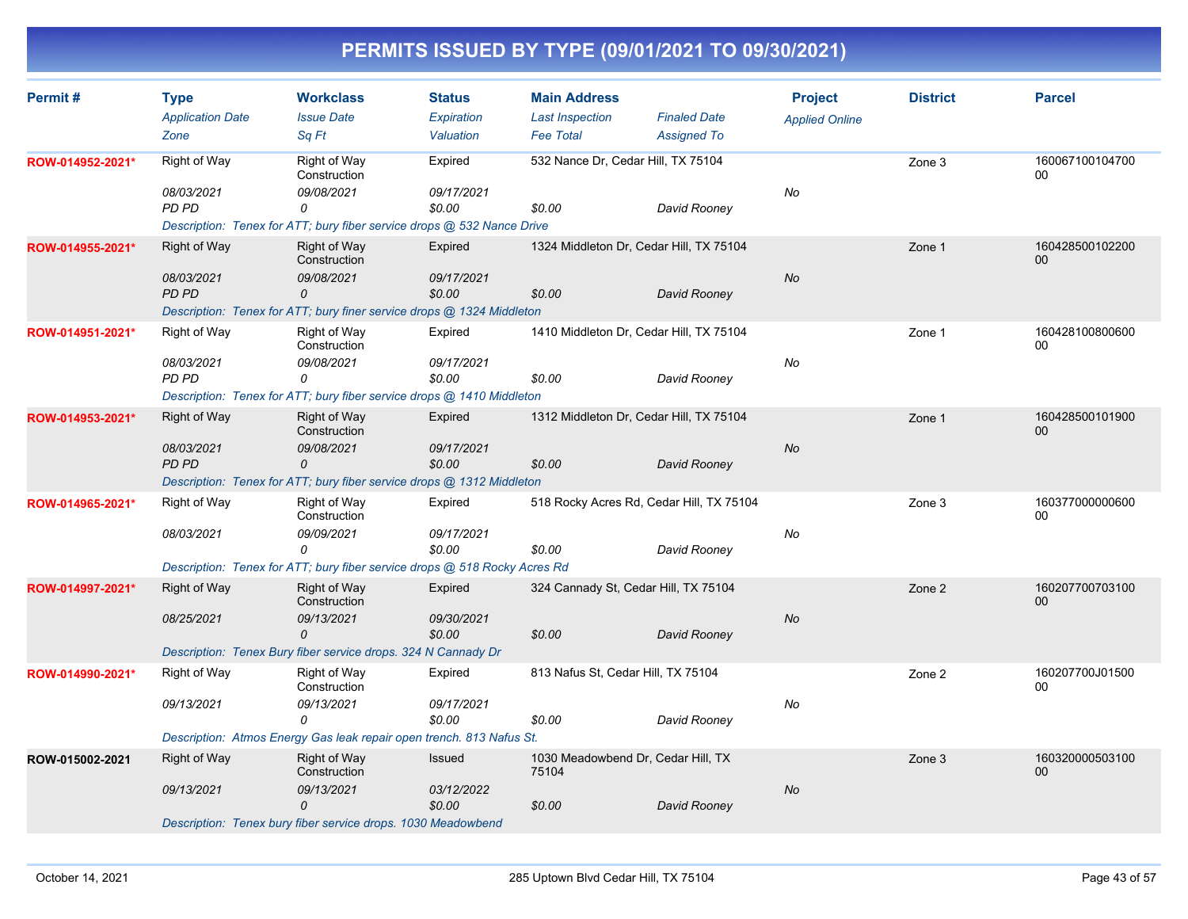# PERMITS ISSUED BY TYPE (09/01/2021 TO 09/30/2021)

| Permit # | Type | Workclass | Status | Main Address | | Project | District | Parcel |
|---|---|---|---|---|---|---|---|---|
| | *Application Date* | *Issue Date* | *Expiration* | *Last Inspection* | *Finaled Date* | *Applied Online* | | |
| | *Zone* | *Sq Ft* | *Valuation* | *Fee Total* | *Assigned To* | | | |
| **ROW-014952-2021*** | Right of Way | Right of Way Construction | Expired | 532 Nance Dr, Cedar Hill, TX 75104 | | | Zone 3 | 16006710010470000 |
| | *08/03/2021* | *09/08/2021* | *09/17/2021* | | | *No* | | |
| | *PD PD* | *0* | *$0.00* | *$0.00* | *David Rooney* | | | |
| | *Description: Tenex for ATT; bury fiber service drops @ 532 Nance Drive* | | | | | | | |
| **ROW-014955-2021*** | Right of Way | Right of Way Construction | Expired | 1324 Middleton Dr, Cedar Hill, TX 75104 | | | Zone 1 | 16042850010220000 |
| | *08/03/2021* | *09/08/2021* | *09/17/2021* | | | *No* | | |
| | *PD PD* | *0* | *$0.00* | *$0.00* | *David Rooney* | | | |
| | *Description: Tenex for ATT; bury finer service drops @ 1324 Middleton* | | | | | | | |
| **ROW-014951-2021*** | Right of Way | Right of Way Construction | Expired | 1410 Middleton Dr, Cedar Hill, TX 75104 | | | Zone 1 | 16042810080060000 |
| | *08/03/2021* | *09/08/2021* | *09/17/2021* | | | *No* | | |
| | *PD PD* | *0* | *$0.00* | *$0.00* | *David Rooney* | | | |
| | *Description: Tenex for ATT; bury fiber service drops @ 1410 Middleton* | | | | | | | |
| **ROW-014953-2021*** | Right of Way | Right of Way Construction | Expired | 1312 Middleton Dr, Cedar Hill, TX 75104 | | | Zone 1 | 16042850010190000 |
| | *08/03/2021* | *09/08/2021* | *09/17/2021* | | | *No* | | |
| | *PD PD* | *0* | *$0.00* | *$0.00* | *David Rooney* | | | |
| | *Description: Tenex for ATT; bury fiber service drops @ 1312 Middleton* | | | | | | | |
| **ROW-014965-2021*** | Right of Way | Right of Way Construction | Expired | 518 Rocky Acres Rd, Cedar Hill, TX 75104 | | | Zone 3 | 16037700000060000 |
| | *08/03/2021* | *09/09/2021* | *09/17/2021* | | | *No* | | |
| | | *0* | *$0.00* | *$0.00* | *David Rooney* | | | |
| | *Description: Tenex for ATT; bury fiber service drops @ 518 Rocky Acres Rd* | | | | | | | |
| **ROW-014997-2021*** | Right of Way | Right of Way Construction | Expired | 324 Cannady St, Cedar Hill, TX 75104 | | | Zone 2 | 16020770070310000 |
| | *08/25/2021* | *09/13/2021* | *09/30/2021* | | | *No* | | |
| | | *0* | *$0.00* | *$0.00* | *David Rooney* | | | |
| | *Description: Tenex Bury fiber service drops. 324 N Cannady Dr* | | | | | | | |
| **ROW-014990-2021*** | Right of Way | Right of Way Construction | Expired | 813 Nafus St, Cedar Hill, TX 75104 | | | Zone 2 | 160207700J0150000 |
| | *09/13/2021* | *09/13/2021* | *09/17/2021* | | | *No* | | |
| | | *0* | *$0.00* | *$0.00* | *David Rooney* | | | |
| | *Description: Atmos Energy Gas leak repair open trench. 813 Nafus St.* | | | | | | | |
| **ROW-015002-2021** | Right of Way | Right of Way Construction | Issued | 1030 Meadowbend Dr, Cedar Hill, TX 75104 | | | Zone 3 | 16032000050310000 |
| | *09/13/2021* | *09/13/2021* | *03/12/2022* | | | *No* | | |
| | | *0* | *$0.00* | *$0.00* | *David Rooney* | | | |
| | *Description: Tenex bury fiber service drops. 1030 Meadowbend* | | | | | | | |

October 14, 2021 — 285 Uptown Blvd Cedar Hill, TX 75104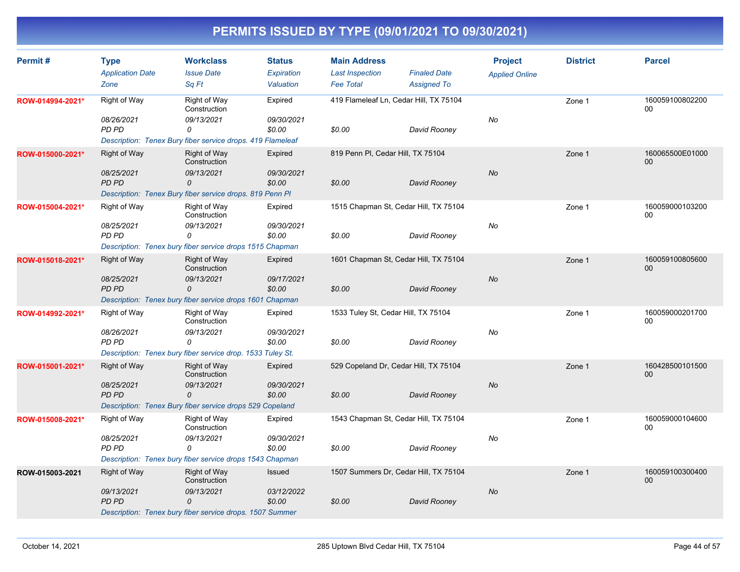# PERMITS ISSUED BY TYPE (09/01/2021 TO 09/30/2021)

| Permit # | Type<br>*Application Date*<br>*Zone* | Workclass<br>*Issue Date*<br>*Sq Ft* | Status<br>*Expiration*<br>*Valuation* | Main Address<br>*Last Inspection*<br>*Fee Total* | *Finaled Date*<br>*Assigned To* | Project<br>*Applied Online* | District | Parcel |
|---|---|---|---|---|---|---|---|---|
| ROW-014994-2021* | Right of Way<br>*08/26/2021*<br>*PD PD* | Right of Way Construction<br>*09/13/2021*<br>*0* | Expired<br>*09/30/2021*<br>*$0.00* | 419 Flameleaf Ln, Cedar Hill, TX 75104<br><br>*$0.00* | <br><br>*David Rooney* | <br>*No* | Zone 1 | 16005910080220000 |
| | *Description: Tenex Bury fiber service drops. 419 Flameleaf* | | | | | | | |
| ROW-015000-2021* | Right of Way<br>*08/25/2021*<br>*PD PD* | Right of Way Construction<br>*09/13/2021*<br>*0* | Expired<br>*09/30/2021*<br>*$0.00* | 819 Penn Pl, Cedar Hill, TX 75104<br><br>*$0.00* | <br><br>*David Rooney* | <br>*No* | Zone 1 | 160065500E0100000 |
| | *Description: Tenex Bury fiber service drops. 819 Penn Pl* | | | | | | | |
| ROW-015004-2021* | Right of Way<br>*08/25/2021*<br>*PD PD* | Right of Way Construction<br>*09/13/2021*<br>*0* | Expired<br>*09/30/2021*<br>*$0.00* | 1515 Chapman St, Cedar Hill, TX 75104<br><br>*$0.00* | <br><br>*David Rooney* | <br>*No* | Zone 1 | 16005900010320000 |
| | *Description: Tenex bury fiber service drops 1515 Chapman* | | | | | | | |
| ROW-015018-2021* | Right of Way<br>*08/25/2021*<br>*PD PD* | Right of Way Construction<br>*09/13/2021*<br>*0* | Expired<br>*09/17/2021*<br>*$0.00* | 1601 Chapman St, Cedar Hill, TX 75104<br><br>*$0.00* | <br><br>*David Rooney* | <br>*No* | Zone 1 | 16005910080560000 |
| | *Description: Tenex bury fiber service drops 1601 Chapman* | | | | | | | |
| ROW-014992-2021* | Right of Way<br>*08/26/2021*<br>*PD PD* | Right of Way Construction<br>*09/13/2021*<br>*0* | Expired<br>*09/30/2021*<br>*$0.00* | 1533 Tuley St, Cedar Hill, TX 75104<br><br>*$0.00* | <br><br>*David Rooney* | <br>*No* | Zone 1 | 16005900020170000 |
| | *Description: Tenex bury fiber service drop. 1533 Tuley St.* | | | | | | | |
| ROW-015001-2021* | Right of Way<br>*08/25/2021*<br>*PD PD* | Right of Way Construction<br>*09/13/2021*<br>*0* | Expired<br>*09/30/2021*<br>*$0.00* | 529 Copeland Dr, Cedar Hill, TX 75104<br><br>*$0.00* | <br><br>*David Rooney* | <br>*No* | Zone 1 | 16042850010150000 |
| | *Description: Tenex Bury fiber service drops 529 Copeland* | | | | | | | |
| ROW-015008-2021* | Right of Way<br>*08/25/2021*<br>*PD PD* | Right of Way Construction<br>*09/13/2021*<br>*0* | Expired<br>*09/30/2021*<br>*$0.00* | 1543 Chapman St, Cedar Hill, TX 75104<br><br>*$0.00* | <br><br>*David Rooney* | <br>*No* | Zone 1 | 16005900010460000 |
| | *Description: Tenex bury fiber service drops 1543 Chapman* | | | | | | | |
| ROW-015003-2021 | Right of Way<br>*09/13/2021*<br>*PD PD* | Right of Way Construction<br>*09/13/2021*<br>*0* | Issued<br>*03/12/2022*<br>*$0.00* | 1507 Summers Dr, Cedar Hill, TX 75104<br><br>*$0.00* | <br><br>*David Rooney* | <br>*No* | Zone 1 | 16005910030040000 |
| | *Description: Tenex bury fiber service drops. 1507 Summer* | | | | | | | |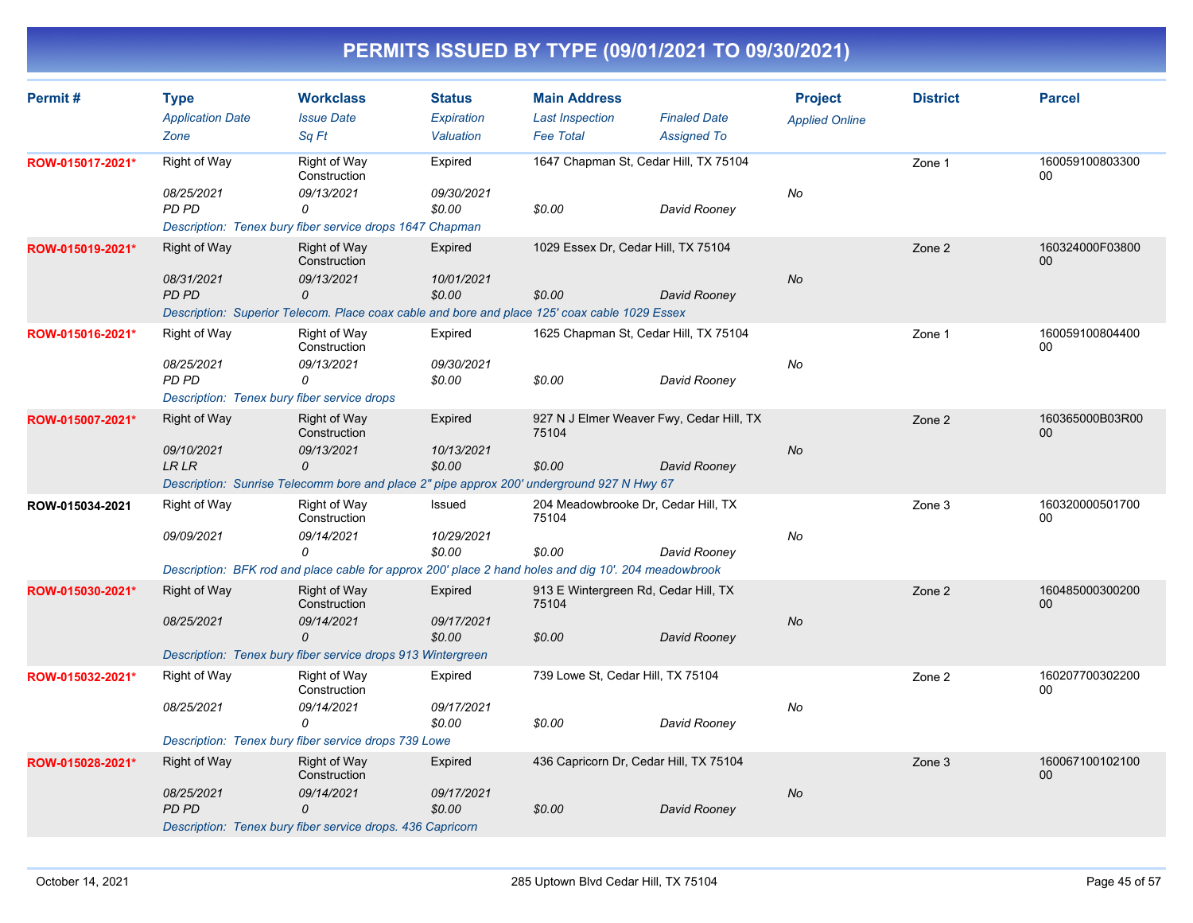# PERMITS ISSUED BY TYPE (09/01/2021 TO 09/30/2021)

| Permit # | Type | Workclass | Status | Main Address | | Project | District | Parcel |
|---|---|---|---|---|---|---|---|---|
| | *Application Date* | *Issue Date* | *Expiration* | *Last Inspection* | *Finaled Date* | *Applied Online* | | |
| | *Zone* | *Sq Ft* | *Valuation* | *Fee Total* | *Assigned To* | | | |
| **ROW-015017-2021*** | Right of Way | Right of Way Construction | Expired | 1647 Chapman St, Cedar Hill, TX 75104 | | | Zone 1 | 16005910080330000 |
| | *08/25/2021* | *09/13/2021* | *09/30/2021* | | | *No* | | |
| | *PD PD* | *0* | *$0.00* | *$0.00* | *David Rooney* | | | |
| | *Description: Tenex bury fiber service drops 1647 Chapman* | | | | | | | |
| **ROW-015019-2021*** | Right of Way | Right of Way Construction | Expired | 1029 Essex Dr, Cedar Hill, TX 75104 | | | Zone 2 | 160324000F03800 00 |
| | *08/31/2021* | *09/13/2021* | *10/01/2021* | | | *No* | | |
| | *PD PD* | *0* | *$0.00* | *$0.00* | *David Rooney* | | | |
| | *Description: Superior Telecom. Place coax cable and bore and place 125' coax cable 1029 Essex* | | | | | | | |
| **ROW-015016-2021*** | Right of Way | Right of Way Construction | Expired | 1625 Chapman St, Cedar Hill, TX 75104 | | | Zone 1 | 16005910080440000 |
| | *08/25/2021* | *09/13/2021* | *09/30/2021* | | | *No* | | |
| | *PD PD* | *0* | *$0.00* | *$0.00* | *David Rooney* | | | |
| | *Description: Tenex bury fiber service drops* | | | | | | | |
| **ROW-015007-2021*** | Right of Way | Right of Way Construction | Expired | 927 N J Elmer Weaver Fwy, Cedar Hill, TX 75104 | | | Zone 2 | 160365000B03R00 00 |
| | *09/10/2021* | *09/13/2021* | *10/13/2021* | | | *No* | | |
| | *LR LR* | *0* | *$0.00* | *$0.00* | *David Rooney* | | | |
| | *Description: Sunrise Telecomm bore and place 2" pipe approx 200' underground 927 N Hwy 67* | | | | | | | |
| **ROW-015034-2021** | Right of Way | Right of Way Construction | Issued | 204 Meadowbrooke Dr, Cedar Hill, TX 75104 | | | Zone 3 | 16032000050170000 |
| | *09/09/2021* | *09/14/2021* | *10/29/2021* | | | *No* | | |
| | | *0* | *$0.00* | *$0.00* | *David Rooney* | | | |
| | *Description: BFK rod and place cable for approx 200' place 2 hand holes and dig 10'. 204 meadowbrook* | | | | | | | |
| **ROW-015030-2021*** | Right of Way | Right of Way Construction | Expired | 913 E Wintergreen Rd, Cedar Hill, TX 75104 | | | Zone 2 | 16048500030020000 |
| | *08/25/2021* | *09/14/2021* | *09/17/2021* | | | *No* | | |
| | | *0* | *$0.00* | *$0.00* | *David Rooney* | | | |
| | *Description: Tenex bury fiber service drops 913 Wintergreen* | | | | | | | |
| **ROW-015032-2021*** | Right of Way | Right of Way Construction | Expired | 739 Lowe St, Cedar Hill, TX 75104 | | | Zone 2 | 16020770030220000 |
| | *08/25/2021* | *09/14/2021* | *09/17/2021* | | | *No* | | |
| | | *0* | *$0.00* | *$0.00* | *David Rooney* | | | |
| | *Description: Tenex bury fiber service drops 739 Lowe* | | | | | | | |
| **ROW-015028-2021*** | Right of Way | Right of Way Construction | Expired | 436 Capricorn Dr, Cedar Hill, TX 75104 | | | Zone 3 | 16006710010210000 |
| | *08/25/2021* | *09/14/2021* | *09/17/2021* | | | *No* | | |
| | *PD PD* | *0* | *$0.00* | *$0.00* | *David Rooney* | | | |
| | *Description: Tenex bury fiber service drops. 436 Capricorn* | | | | | | | |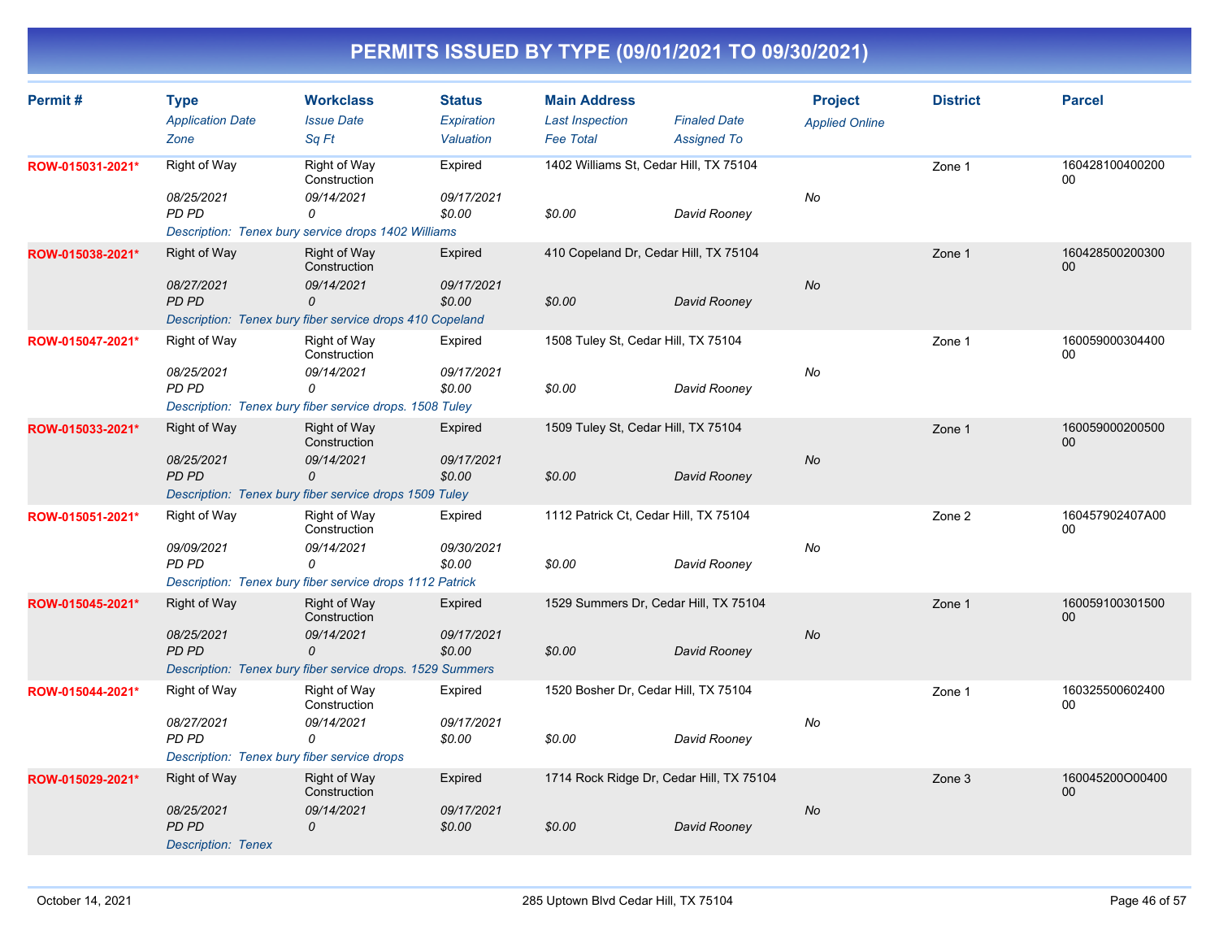# PERMITS ISSUED BY TYPE (09/01/2021 TO 09/30/2021)

| Permit # | Type<br>*Application Date*<br>*Zone* | Workclass<br>*Issue Date*<br>*Sq Ft* | Status<br>*Expiration*<br>*Valuation* | Main Address<br>*Last Inspection*<br>*Fee Total* | *Finaled Date*<br>*Assigned To* | Project<br>*Applied Online* | District | Parcel |
|---|---|---|---|---|---|---|---|---|
| **ROW-015031-2021*** | Right of Way<br>*08/25/2021*<br>*PD PD* | Right of Way Construction<br>*09/14/2021*<br>*0* | Expired<br>*09/17/2021*<br>*$0.00* | 1402 Williams St, Cedar Hill, TX 75104<br><br>*$0.00* | <br><br>*David Rooney* | <br>*No* | Zone 1 | 16042810040020000 |
| | *Description: Tenex bury service drops 1402 Williams* | | | | | | | |
| **ROW-015038-2021*** | Right of Way<br>*08/27/2021*<br>*PD PD* | Right of Way Construction<br>*09/14/2021*<br>*0* | Expired<br>*09/17/2021*<br>*$0.00* | 410 Copeland Dr, Cedar Hill, TX 75104<br><br>*$0.00* | <br><br>*David Rooney* | <br>*No* | Zone 1 | 16042850020030000 |
| | *Description: Tenex bury fiber service drops 410 Copeland* | | | | | | | |
| **ROW-015047-2021*** | Right of Way<br>*08/25/2021*<br>*PD PD* | Right of Way Construction<br>*09/14/2021*<br>*0* | Expired<br>*09/17/2021*<br>*$0.00* | 1508 Tuley St, Cedar Hill, TX 75104<br><br>*$0.00* | <br><br>*David Rooney* | <br>*No* | Zone 1 | 16005900030440000 |
| | *Description: Tenex bury fiber service drops. 1508 Tuley* | | | | | | | |
| **ROW-015033-2021*** | Right of Way<br>*08/25/2021*<br>*PD PD* | Right of Way Construction<br>*09/14/2021*<br>*0* | Expired<br>*09/17/2021*<br>*$0.00* | 1509 Tuley St, Cedar Hill, TX 75104<br><br>*$0.00* | <br><br>*David Rooney* | <br>*No* | Zone 1 | 16005900020050000 |
| | *Description: Tenex bury fiber service drops 1509 Tuley* | | | | | | | |
| **ROW-015051-2021*** | Right of Way<br>*09/09/2021*<br>*PD PD* | Right of Way Construction<br>*09/14/2021*<br>*0* | Expired<br>*09/30/2021*<br>*$0.00* | 1112 Patrick Ct, Cedar Hill, TX 75104<br><br>*$0.00* | <br><br>*David Rooney* | <br>*No* | Zone 2 | 160457902407A0000 |
| | *Description: Tenex bury fiber service drops 1112 Patrick* | | | | | | | |
| **ROW-015045-2021*** | Right of Way<br>*08/25/2021*<br>*PD PD* | Right of Way Construction<br>*09/14/2021*<br>*0* | Expired<br>*09/17/2021*<br>*$0.00* | 1529 Summers Dr, Cedar Hill, TX 75104<br><br>*$0.00* | <br><br>*David Rooney* | <br>*No* | Zone 1 | 16005910030150000 |
| | *Description: Tenex bury fiber service drops. 1529 Summers* | | | | | | | |
| **ROW-015044-2021*** | Right of Way<br>*08/27/2021*<br>*PD PD* | Right of Way Construction<br>*09/14/2021*<br>*0* | Expired<br>*09/17/2021*<br>*$0.00* | 1520 Bosher Dr, Cedar Hill, TX 75104<br><br>*$0.00* | <br><br>*David Rooney* | <br>*No* | Zone 1 | 16032550060240000 |
| | *Description: Tenex bury fiber service drops* | | | | | | | |
| **ROW-015029-2021*** | Right of Way<br>*08/25/2021*<br>*PD PD* | Right of Way Construction<br>*09/14/2021*<br>*0* | Expired<br>*09/17/2021*<br>*$0.00* | 1714 Rock Ridge Dr, Cedar Hill, TX 75104<br><br>*$0.00* | <br><br>*David Rooney* | <br>*No* | Zone 3 | 160045200O0040000 |
| | *Description: Tenex* | | | | | | | |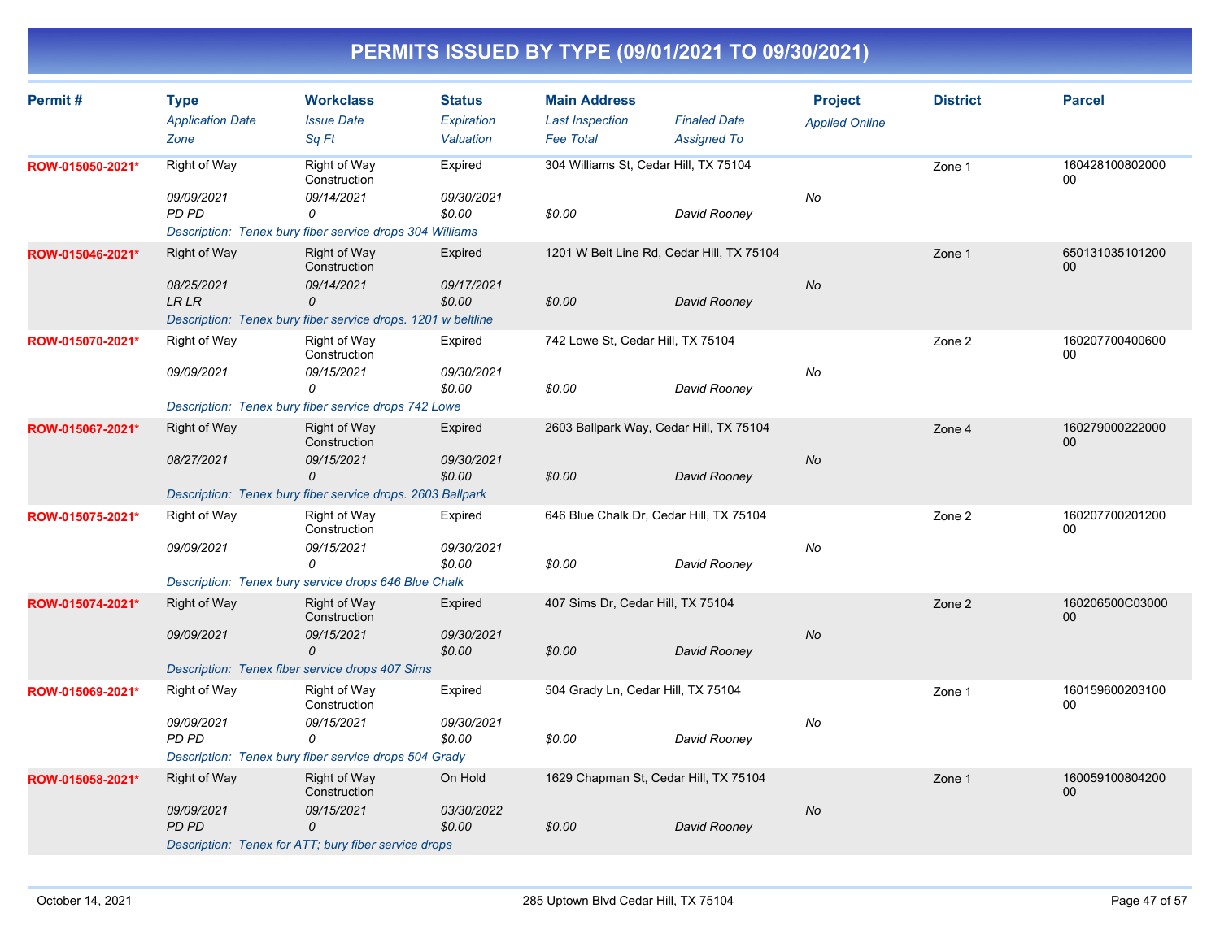# PERMITS ISSUED BY TYPE (09/01/2021 TO 09/30/2021)

| Permit # | Type<br>*Application Date*<br>*Zone* | Workclass<br>*Issue Date*<br>*Sq Ft* | Status<br>*Expiration*<br>*Valuation* | Main Address<br>*Last Inspection*<br>*Fee Total* | *Finaled Date*<br>*Assigned To* | Project<br>*Applied Online* | District | Parcel |
|---|---|---|---|---|---|---|---|---|
| ROW-015050-2021* | Right of Way<br>*09/09/2021*<br>*PD PD* | Right of Way Construction<br>*09/14/2021*<br>*0* | Expired<br>*09/30/2021*<br>*$0.00* | 304 Williams St, Cedar Hill, TX 75104<br><br>*$0.00* | <br><br>*David Rooney* | <br>*No* | Zone 1 | 16042810080200000 |
| | *Description: Tenex bury fiber service drops 304 Williams* | | | | | | | |
| ROW-015046-2021* | Right of Way<br>*08/25/2021*<br>*LR LR* | Right of Way Construction<br>*09/14/2021*<br>*0* | Expired<br>*09/17/2021*<br>*$0.00* | 1201 W Belt Line Rd, Cedar Hill, TX 75104<br><br>*$0.00* | <br><br>*David Rooney* | <br>*No* | Zone 1 | 65013103510120000 |
| | *Description: Tenex bury fiber service drops. 1201 w beltline* | | | | | | | |
| ROW-015070-2021* | Right of Way<br>*09/09/2021* | Right of Way Construction<br>*09/15/2021*<br>*0* | Expired<br>*09/30/2021*<br>*$0.00* | 742 Lowe St, Cedar Hill, TX 75104<br><br>*$0.00* | <br><br>*David Rooney* | <br>*No* | Zone 2 | 16020770040060000 |
| | *Description: Tenex bury fiber service drops 742 Lowe* | | | | | | | |
| ROW-015067-2021* | Right of Way<br>*08/27/2021* | Right of Way Construction<br>*09/15/2021*<br>*0* | Expired<br>*09/30/2021*<br>*$0.00* | 2603 Ballpark Way, Cedar Hill, TX 75104<br><br>*$0.00* | <br><br>*David Rooney* | <br>*No* | Zone 4 | 16027900022200000 |
| | *Description: Tenex bury fiber service drops. 2603 Ballpark* | | | | | | | |
| ROW-015075-2021* | Right of Way<br>*09/09/2021* | Right of Way Construction<br>*09/15/2021*<br>*0* | Expired<br>*09/30/2021*<br>*$0.00* | 646 Blue Chalk Dr, Cedar Hill, TX 75104<br><br>*$0.00* | <br><br>*David Rooney* | <br>*No* | Zone 2 | 16020770020120000 |
| | *Description: Tenex bury service drops 646 Blue Chalk* | | | | | | | |
| ROW-015074-2021* | Right of Way<br>*09/09/2021* | Right of Way Construction<br>*09/15/2021*<br>*0* | Expired<br>*09/30/2021*<br>*$0.00* | 407 Sims Dr, Cedar Hill, TX 75104<br><br>*$0.00* | <br><br>*David Rooney* | <br>*No* | Zone 2 | 160206500C0300000 |
| | *Description: Tenex fiber service drops 407 Sims* | | | | | | | |
| ROW-015069-2021* | Right of Way<br>*09/09/2021*<br>*PD PD* | Right of Way Construction<br>*09/15/2021*<br>*0* | Expired<br>*09/30/2021*<br>*$0.00* | 504 Grady Ln, Cedar Hill, TX 75104<br><br>*$0.00* | <br><br>*David Rooney* | <br>*No* | Zone 1 | 16015960020310000 |
| | *Description: Tenex bury fiber service drops 504 Grady* | | | | | | | |
| ROW-015058-2021* | Right of Way<br>*09/09/2021*<br>*PD PD* | Right of Way Construction<br>*09/15/2021*<br>*0* | On Hold<br>*03/30/2022*<br>*$0.00* | 1629 Chapman St, Cedar Hill, TX 75104<br><br>*$0.00* | <br><br>*David Rooney* | <br>*No* | Zone 1 | 16005910080420000 |
| | *Description: Tenex for ATT; bury fiber service drops* | | | | | | | |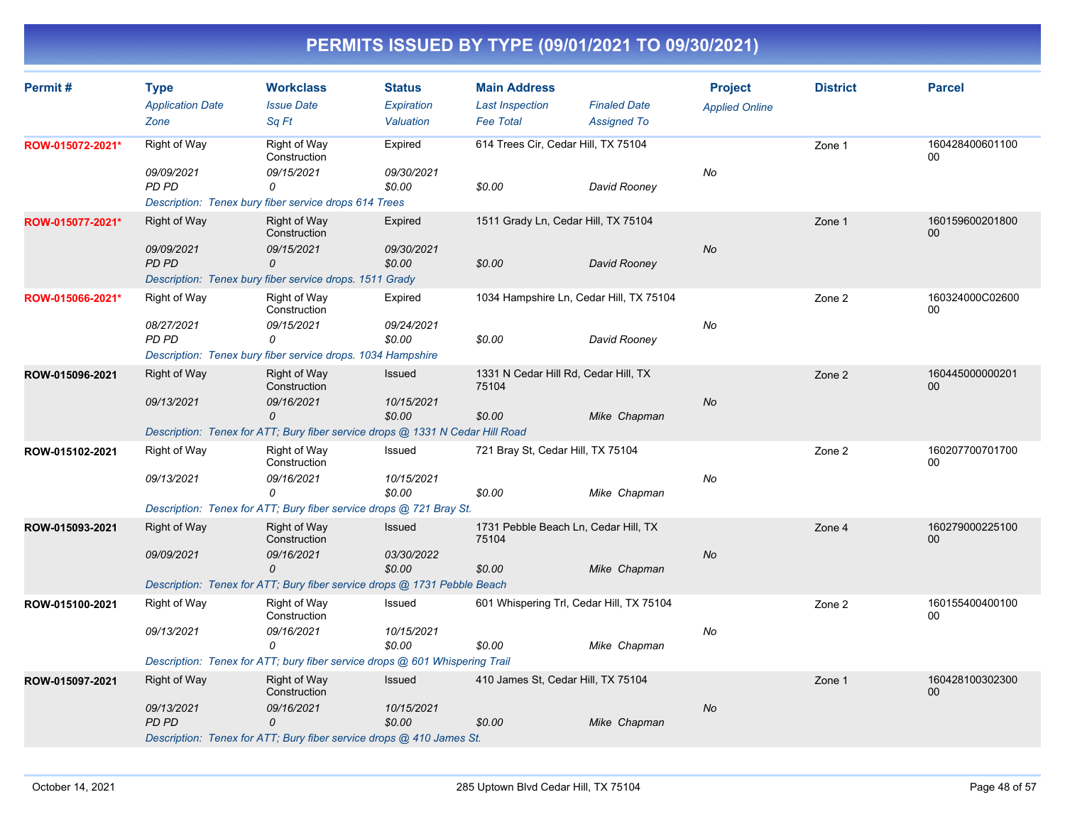# PERMITS ISSUED BY TYPE (09/01/2021 TO 09/30/2021)

| Permit # | Type / Application Date / Zone | Workclass / Issue Date / Sq Ft | Status / Expiration / Valuation | Main Address / Last Inspection / Fee Total | Finaled Date / Assigned To | Project / Applied Online | District | Parcel |
|---|---|---|---|---|---|---|---|---|
| ROW-015072-2021* | Right of Way | Right of Way Construction | Expired | 614 Trees Cir, Cedar Hill, TX 75104 | | | Zone 1 | 16042840060110000 |
| | 09/09/2021 | 09/15/2021 | 09/30/2021 | | | No | | |
| | PD PD | 0 | $0.00 | $0.00 | David Rooney | | | |
| | Description: Tenex bury fiber service drops 614 Trees | | | | | | | |
| ROW-015077-2021* | Right of Way | Right of Way Construction | Expired | 1511 Grady Ln, Cedar Hill, TX 75104 | | | Zone 1 | 16015960020180000 |
| | 09/09/2021 | 09/15/2021 | 09/30/2021 | | | No | | |
| | PD PD | 0 | $0.00 | $0.00 | David Rooney | | | |
| | Description: Tenex bury fiber service drops. 1511 Grady | | | | | | | |
| ROW-015066-2021* | Right of Way | Right of Way Construction | Expired | 1034 Hampshire Ln, Cedar Hill, TX 75104 | | | Zone 2 | 160324000C0260000 |
| | 08/27/2021 | 09/15/2021 | 09/24/2021 | | | No | | |
| | PD PD | 0 | $0.00 | $0.00 | David Rooney | | | |
| | Description: Tenex bury fiber service drops. 1034 Hampshire | | | | | | | |
| ROW-015096-2021 | Right of Way | Right of Way Construction | Issued | 1331 N Cedar Hill Rd, Cedar Hill, TX 75104 | | | Zone 2 | 16044500000020100 |
| | 09/13/2021 | 09/16/2021 | 10/15/2021 | | | No | | |
| | | 0 | $0.00 | $0.00 | Mike Chapman | | | |
| | Description: Tenex for ATT; Bury fiber service drops @ 1331 N Cedar Hill Road | | | | | | | |
| ROW-015102-2021 | Right of Way | Right of Way Construction | Issued | 721 Bray St, Cedar Hill, TX 75104 | | | Zone 2 | 16020770070170000 |
| | 09/13/2021 | 09/16/2021 | 10/15/2021 | | | No | | |
| | | 0 | $0.00 | $0.00 | Mike Chapman | | | |
| | Description: Tenex for ATT; Bury fiber service drops @ 721 Bray St. | | | | | | | |
| ROW-015093-2021 | Right of Way | Right of Way Construction | Issued | 1731 Pebble Beach Ln, Cedar Hill, TX 75104 | | | Zone 4 | 16027900022510000 |
| | 09/09/2021 | 09/16/2021 | 03/30/2022 | | | No | | |
| | | 0 | $0.00 | $0.00 | Mike Chapman | | | |
| | Description: Tenex for ATT; Bury fiber service drops @ 1731 Pebble Beach | | | | | | | |
| ROW-015100-2021 | Right of Way | Right of Way Construction | Issued | 601 Whispering Trl, Cedar Hill, TX 75104 | | | Zone 2 | 16015540040010000 |
| | 09/13/2021 | 09/16/2021 | 10/15/2021 | | | No | | |
| | | 0 | $0.00 | $0.00 | Mike Chapman | | | |
| | Description: Tenex for ATT; bury fiber service drops @ 601 Whispering Trail | | | | | | | |
| ROW-015097-2021 | Right of Way | Right of Way Construction | Issued | 410 James St, Cedar Hill, TX 75104 | | | Zone 1 | 16042810030230000 |
| | 09/13/2021 | 09/16/2021 | 10/15/2021 | | | No | | |
| | PD PD | 0 | $0.00 | $0.00 | Mike Chapman | | | |
| | Description: Tenex for ATT; Bury fiber service drops @ 410 James St. | | | | | | | |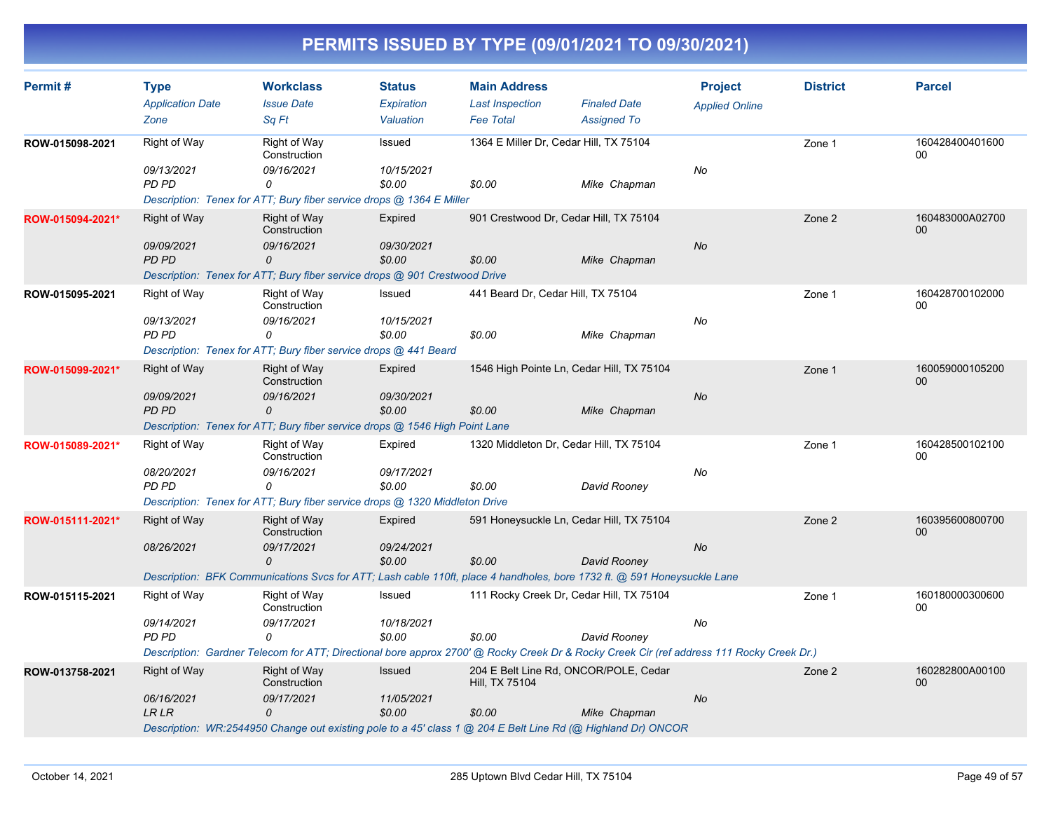# PERMITS ISSUED BY TYPE (09/01/2021 TO 09/30/2021)

| Permit # | Type<br>*Application Date*<br>*Zone* | Workclass<br>*Issue Date*<br>*Sq Ft* | Status<br>*Expiration*<br>*Valuation* | Main Address<br>*Last Inspection*<br>*Fee Total* | *Finaled Date*<br>*Assigned To* | Project<br>*Applied Online* | District | Parcel |
|---|---|---|---|---|---|---|---|---|
| ROW-015098-2021 | Right of Way<br>*09/13/2021*<br>*PD PD* | Right of Way Construction<br>*09/16/2021*<br>*0* | Issued<br>*10/15/2021*<br>*$0.00* | 1364 E Miller Dr, Cedar Hill, TX 75104<br><br>*$0.00* | <br><br>*Mike Chapman* | <br>*No* | Zone 1 | 16042840040160000 |
| | *Description: Tenex for ATT; Bury fiber service drops @ 1364 E Miller* | | | | | | | |
| ROW-015094-2021* | Right of Way<br>*09/09/2021*<br>*PD PD* | Right of Way Construction<br>*09/16/2021*<br>*0* | Expired<br>*09/30/2021*<br>*$0.00* | 901 Crestwood Dr, Cedar Hill, TX 75104<br><br>*$0.00* | <br><br>*Mike Chapman* | <br>*No* | Zone 2 | 160483000A0270000 |
| | *Description: Tenex for ATT; Bury fiber service drops @ 901 Crestwood Drive* | | | | | | | |
| ROW-015095-2021 | Right of Way<br>*09/13/2021*<br>*PD PD* | Right of Way Construction<br>*09/16/2021*<br>*0* | Issued<br>*10/15/2021*<br>*$0.00* | 441 Beard Dr, Cedar Hill, TX 75104<br><br>*$0.00* | <br><br>*Mike Chapman* | <br>*No* | Zone 1 | 16042870010200000 |
| | *Description: Tenex for ATT; Bury fiber service drops @ 441 Beard* | | | | | | | |
| ROW-015099-2021* | Right of Way<br>*09/09/2021*<br>*PD PD* | Right of Way Construction<br>*09/16/2021*<br>*0* | Expired<br>*09/30/2021*<br>*$0.00* | 1546 High Pointe Ln, Cedar Hill, TX 75104<br><br>*$0.00* | <br><br>*Mike Chapman* | <br>*No* | Zone 1 | 16005900010520000 |
| | *Description: Tenex for ATT; Bury fiber service drops @ 1546 High Point Lane* | | | | | | | |
| ROW-015089-2021* | Right of Way<br>*08/20/2021*<br>*PD PD* | Right of Way Construction<br>*09/16/2021*<br>*0* | Expired<br>*09/17/2021*<br>*$0.00* | 1320 Middleton Dr, Cedar Hill, TX 75104<br><br>*$0.00* | <br><br>*David Rooney* | <br>*No* | Zone 1 | 16042850010210000 |
| | *Description: Tenex for ATT; Bury fiber service drops @ 1320 Middleton Drive* | | | | | | | |
| ROW-015111-2021* | Right of Way<br>*08/26/2021* | Right of Way Construction<br>*09/17/2021*<br>*0* | Expired<br>*09/24/2021*<br>*$0.00* | 591 Honeysuckle Ln, Cedar Hill, TX 75104<br><br>*$0.00* | <br><br>*David Rooney* | <br>*No* | Zone 2 | 16039560080070000 |
| | *Description: BFK Communications Svcs for ATT; Lash cable 110ft, place 4 handholes, bore 1732 ft. @ 591 Honeysuckle Lane* | | | | | | | |
| ROW-015115-2021 | Right of Way<br>*09/14/2021*<br>*PD PD* | Right of Way Construction<br>*09/17/2021*<br>*0* | Issued<br>*10/18/2021*<br>*$0.00* | 111 Rocky Creek Dr, Cedar Hill, TX 75104<br><br>*$0.00* | <br><br>*David Rooney* | <br>*No* | Zone 1 | 16018000030060000 |
| | *Description: Gardner Telecom for ATT; Directional bore approx 2700' @ Rocky Creek Dr & Rocky Creek Cir (ref address 111 Rocky Creek Dr.)* | | | | | | | |
| ROW-013758-2021 | Right of Way<br>*06/16/2021*<br>*LR LR* | Right of Way Construction<br>*09/17/2021*<br>*0* | Issued<br>*11/05/2021*<br>*$0.00* | 204 E Belt Line Rd, ONCOR/POLE, Cedar Hill, TX 75104<br><br>*$0.00* | <br><br>*Mike Chapman* | <br>*No* | Zone 2 | 160282800A0010000 |
| | *Description: WR:2544950 Change out existing pole to a 45' class 1 @ 204 E Belt Line Rd (@ Highland Dr) ONCOR* | | | | | | | |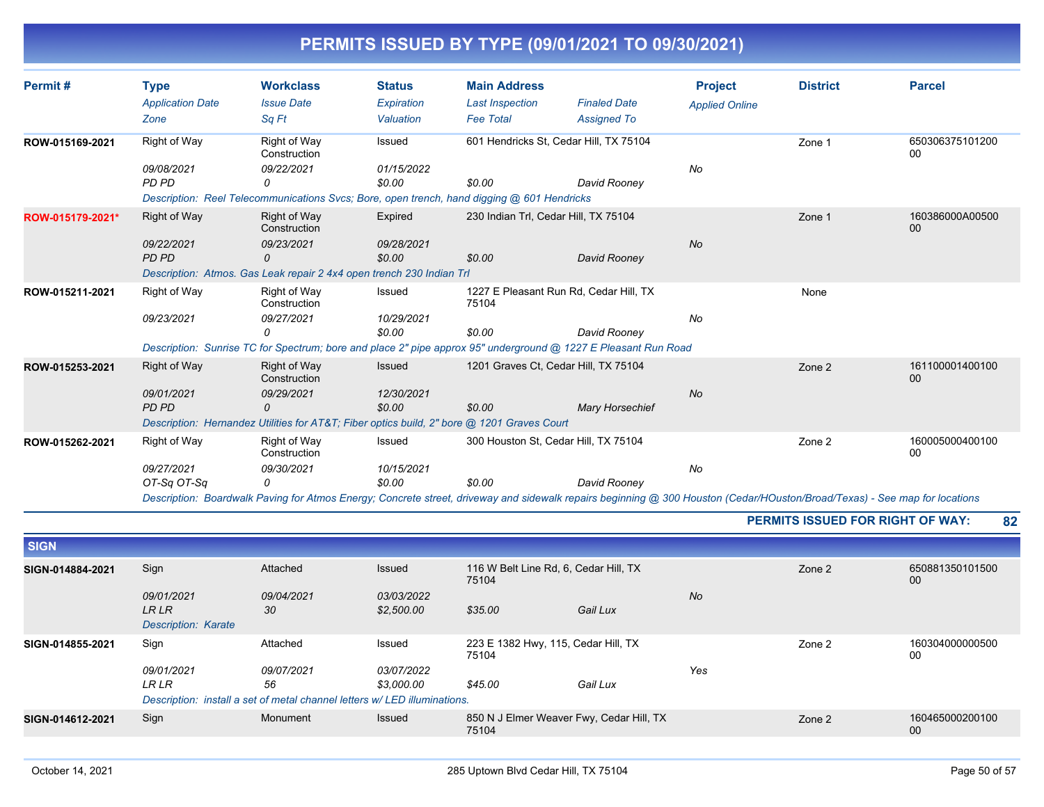# PERMITS ISSUED BY TYPE (09/01/2021 TO 09/30/2021)

| Permit # | Type / Application Date / Zone | Workclass / Issue Date / Sq Ft | Status / Expiration / Valuation | Main Address / Last Inspection / Fee Total | Finaled Date / Assigned To | Project / Applied Online | District | Parcel |
|---|---|---|---|---|---|---|---|---|
| ROW-015169-2021 | Right of Way<br>09/08/2021<br>PD PD | Right of Way Construction<br>09/22/2021<br>0 | Issued<br>01/15/2022<br>$0.00 | 601 Hendricks St, Cedar Hill, TX 75104<br><br>$0.00 | <br>David Rooney | No | Zone 1 | 65030637510120000 |
| | Description: Reel Telecommunications Svcs; Bore, open trench, hand digging @ 601 Hendricks | | | | | | | |
| ROW-015179-2021* | Right of Way<br>09/22/2021<br>PD PD | Right of Way Construction<br>09/23/2021<br>0 | Expired<br>09/28/2021<br>$0.00 | 230 Indian Trl, Cedar Hill, TX 75104<br><br>$0.00 | <br>David Rooney | No | Zone 1 | 160386000A00500 00 |
| | Description: Atmos. Gas Leak repair 2 4x4 open trench 230 Indian Trl | | | | | | | |
| ROW-015211-2021 | Right of Way<br>09/23/2021 | Right of Way Construction<br>09/27/2021<br>0 | Issued<br>10/29/2021<br>$0.00 | 1227 E Pleasant Run Rd, Cedar Hill, TX 75104<br><br>$0.00 | <br>David Rooney | No | None | |
| | Description: Sunrise TC for Spectrum; bore and place 2" pipe approx 95" underground @ 1227 E Pleasant Run Road | | | | | | | |
| ROW-015253-2021 | Right of Way<br>09/01/2021<br>PD PD | Right of Way Construction<br>09/29/2021<br>0 | Issued<br>12/30/2021<br>$0.00 | 1201 Graves Ct, Cedar Hill, TX 75104<br><br>$0.00 | <br>Mary Horsechief | No | Zone 2 | 16110000140010000 |
| | Description: Hernandez Utilities for AT&T; Fiber optics build, 2" bore @ 1201 Graves Court | | | | | | | |
| ROW-015262-2021 | Right of Way<br>09/27/2021<br>OT-Sq OT-Sq | Right of Way Construction<br>09/30/2021<br>0 | Issued<br>10/15/2021<br>$0.00 | 300 Houston St, Cedar Hill, TX 75104<br><br>$0.00 | <br>David Rooney | No | Zone 2 | 16000500040010000 |
| | Description: Boardwalk Paving for Atmos Energy; Concrete street, driveway and sidewalk repairs beginning @ 300 Houston (Cedar/HOuston/Broad/Texas) - See map for locations | | | | | | | |

**PERMITS ISSUED FOR RIGHT OF WAY: 82**

## SIGN

| Permit # | Type / Application Date / Zone | Workclass / Issue Date / Sq Ft | Status / Expiration / Valuation | Main Address / Last Inspection / Fee Total | Finaled Date / Assigned To | Project / Applied Online | District | Parcel |
|---|---|---|---|---|---|---|---|---|
| SIGN-014884-2021 | Sign<br>09/01/2021<br>LR LR | Attached<br>09/04/2021<br>30 | Issued<br>03/03/2022<br>$2,500.00 | 116 W Belt Line Rd, 6, Cedar Hill, TX 75104<br><br>$35.00 | <br>Gail Lux | No | Zone 2 | 65088135010150000 |
| | Description: Karate | | | | | | | |
| SIGN-014855-2021 | Sign<br>09/01/2021<br>LR LR | Attached<br>09/07/2021<br>56 | Issued<br>03/07/2022<br>$3,000.00 | 223 E 1382 Hwy, 115, Cedar Hill, TX 75104<br><br>$45.00 | <br>Gail Lux | Yes | Zone 2 | 16030400000050000 |
| | Description: install a set of metal channel letters w/ LED illuminations. | | | | | | | |
| SIGN-014612-2021 | Sign | Monument | Issued | 850 N J Elmer Weaver Fwy, Cedar Hill, TX 75104 | | | Zone 2 | 16046500020010000 |

October 14, 2021 — 285 Uptown Blvd Cedar Hill, TX 75104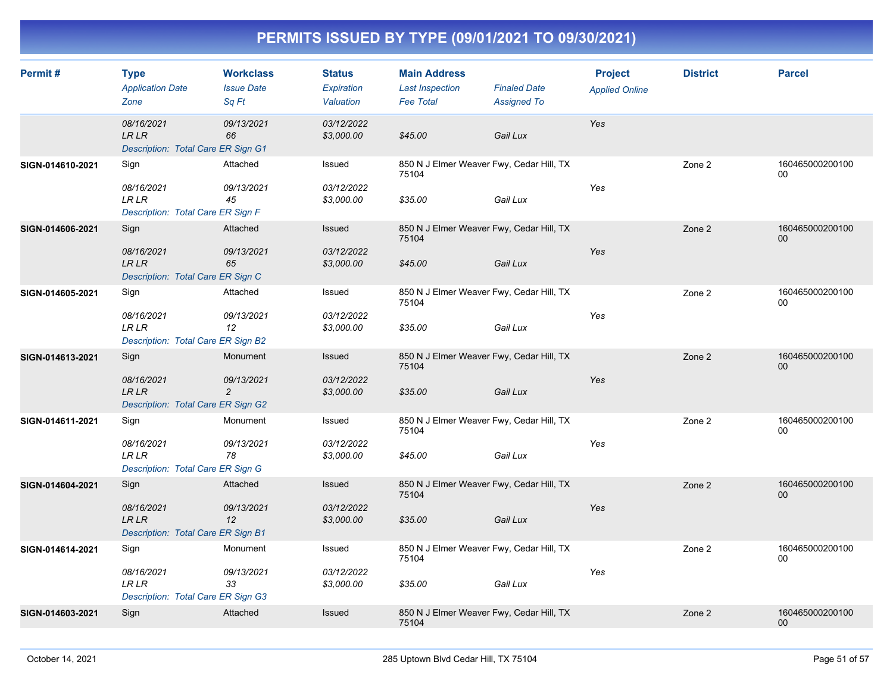# PERMITS ISSUED BY TYPE (09/01/2021 TO 09/30/2021)

| Permit # | Type<br>*Application Date*<br>*Zone* | Workclass<br>*Issue Date*<br>*Sq Ft* | Status<br>*Expiration*<br>*Valuation* | Main Address<br>*Last Inspection*<br>*Fee Total* | *Finaled Date*<br>*Assigned To* | Project<br>*Applied Online* | District | Parcel |
|---|---|---|---|---|---|---|---|---|
| | *08/16/2021*<br>*LR LR* | *09/13/2021*<br>*66* | *03/12/2022*<br>*$3,000.00* | <br>*$45.00* | <br>*Gail Lux* | *Yes* | | |
| | *Description: Total Care ER Sign G1* | | | | | | | |
| SIGN-014610-2021 | Sign<br>*08/16/2021*<br>*LR LR* | Attached<br>*09/13/2021*<br>*45* | Issued<br>*03/12/2022*<br>*$3,000.00* | 850 N J Elmer Weaver Fwy, Cedar Hill, TX 75104<br><br>*$35.00* | <br><br>*Gail Lux* | <br>*Yes* | Zone 2 | 16046500020010000 |
| | *Description: Total Care ER Sign F* | | | | | | | |
| SIGN-014606-2021 | Sign<br>*08/16/2021*<br>*LR LR* | Attached<br>*09/13/2021*<br>*65* | Issued<br>*03/12/2022*<br>*$3,000.00* | 850 N J Elmer Weaver Fwy, Cedar Hill, TX 75104<br><br>*$45.00* | <br><br>*Gail Lux* | <br>*Yes* | Zone 2 | 16046500020010000 |
| | *Description: Total Care ER Sign C* | | | | | | | |
| SIGN-014605-2021 | Sign<br>*08/16/2021*<br>*LR LR* | Attached<br>*09/13/2021*<br>*12* | Issued<br>*03/12/2022*<br>*$3,000.00* | 850 N J Elmer Weaver Fwy, Cedar Hill, TX 75104<br><br>*$35.00* | <br><br>*Gail Lux* | <br>*Yes* | Zone 2 | 16046500020010000 |
| | *Description: Total Care ER Sign B2* | | | | | | | |
| SIGN-014613-2021 | Sign<br>*08/16/2021*<br>*LR LR* | Monument<br>*09/13/2021*<br>*2* | Issued<br>*03/12/2022*<br>*$3,000.00* | 850 N J Elmer Weaver Fwy, Cedar Hill, TX 75104<br><br>*$35.00* | <br><br>*Gail Lux* | <br>*Yes* | Zone 2 | 16046500020010000 |
| | *Description: Total Care ER Sign G2* | | | | | | | |
| SIGN-014611-2021 | Sign<br>*08/16/2021*<br>*LR LR* | Monument<br>*09/13/2021*<br>*78* | Issued<br>*03/12/2022*<br>*$3,000.00* | 850 N J Elmer Weaver Fwy, Cedar Hill, TX 75104<br><br>*$45.00* | <br><br>*Gail Lux* | <br>*Yes* | Zone 2 | 16046500020010000 |
| | *Description: Total Care ER Sign G* | | | | | | | |
| SIGN-014604-2021 | Sign<br>*08/16/2021*<br>*LR LR* | Attached<br>*09/13/2021*<br>*12* | Issued<br>*03/12/2022*<br>*$3,000.00* | 850 N J Elmer Weaver Fwy, Cedar Hill, TX 75104<br><br>*$35.00* | <br><br>*Gail Lux* | <br>*Yes* | Zone 2 | 16046500020010000 |
| | *Description: Total Care ER Sign B1* | | | | | | | |
| SIGN-014614-2021 | Sign<br>*08/16/2021*<br>*LR LR* | Monument<br>*09/13/2021*<br>*33* | Issued<br>*03/12/2022*<br>*$3,000.00* | 850 N J Elmer Weaver Fwy, Cedar Hill, TX 75104<br><br>*$35.00* | <br><br>*Gail Lux* | <br>*Yes* | Zone 2 | 16046500020010000 |
| | *Description: Total Care ER Sign G3* | | | | | | | |
| SIGN-014603-2021 | Sign | Attached | Issued | 850 N J Elmer Weaver Fwy, Cedar Hill, TX 75104 | | | Zone 2 | 16046500020010000 |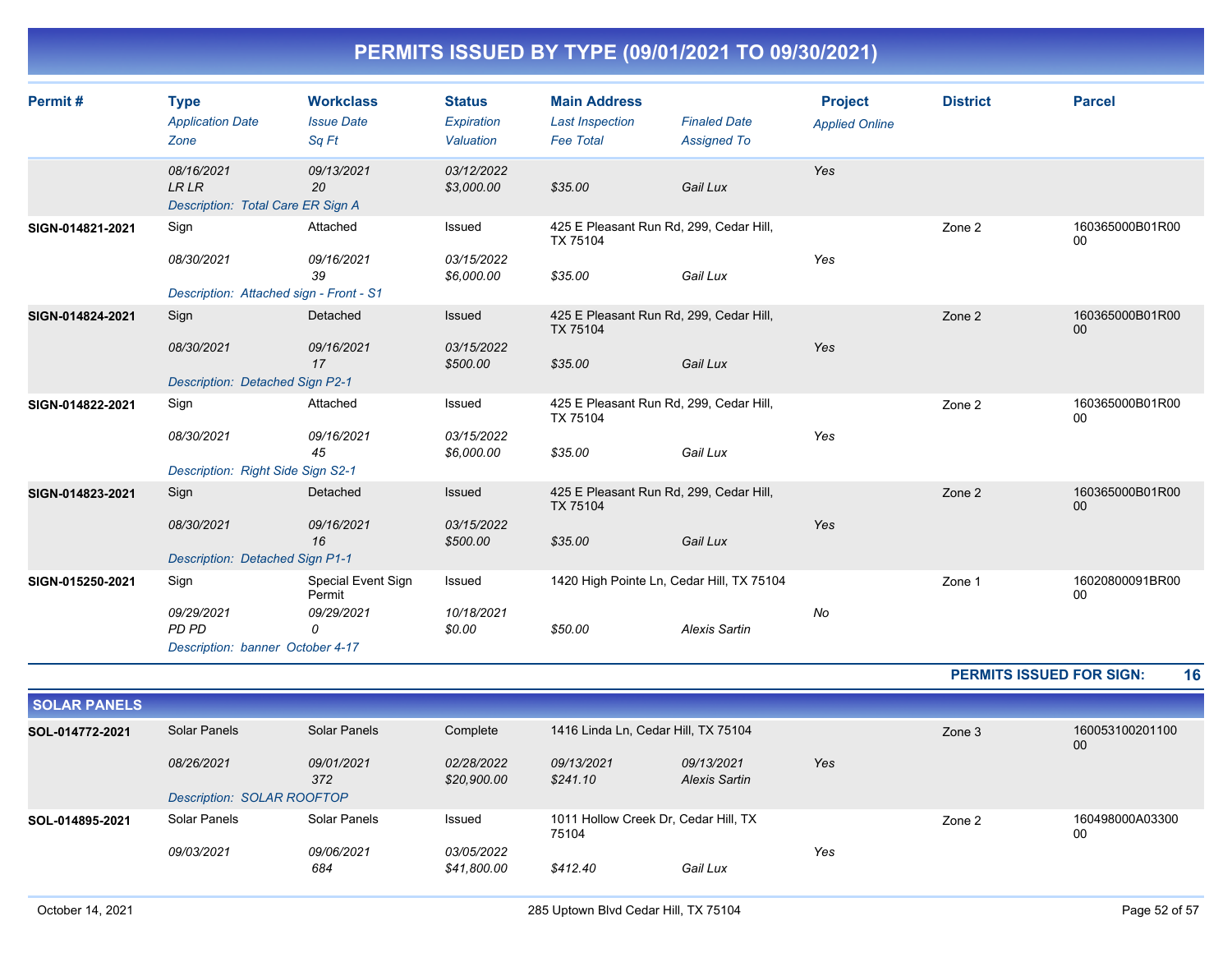# PERMITS ISSUED BY TYPE (09/01/2021 TO 09/30/2021)

| Permit # | Type / Application Date / Zone | Workclass / Issue Date / Sq Ft | Status / Expiration / Valuation | Main Address / Last Inspection / Fee Total | Finaled Date / Assigned To | Project / Applied Online | District | Parcel |
|---|---|---|---|---|---|---|---|---|
| | 08/16/2021<br>LR LR | 09/13/2021<br>20 | 03/12/2022<br>$3,000.00 | $35.00 | Gail Lux | Yes | | |
| | Description: Total Care ER Sign A | | | | | | | |
| SIGN-014821-2021 | Sign<br>08/30/2021 | Attached<br>09/16/2021<br>39 | Issued<br>03/15/2022<br>$6,000.00 | 425 E Pleasant Run Rd, 299, Cedar Hill, TX 75104<br>$35.00 | Gail Lux | Yes | Zone 2 | 160365000B01R0000 |
| | Description: Attached sign - Front - S1 | | | | | | | |
| SIGN-014824-2021 | Sign<br>08/30/2021 | Detached<br>09/16/2021<br>17 | Issued<br>03/15/2022<br>$500.00 | 425 E Pleasant Run Rd, 299, Cedar Hill, TX 75104<br>$35.00 | Gail Lux | Yes | Zone 2 | 160365000B01R0000 |
| | Description: Detached Sign P2-1 | | | | | | | |
| SIGN-014822-2021 | Sign<br>08/30/2021 | Attached<br>09/16/2021<br>45 | Issued<br>03/15/2022<br>$6,000.00 | 425 E Pleasant Run Rd, 299, Cedar Hill, TX 75104<br>$35.00 | Gail Lux | Yes | Zone 2 | 160365000B01R0000 |
| | Description: Right Side Sign S2-1 | | | | | | | |
| SIGN-014823-2021 | Sign<br>08/30/2021 | Detached<br>09/16/2021<br>16 | Issued<br>03/15/2022<br>$500.00 | 425 E Pleasant Run Rd, 299, Cedar Hill, TX 75104<br>$35.00 | Gail Lux | Yes | Zone 2 | 160365000B01R0000 |
| | Description: Detached Sign P1-1 | | | | | | | |
| SIGN-015250-2021 | Sign<br>09/29/2021<br>PD PD | Special Event Sign Permit<br>09/29/2021<br>0 | Issued<br>10/18/2021<br>$0.00 | 1420 High Pointe Ln, Cedar Hill, TX 75104<br>$50.00 | Alexis Sartin | No | Zone 1 | 16020800091BR0000 |
| | Description: banner October 4-17 | | | | | | | |

**PERMITS ISSUED FOR SIGN: 16**

## SOLAR PANELS

| Permit # | Type / Application Date / Zone | Workclass / Issue Date / Sq Ft | Status / Expiration / Valuation | Main Address / Last Inspection / Fee Total | Finaled Date / Assigned To | Project / Applied Online | District | Parcel |
|---|---|---|---|---|---|---|---|---|
| SOL-014772-2021 | Solar Panels<br>08/26/2021 | Solar Panels<br>09/01/2021<br>372 | Complete<br>02/28/2022<br>$20,900.00 | 1416 Linda Ln, Cedar Hill, TX 75104<br>09/13/2021<br>$241.10 | 09/13/2021<br>Alexis Sartin | Yes | Zone 3 | 16005310020110000 |
| | Description: SOLAR ROOFTOP | | | | | | | |
| SOL-014895-2021 | Solar Panels<br>09/03/2021 | Solar Panels<br>09/06/2021<br>684 | Issued<br>03/05/2022<br>$41,800.00 | 1011 Hollow Creek Dr, Cedar Hill, TX 75104<br>$412.40 | Gail Lux | Yes | Zone 2 | 160498000A0330000 |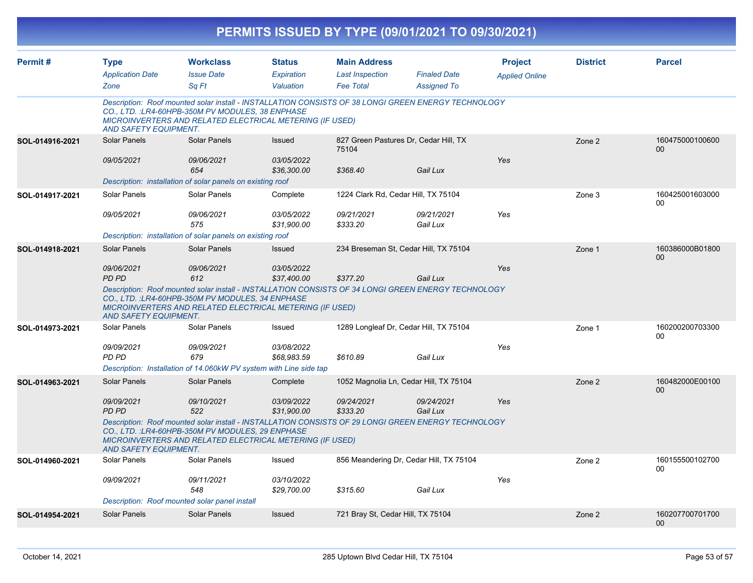# PERMITS ISSUED BY TYPE (09/01/2021 TO 09/30/2021)

| Permit # | Type / Application Date / Zone | Workclass / Issue Date / Sq Ft | Status / Expiration / Valuation | Main Address / Last Inspection / Fee Total | Finaled Date / Assigned To | Project / Applied Online | District | Parcel |
|---|---|---|---|---|---|---|---|---|
| | Description: Roof mounted solar install - INSTALLATION CONSISTS OF 38 LONGI GREEN ENERGY TECHNOLOGY CO., LTD. :LR4-60HPB-350M PV MODULES, 38 ENPHASE MICROINVERTERS AND RELATED ELECTRICAL METERING (IF USED) AND SAFETY EQUIPMENT. | | | | | | | |
| SOL-014916-2021 | Solar Panels | Solar Panels | Issued | 827 Green Pastures Dr, Cedar Hill, TX 75104 | | | Zone 2 | 16047500010060000 |
| | 09/05/2021 | 09/06/2021 | 03/05/2022 | | | Yes | | |
| | | 654 | $36,300.00 | $368.40 | Gail Lux | | | |
| | Description: installation of solar panels on existing roof | | | | | | | |
| SOL-014917-2021 | Solar Panels | Solar Panels | Complete | 1224 Clark Rd, Cedar Hill, TX 75104 | | | Zone 3 | 16042500160300000 |
| | 09/05/2021 | 09/06/2021 | 03/05/2022 | 09/21/2021 | 09/21/2021 | Yes | | |
| | | 575 | $31,900.00 | $333.20 | Gail Lux | | | |
| | Description: installation of solar panels on existing roof | | | | | | | |
| SOL-014918-2021 | Solar Panels | Solar Panels | Issued | 234 Breseman St, Cedar Hill, TX 75104 | | | Zone 1 | 160386000B0180000 |
| | 09/06/2021 | 09/06/2021 | 03/05/2022 | | | Yes | | |
| | PD PD | 612 | $37,400.00 | $377.20 | Gail Lux | | | |
| | Description: Roof mounted solar install - INSTALLATION CONSISTS OF 34 LONGI GREEN ENERGY TECHNOLOGY CO., LTD. :LR4-60HPB-350M PV MODULES, 34 ENPHASE MICROINVERTERS AND RELATED ELECTRICAL METERING (IF USED) AND SAFETY EQUIPMENT. | | | | | | | |
| SOL-014973-2021 | Solar Panels | Solar Panels | Issued | 1289 Longleaf Dr, Cedar Hill, TX 75104 | | | Zone 1 | 16020020070330000 |
| | 09/09/2021 | 09/09/2021 | 03/08/2022 | | | Yes | | |
| | PD PD | 679 | $68,983.59 | $610.89 | Gail Lux | | | |
| | Description: Installation of 14.060kW PV system with Line side tap | | | | | | | |
| SOL-014963-2021 | Solar Panels | Solar Panels | Complete | 1052 Magnolia Ln, Cedar Hill, TX 75104 | | | Zone 2 | 160482000E0010000 |
| | 09/09/2021 | 09/10/2021 | 03/09/2022 | 09/24/2021 | 09/24/2021 | Yes | | |
| | PD PD | 522 | $31,900.00 | $333.20 | Gail Lux | | | |
| | Description: Roof mounted solar install - INSTALLATION CONSISTS OF 29 LONGI GREEN ENERGY TECHNOLOGY CO., LTD. :LR4-60HPB-350M PV MODULES, 29 ENPHASE MICROINVERTERS AND RELATED ELECTRICAL METERING (IF USED) AND SAFETY EQUIPMENT. | | | | | | | |
| SOL-014960-2021 | Solar Panels | Solar Panels | Issued | 856 Meandering Dr, Cedar Hill, TX 75104 | | | Zone 2 | 16015550010270000 |
| | 09/09/2021 | 09/11/2021 | 03/10/2022 | | | Yes | | |
| | | 548 | $29,700.00 | $315.60 | Gail Lux | | | |
| | Description: Roof mounted solar panel install | | | | | | | |
| SOL-014954-2021 | Solar Panels | Solar Panels | Issued | 721 Bray St, Cedar Hill, TX 75104 | | | Zone 2 | 16020770070170000 |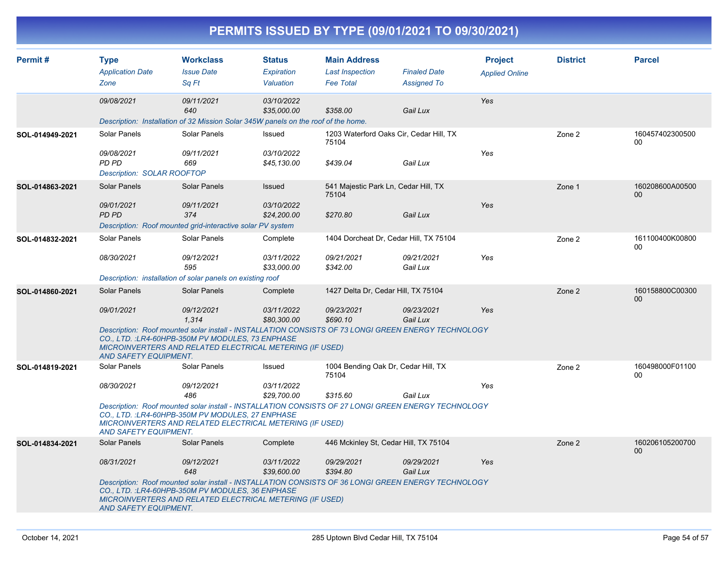# PERMITS ISSUED BY TYPE (09/01/2021 TO 09/30/2021)

| Permit # | Type<br>*Application Date*<br>*Zone* | Workclass<br>*Issue Date*<br>*Sq Ft* | Status<br>*Expiration*<br>*Valuation* | Main Address<br>*Last Inspection*<br>*Fee Total* | *Finaled Date*<br>*Assigned To* | Project<br>*Applied Online* | District | Parcel |
|---|---|---|---|---|---|---|---|---|
| | *09/08/2021* | *09/11/2021*<br>*640* | *03/10/2022*<br>*$35,000.00* | *$358.00* | *Gail Lux* | *Yes* | | |
| | *Description: Installation of 32 Mission Solar 345W panels on the roof of the home.* | | | | | | | |
| **SOL-014949-2021** | Solar Panels<br>*09/08/2021*<br>*PD PD* | Solar Panels<br>*09/11/2021*<br>*669* | Issued<br>*03/10/2022*<br>*$45,130.00* | 1203 Waterford Oaks Cir, Cedar Hill, TX 75104<br>*$439.04* | *Gail Lux* | *Yes* | Zone 2 | 16045740230050000 |
| | *Description: SOLAR ROOFTOP* | | | | | | | |
| **SOL-014863-2021** | Solar Panels<br>*09/01/2021*<br>*PD PD* | Solar Panels<br>*09/11/2021*<br>*374* | Issued<br>*03/10/2022*<br>*$24,200.00* | 541 Majestic Park Ln, Cedar Hill, TX 75104<br>*$270.80* | *Gail Lux* | *Yes* | Zone 1 | 160208600A0050000 |
| | *Description: Roof mounted grid-interactive solar PV system* | | | | | | | |
| **SOL-014832-2021** | Solar Panels<br>*08/30/2021* | Solar Panels<br>*09/12/2021*<br>*595* | Complete<br>*03/11/2022*<br>*$33,000.00* | 1404 Dorcheat Dr, Cedar Hill, TX 75104<br>*09/21/2021*<br>*$342.00* | *09/21/2021*<br>*Gail Lux* | *Yes* | Zone 2 | 161100400K0080000 |
| | *Description: installation of solar panels on existing roof* | | | | | | | |
| **SOL-014860-2021** | Solar Panels<br>*09/01/2021* | Solar Panels<br>*09/12/2021*<br>*1,314* | Complete<br>*03/11/2022*<br>*$80,300.00* | 1427 Delta Dr, Cedar Hill, TX 75104<br>*09/23/2021*<br>*$690.10* | *09/23/2021*<br>*Gail Lux* | *Yes* | Zone 2 | 160158800C0030000 |
| | *Description: Roof mounted solar install - INSTALLATION CONSISTS OF 73 LONGI GREEN ENERGY TECHNOLOGY CO., LTD. :LR4-60HPB-350M PV MODULES, 73 ENPHASE MICROINVERTERS AND RELATED ELECTRICAL METERING (IF USED) AND SAFETY EQUIPMENT.* | | | | | | | |
| **SOL-014819-2021** | Solar Panels<br>*08/30/2021* | Solar Panels<br>*09/12/2021*<br>*486* | Issued<br>*03/11/2022*<br>*$29,700.00* | 1004 Bending Oak Dr, Cedar Hill, TX 75104<br>*$315.60* | *Gail Lux* | *Yes* | Zone 2 | 160498000F0110000 |
| | *Description: Roof mounted solar install - INSTALLATION CONSISTS OF 27 LONGI GREEN ENERGY TECHNOLOGY CO., LTD. :LR4-60HPB-350M PV MODULES, 27 ENPHASE MICROINVERTERS AND RELATED ELECTRICAL METERING (IF USED) AND SAFETY EQUIPMENT.* | | | | | | | |
| **SOL-014834-2021** | Solar Panels<br>*08/31/2021* | Solar Panels<br>*09/12/2021*<br>*648* | Complete<br>*03/11/2022*<br>*$39,600.00* | 446 Mckinley St, Cedar Hill, TX 75104<br>*09/29/2021*<br>*$394.80* | *09/29/2021*<br>*Gail Lux* | *Yes* | Zone 2 | 16020610520070000 |
| | *Description: Roof mounted solar install - INSTALLATION CONSISTS OF 36 LONGI GREEN ENERGY TECHNOLOGY CO., LTD. :LR4-60HPB-350M PV MODULES, 36 ENPHASE MICROINVERTERS AND RELATED ELECTRICAL METERING (IF USED) AND SAFETY EQUIPMENT.* | | | | | | | |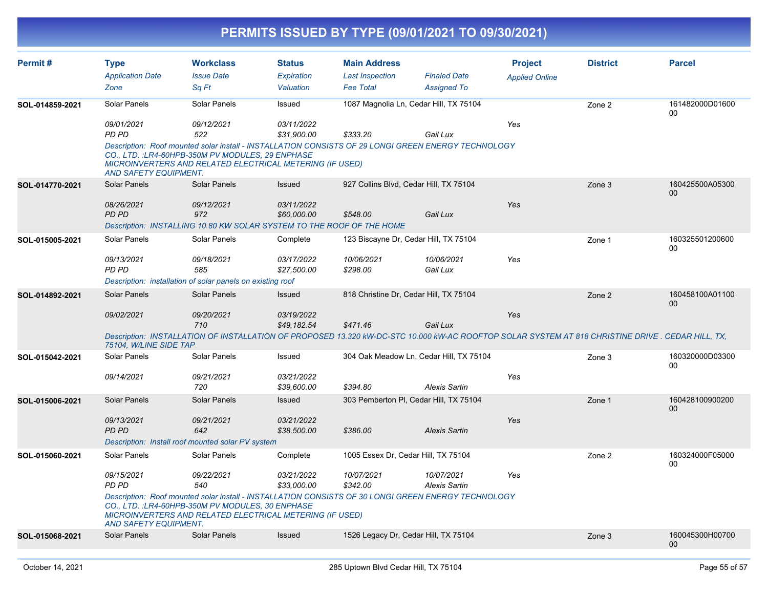# PERMITS ISSUED BY TYPE (09/01/2021 TO 09/30/2021)

| Permit # | Type | Workclass | Status | Main Address | | Project | District | Parcel |
|---|---|---|---|---|---|---|---|---|
| | *Application Date* | *Issue Date* | *Expiration* | *Last Inspection* | *Finaled Date* | *Applied Online* | | |
| | *Zone* | *Sq Ft* | *Valuation* | *Fee Total* | *Assigned To* | | | |
| **SOL-014859-2021** | Solar Panels | Solar Panels | Issued | 1087 Magnolia Ln, Cedar Hill, TX 75104 | | | Zone 2 | 161482000D01600 00 |
| | *09/01/2021* | *09/12/2021* | *03/11/2022* | | | *Yes* | | |
| | *PD PD* | *522* | *$31,900.00* | *$333.20* | *Gail Lux* | | | |
| | *Description: Roof mounted solar install - INSTALLATION CONSISTS OF 29 LONGI GREEN ENERGY TECHNOLOGY CO., LTD. :LR4-60HPB-350M PV MODULES, 29 ENPHASE MICROINVERTERS AND RELATED ELECTRICAL METERING (IF USED) AND SAFETY EQUIPMENT.* | | | | | | | |
| **SOL-014770-2021** | Solar Panels | Solar Panels | Issued | 927 Collins Blvd, Cedar Hill, TX 75104 | | | Zone 3 | 160425500A05300 00 |
| | *08/26/2021* | *09/12/2021* | *03/11/2022* | | | *Yes* | | |
| | *PD PD* | *972* | *$60,000.00* | *$548.00* | *Gail Lux* | | | |
| | *Description: INSTALLING 10.80 KW SOLAR SYSTEM TO THE ROOF OF THE HOME* | | | | | | | |
| **SOL-015005-2021** | Solar Panels | Solar Panels | Complete | 123 Biscayne Dr, Cedar Hill, TX 75104 | | | Zone 1 | 160325501200600 00 |
| | *09/13/2021* | *09/18/2021* | *03/17/2022* | *10/06/2021* | *10/06/2021* | *Yes* | | |
| | *PD PD* | *585* | *$27,500.00* | *$298.00* | *Gail Lux* | | | |
| | *Description: installation of solar panels on existing roof* | | | | | | | |
| **SOL-014892-2021** | Solar Panels | Solar Panels | Issued | 818 Christine Dr, Cedar Hill, TX 75104 | | | Zone 2 | 160458100A01100 00 |
| | *09/02/2021* | *09/20/2021* | *03/19/2022* | | | *Yes* | | |
| | | *710* | *$49,182.54* | *$471.46* | *Gail Lux* | | | |
| | *Description: INSTALLATION OF INSTALLATION OF PROPOSED 13.320 kW-DC-STC 10.000 kW-AC ROOFTOP SOLAR SYSTEM AT 818 CHRISTINE DRIVE . CEDAR HILL, TX, 75104, W/LINE SIDE TAP* | | | | | | | |
| **SOL-015042-2021** | Solar Panels | Solar Panels | Issued | 304 Oak Meadow Ln, Cedar Hill, TX 75104 | | | Zone 3 | 160320000D03300 00 |
| | *09/14/2021* | *09/21/2021* | *03/21/2022* | | | *Yes* | | |
| | | *720* | *$39,600.00* | *$394.80* | *Alexis Sartin* | | | |
| **SOL-015006-2021** | Solar Panels | Solar Panels | Issued | 303 Pemberton Pl, Cedar Hill, TX 75104 | | | Zone 1 | 160428100900200 00 |
| | *09/13/2021* | *09/21/2021* | *03/21/2022* | | | *Yes* | | |
| | *PD PD* | *642* | *$38,500.00* | *$386.00* | *Alexis Sartin* | | | |
| | *Description: Install roof mounted solar PV system* | | | | | | | |
| **SOL-015060-2021** | Solar Panels | Solar Panels | Complete | 1005 Essex Dr, Cedar Hill, TX 75104 | | | Zone 2 | 160324000F05000 00 |
| | *09/15/2021* | *09/22/2021* | *03/21/2022* | *10/07/2021* | *10/07/2021* | *Yes* | | |
| | *PD PD* | *540* | *$33,000.00* | *$342.00* | *Alexis Sartin* | | | |
| | *Description: Roof mounted solar install - INSTALLATION CONSISTS OF 30 LONGI GREEN ENERGY TECHNOLOGY CO., LTD. :LR4-60HPB-350M PV MODULES, 30 ENPHASE MICROINVERTERS AND RELATED ELECTRICAL METERING (IF USED) AND SAFETY EQUIPMENT.* | | | | | | | |
| **SOL-015068-2021** | Solar Panels | Solar Panels | Issued | 1526 Legacy Dr, Cedar Hill, TX 75104 | | | Zone 3 | 160045300H00700 00 |

October 14, 2021 — 285 Uptown Blvd Cedar Hill, TX 75104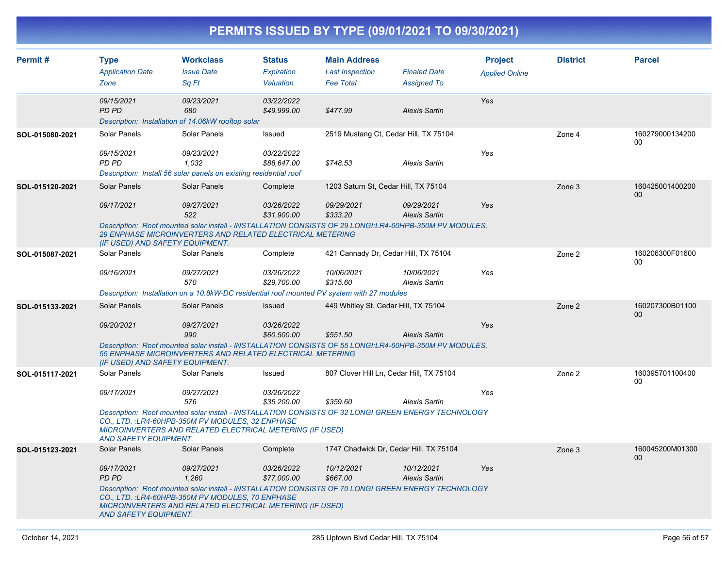# PERMITS ISSUED BY TYPE (09/01/2021 TO 09/30/2021)

| Permit # | Type<br>*Application Date*<br>*Zone* | Workclass<br>*Issue Date*<br>*Sq Ft* | Status<br>*Expiration*<br>*Valuation* | Main Address<br>*Last Inspection*<br>*Fee Total* | *Finaled Date*<br>*Assigned To* | Project<br>*Applied Online* | District | Parcel |
|---|---|---|---|---|---|---|---|---|
| | *09/15/2021*<br>*PD PD* | *09/23/2021*<br>*680* | *03/22/2022*<br>*$49,999.00* | <br>*$477.99* | <br>*Alexis Sartin* | *Yes* | | |
| | *Description: Installation of 14.06kW rooftop solar* | | | | | | | |
| **SOL-015080-2021** | Solar Panels<br>*09/15/2021*<br>*PD PD* | Solar Panels<br>*09/23/2021*<br>*1,032* | Issued<br>*03/22/2022*<br>*$88,647.00* | 2519 Mustang Ct, Cedar Hill, TX 75104<br><br>*$748.53* | <br><br>*Alexis Sartin* | <br>*Yes* | Zone 4 | 16027900013420000 |
| | *Description: Install 56 solar panels on existing residential roof* | | | | | | | |
| **SOL-015120-2021** | Solar Panels<br>*09/17/2021* | Solar Panels<br>*09/27/2021*<br>*522* | Complete<br>*03/26/2022*<br>*$31,900.00* | 1203 Saturn St, Cedar Hill, TX 75104<br>*09/29/2021*<br>*$333.20* | <br>*09/29/2021*<br>*Alexis Sartin* | <br>*Yes* | Zone 3 | 16042500140020000 |
| | *Description: Roof mounted solar install - INSTALLATION CONSISTS OF 29 LONGI:LR4-60HPB-350M PV MODULES, 29 ENPHASE MICROINVERTERS AND RELATED ELECTRICAL METERING (IF USED) AND SAFETY EQUIPMENT.* | | | | | | | |
| **SOL-015087-2021** | Solar Panels<br>*09/16/2021* | Solar Panels<br>*09/27/2021*<br>*570* | Complete<br>*03/26/2022*<br>*$29,700.00* | 421 Cannady Dr, Cedar Hill, TX 75104<br>*10/06/2021*<br>*$315.60* | <br>*10/06/2021*<br>*Alexis Sartin* | <br>*Yes* | Zone 2 | 160206300F01600 00 |
| | *Description: Installation on a 10.8kW-DC residential roof mounted PV system with 27 modules* | | | | | | | |
| **SOL-015133-2021** | Solar Panels<br>*09/20/2021* | Solar Panels<br>*09/27/2021*<br>*990* | Issued<br>*03/26/2022*<br>*$60,500.00* | 449 Whitley St, Cedar Hill, TX 75104<br><br>*$551.50* | <br><br>*Alexis Sartin* | <br>*Yes* | Zone 2 | 160207300B01100 00 |
| | *Description: Roof mounted solar install - INSTALLATION CONSISTS OF 55 LONGI:LR4-60HPB-350M PV MODULES, 55 ENPHASE MICROINVERTERS AND RELATED ELECTRICAL METERING (IF USED) AND SAFETY EQUIPMENT.* | | | | | | | |
| **SOL-015117-2021** | Solar Panels<br>*09/17/2021* | Solar Panels<br>*09/27/2021*<br>*576* | Issued<br>*03/26/2022*<br>*$35,200.00* | 807 Clover Hill Ln, Cedar Hill, TX 75104<br><br>*$359.60* | <br><br>*Alexis Sartin* | <br>*Yes* | Zone 2 | 16039570110040000 |
| | *Description: Roof mounted solar install - INSTALLATION CONSISTS OF 32 LONGI GREEN ENERGY TECHNOLOGY CO., LTD. :LR4-60HPB-350M PV MODULES, 32 ENPHASE MICROINVERTERS AND RELATED ELECTRICAL METERING (IF USED) AND SAFETY EQUIPMENT.* | | | | | | | |
| **SOL-015123-2021** | Solar Panels<br>*09/17/2021*<br>*PD PD* | Solar Panels<br>*09/27/2021*<br>*1,260* | Complete<br>*03/26/2022*<br>*$77,000.00* | 1747 Chadwick Dr, Cedar Hill, TX 75104<br>*10/12/2021*<br>*$667.00* | <br>*10/12/2021*<br>*Alexis Sartin* | <br>*Yes* | Zone 3 | 160045200M01300 00 |
| | *Description: Roof mounted solar install - INSTALLATION CONSISTS OF 70 LONGI GREEN ENERGY TECHNOLOGY CO., LTD. :LR4-60HPB-350M PV MODULES, 70 ENPHASE MICROINVERTERS AND RELATED ELECTRICAL METERING (IF USED) AND SAFETY EQUIPMENT.* | | | | | | | |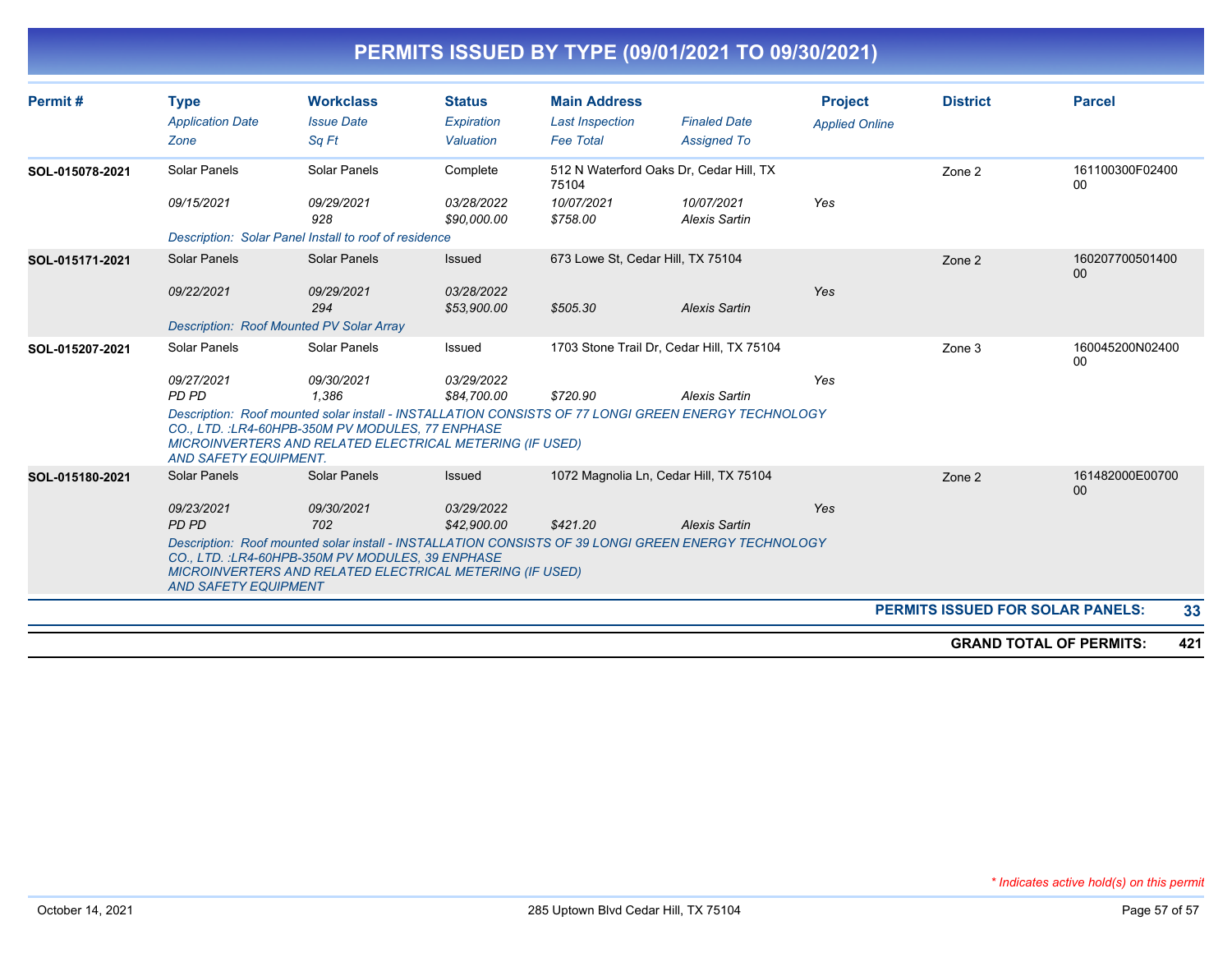# PERMITS ISSUED BY TYPE (09/01/2021 TO 09/30/2021)

| Permit # | Type<br>*Application Date*<br>*Zone* | Workclass<br>*Issue Date*<br>*Sq Ft* | Status<br>*Expiration*<br>*Valuation* | Main Address<br>*Last Inspection*<br>*Fee Total* | *Finaled Date*<br>*Assigned To* | Project<br>*Applied Online* | District | Parcel |
|---|---|---|---|---|---|---|---|---|
| SOL-015078-2021 | Solar Panels<br>*09/15/2021* | Solar Panels<br>*09/29/2021*<br>*928* | Complete<br>*03/28/2022*<br>*$90,000.00* | 512 N Waterford Oaks Dr, Cedar Hill, TX 75104<br>*10/07/2021*<br>*$758.00* | *10/07/2021*<br>*Alexis Sartin* | *Yes* | Zone 2 | 161100300F0240000 |
| | *Description: Solar Panel Install to roof of residence* | | | | | | | |
| SOL-015171-2021 | Solar Panels<br>*09/22/2021* | Solar Panels<br>*09/29/2021*<br>*294* | Issued<br>*03/28/2022*<br>*$53,900.00* | 673 Lowe St, Cedar Hill, TX 75104<br><br>*$505.30* | *Alexis Sartin* | *Yes* | Zone 2 | 16020770050140000 |
| | *Description: Roof Mounted PV Solar Array* | | | | | | | |
| SOL-015207-2021 | Solar Panels<br>*09/27/2021*<br>*PD PD* | Solar Panels<br>*09/30/2021*<br>*1,386* | Issued<br>*03/29/2022*<br>*$84,700.00* | 1703 Stone Trail Dr, Cedar Hill, TX 75104<br><br>*$720.90* | *Alexis Sartin* | *Yes* | Zone 3 | 160045200N0240000 |
| | *Description: Roof mounted solar install - INSTALLATION CONSISTS OF 77 LONGI GREEN ENERGY TECHNOLOGY CO., LTD. :LR4-60HPB-350M PV MODULES, 77 ENPHASE MICROINVERTERS AND RELATED ELECTRICAL METERING (IF USED) AND SAFETY EQUIPMENT.* | | | | | | | |
| SOL-015180-2021 | Solar Panels<br>*09/23/2021*<br>*PD PD* | Solar Panels<br>*09/30/2021*<br>*702* | Issued<br>*03/29/2022*<br>*$42,900.00* | 1072 Magnolia Ln, Cedar Hill, TX 75104<br><br>*$421.20* | *Alexis Sartin* | *Yes* | Zone 2 | 161482000E0070000 |
| | *Description: Roof mounted solar install - INSTALLATION CONSISTS OF 39 LONGI GREEN ENERGY TECHNOLOGY CO., LTD. :LR4-60HPB-350M PV MODULES, 39 ENPHASE MICROINVERTERS AND RELATED ELECTRICAL METERING (IF USED) AND SAFETY EQUIPMENT* | | | | | | | |

**PERMITS ISSUED FOR SOLAR PANELS: 33**

**GRAND TOTAL OF PERMITS: 421**

*\* Indicates active hold(s) on this permit*

October 14, 2021 — 285 Uptown Blvd Cedar Hill, TX 75104